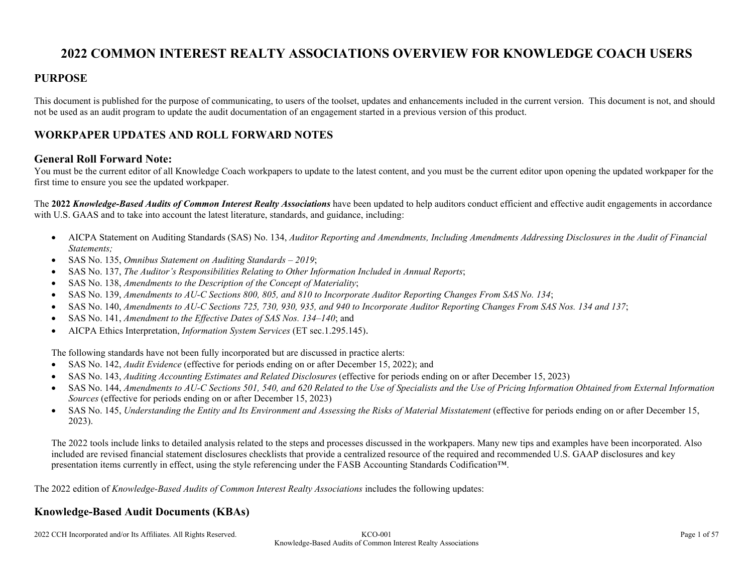# 2022 COMMON INTEREST REALTY ASSOCIATIONS OVERVIEW FOR KNOWLEDGE COACH USERS

## PURPOSE

This document is published for the purpose of communicating, to users of the toolset, updates and enhancements included in the current version. This document is not, and should not be used as an audit program to update the audit documentation of an engagement started in a previous version of this product.

## WORKPAPER UPDATES AND ROLL FORWARD NOTES

### General Roll Forward Note:

You must be the current editor of all Knowledge Coach workpapers to update to the latest content, and you must be the current editor upon opening the updated workpaper for the first time to ensure you see the updated workpaper.

The **2022 *Knowledge-Based Audits of Common Interest Realty Associations*** have been updated to help auditors conduct efficient and effective audit engagements in accordance with U.S. GAAS and to take into account the latest literature, standards, and guidance, including:

- AICPA Statement on Auditing Standards (SAS) No. 134, *Auditor Reporting and Amendments, Including Amendments Addressing Disclosures in the Audit of Financial Statements;*
- SAS No. 135, *Omnibus Statement on Auditing Standards – 2019*;
- SAS No. 137, *The Auditor's Responsibilities Relating to Other Information Included in Annual Reports*;
- SAS No. 138, *Amendments to the Description of the Concept of Materiality*;
- SAS No. 139, *Amendments to AU-C Sections 800, 805, and 810 to Incorporate Auditor Reporting Changes From SAS No. 134*;
- SAS No. 140, *Amendments to AU-C Sections 725, 730, 930, 935, and 940 to Incorporate Auditor Reporting Changes From SAS Nos. 134 and 137*;
- SAS No. 141, *Amendment to the Effective Dates of SAS Nos. 134–140*; and
- AICPA Ethics Interpretation, *Information System Services* (ET sec.1.295.145).

The following standards have not been fully incorporated but are discussed in practice alerts:

- SAS No. 142, *Audit Evidence* (effective for periods ending on or after December 15, 2022); and
- SAS No. 143, *Auditing Accounting Estimates and Related Disclosures* (effective for periods ending on or after December 15, 2023)
- SAS No. 144, *Amendments to AU-C Sections 501, 540, and 620 Related to the Use of Specialists and the Use of Pricing Information Obtained from External Information Sources* (effective for periods ending on or after December 15, 2023)
- SAS No. 145, *Understanding the Entity and Its Environment and Assessing the Risks of Material Misstatement* (effective for periods ending on or after December 15, 2023).

The 2022 tools include links to detailed analysis related to the steps and processes discussed in the workpapers. Many new tips and examples have been incorporated. Also included are revised financial statement disclosures checklists that provide a centralized resource of the required and recommended U.S. GAAP disclosures and key presentation items currently in effect, using the style referencing under the FASB Accounting Standards Codification™.

The 2022 edition of *Knowledge-Based Audits of Common Interest Realty Associations* includes the following updates:

### Knowledge-Based Audit Documents (KBAs)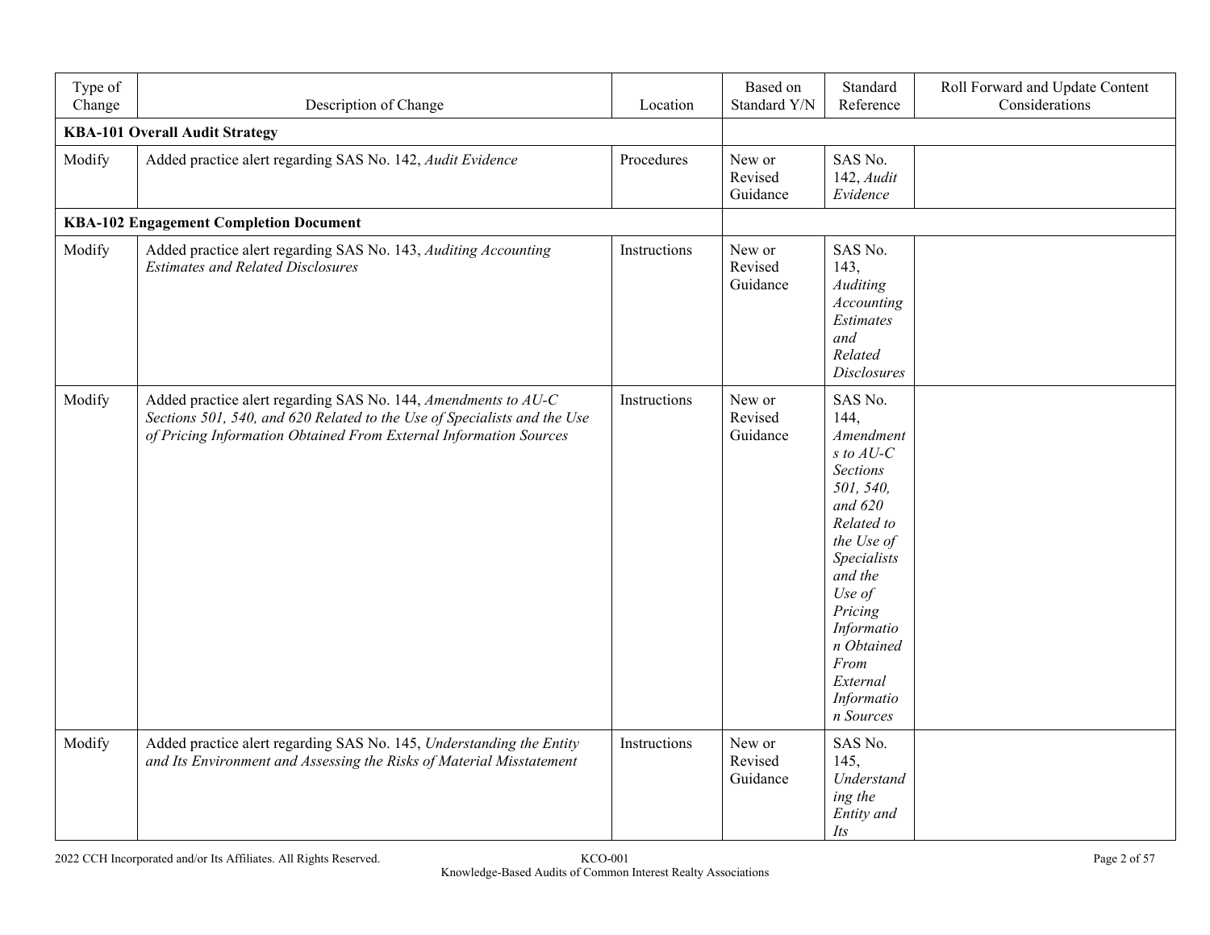| Type of Change | Description of Change | Location | Based on Standard Y/N | Standard Reference | Roll Forward and Update Content Considerations |
|---|---|---|---|---|---|
| **KBA-101 Overall Audit Strategy** | | | | | |
| Modify | Added practice alert regarding SAS No. 142, *Audit Evidence* | Procedures | New or Revised Guidance | SAS No. 142, *Audit Evidence* | |
| **KBA-102 Engagement Completion Document** | | | | | |
| Modify | Added practice alert regarding SAS No. 143, *Auditing Accounting Estimates and Related Disclosures* | Instructions | New or Revised Guidance | SAS No. 143, *Auditing Accounting Estimates and Related Disclosures* | |
| Modify | Added practice alert regarding SAS No. 144, *Amendments to AU-C Sections 501, 540, and 620 Related to the Use of Specialists and the Use of Pricing Information Obtained From External Information Sources* | Instructions | New or Revised Guidance | SAS No. 144, *Amendments to AU-C Sections 501, 540, and 620 Related to the Use of Specialists and the Use of Pricing Information Obtained From External Information Sources* | |
| Modify | Added practice alert regarding SAS No. 145, *Understanding the Entity and Its Environment and Assessing the Risks of Material Misstatement* | Instructions | New or Revised Guidance | SAS No. 145, *Understanding the Entity and Its* | |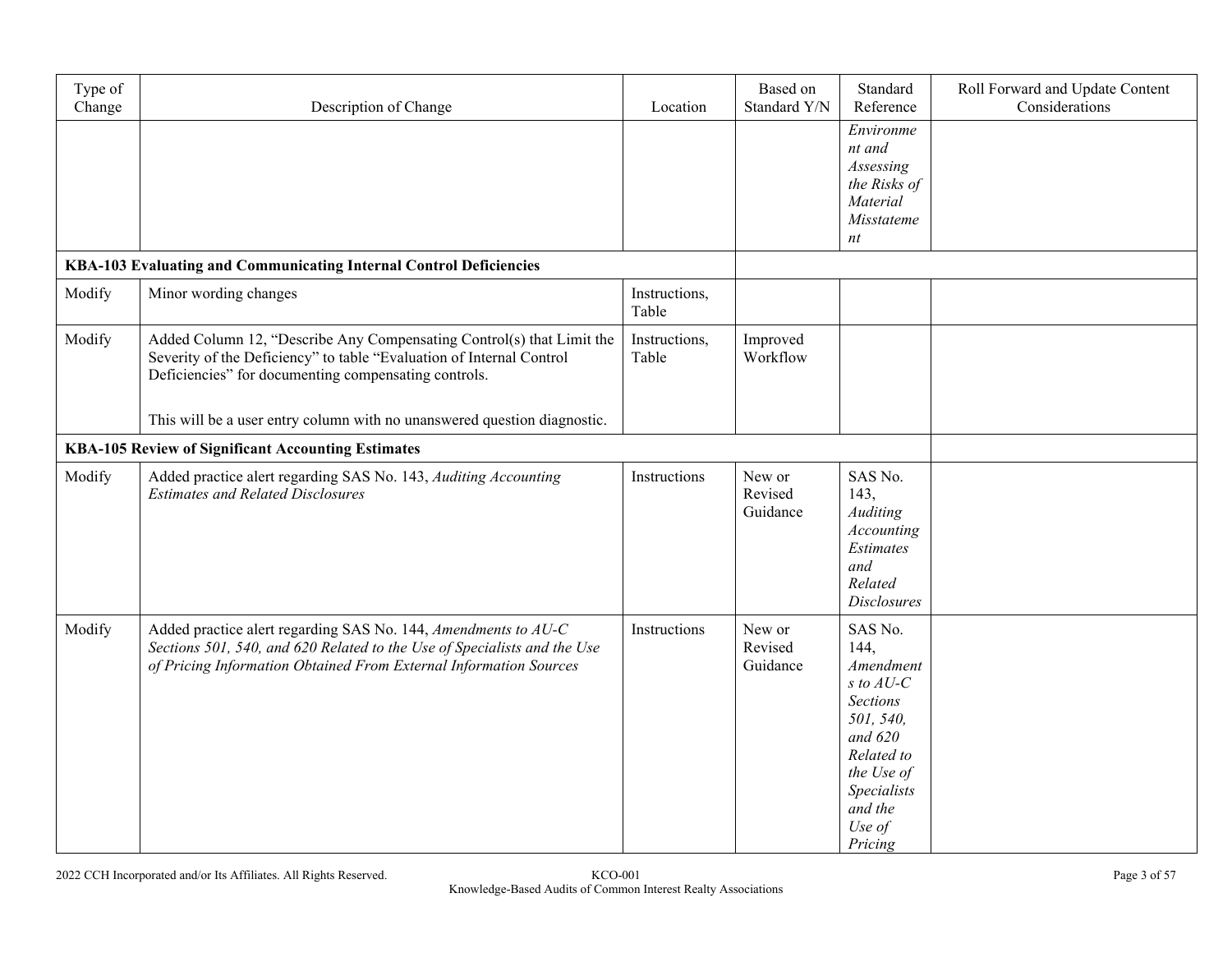| Type of Change | Description of Change | Location | Based on Standard Y/N | Standard Reference | Roll Forward and Update Content Considerations |
|---|---|---|---|---|---|
| | | | | *Environment and Assessing the Risks of Material Misstatement* | |
| **KBA-103 Evaluating and Communicating Internal Control Deficiencies** | | | | | |
| Modify | Minor wording changes | Instructions, Table | | | |
| Modify | Added Column 12, "Describe Any Compensating Control(s) that Limit the Severity of the Deficiency" to table "Evaluation of Internal Control Deficiencies" for documenting compensating controls.<br><br>This will be a user entry column with no unanswered question diagnostic. | Instructions, Table | Improved Workflow | | |
| **KBA-105 Review of Significant Accounting Estimates** | | | | | |
| Modify | Added practice alert regarding SAS No. 143, *Auditing Accounting Estimates and Related Disclosures* | Instructions | New or Revised Guidance | SAS No. 143, *Auditing Accounting Estimates and Related Disclosures* | |
| Modify | Added practice alert regarding SAS No. 144, *Amendments to AU-C Sections 501, 540, and 620 Related to the Use of Specialists and the Use of Pricing Information Obtained From External Information Sources* | Instructions | New or Revised Guidance | SAS No. 144, *Amendments to AU-C Sections 501, 540, and 620 Related to the Use of Specialists and the Use of Pricing* | |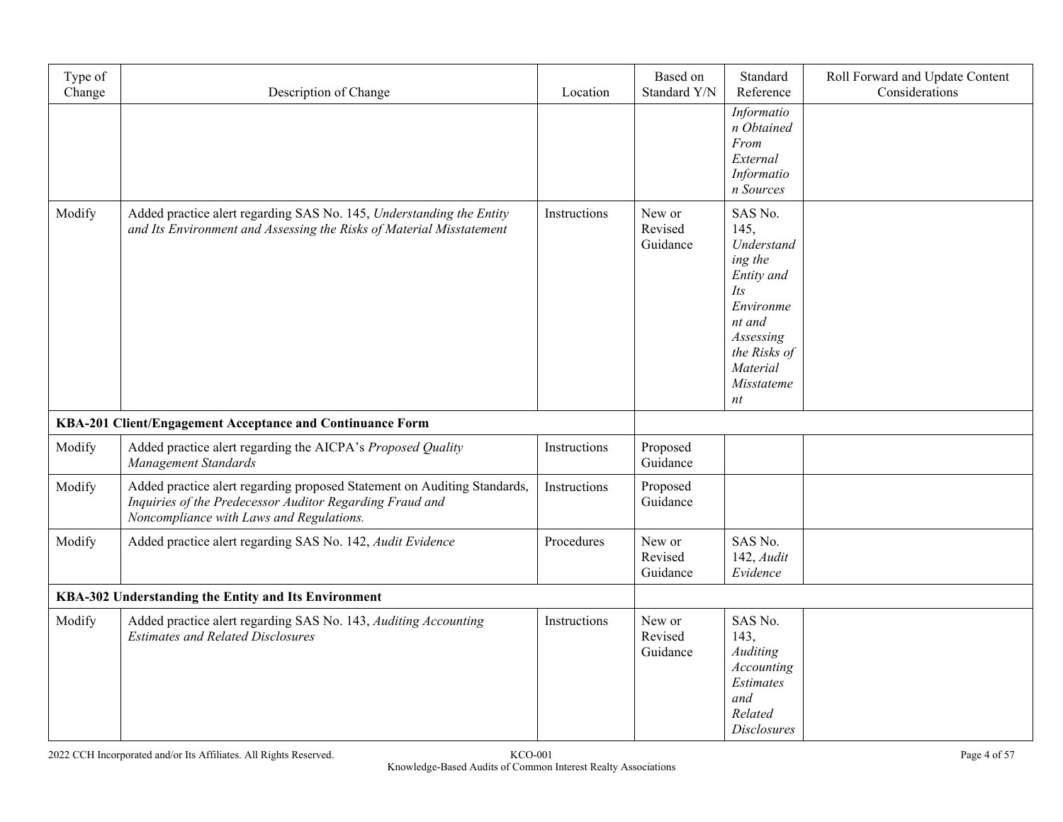| Type of Change | Description of Change | Location | Based on Standard Y/N | Standard Reference | Roll Forward and Update Content Considerations |
|---|---|---|---|---|---|
| | | | | *Information Obtained From External Information Sources* | |
| Modify | Added practice alert regarding SAS No. 145, *Understanding the Entity and Its Environment and Assessing the Risks of Material Misstatement* | Instructions | New or Revised Guidance | SAS No. 145, *Understanding the Entity and Its Environment and Assessing the Risks of Material Misstatement* | |
| **KBA-201 Client/Engagement Acceptance and Continuance Form** | | | | | |
| Modify | Added practice alert regarding the AICPA's *Proposed Quality Management Standards* | Instructions | Proposed Guidance | | |
| Modify | Added practice alert regarding proposed Statement on Auditing Standards, *Inquiries of the Predecessor Auditor Regarding Fraud and Noncompliance with Laws and Regulations.* | Instructions | Proposed Guidance | | |
| Modify | Added practice alert regarding SAS No. 142, *Audit Evidence* | Procedures | New or Revised Guidance | SAS No. 142, *Audit Evidence* | |
| **KBA-302 Understanding the Entity and Its Environment** | | | | | |
| Modify | Added practice alert regarding SAS No. 143, *Auditing Accounting Estimates and Related Disclosures* | Instructions | New or Revised Guidance | SAS No. 143, *Auditing Accounting Estimates and Related Disclosures* | |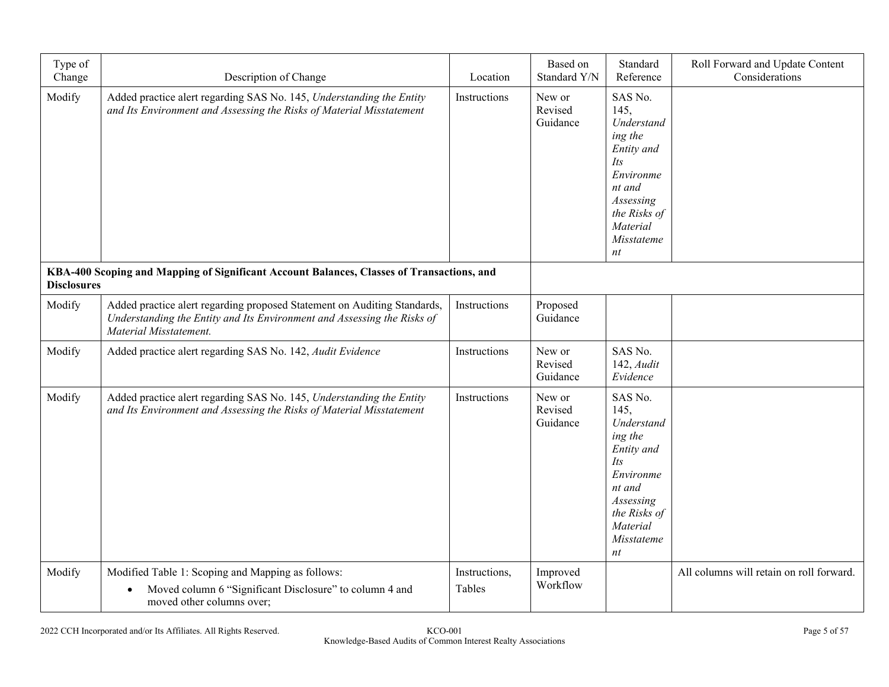| Type of Change | Description of Change | Location | Based on Standard Y/N | Standard Reference | Roll Forward and Update Content Considerations |
|---|---|---|---|---|---|
| Modify | Added practice alert regarding SAS No. 145, *Understanding the Entity and Its Environment and Assessing the Risks of Material Misstatement* | Instructions | New or Revised Guidance | SAS No. 145, *Understanding the Entity and Its Environment and Assessing the Risks of Material Misstatement* | |
| **KBA-400 Scoping and Mapping of Significant Account Balances, Classes of Transactions, and Disclosures** | | | | | |
| Modify | Added practice alert regarding proposed Statement on Auditing Standards, *Understanding the Entity and Its Environment and Assessing the Risks of Material Misstatement.* | Instructions | Proposed Guidance | | |
| Modify | Added practice alert regarding SAS No. 142, *Audit Evidence* | Instructions | New or Revised Guidance | SAS No. 142, *Audit Evidence* | |
| Modify | Added practice alert regarding SAS No. 145, *Understanding the Entity and Its Environment and Assessing the Risks of Material Misstatement* | Instructions | New or Revised Guidance | SAS No. 145, *Understanding the Entity and Its Environment and Assessing the Risks of Material Misstatement* | |
| Modify | Modified Table 1: Scoping and Mapping as follows:<br>• Moved column 6 "Significant Disclosure" to column 4 and moved other columns over; | Instructions, Tables | Improved Workflow | | All columns will retain on roll forward. |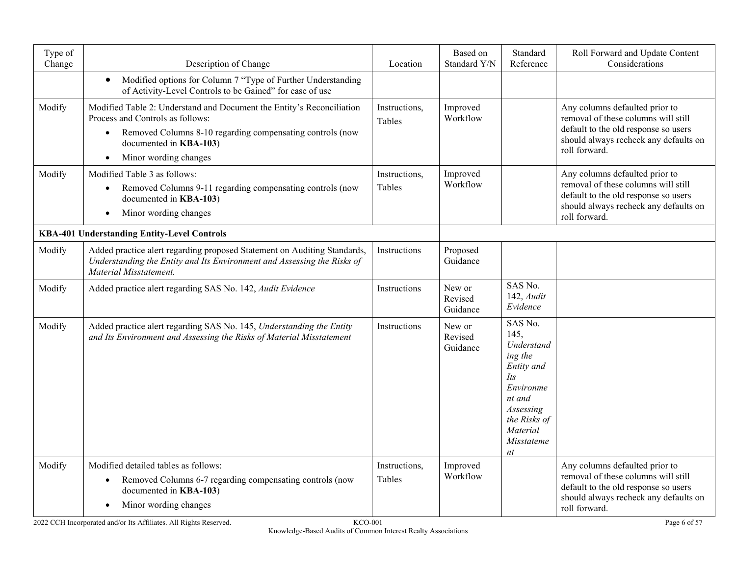| Type of Change | Description of Change | Location | Based on Standard Y/N | Standard Reference | Roll Forward and Update Content Considerations |
|---|---|---|---|---|---|
| | • Modified options for Column 7 "Type of Further Understanding of Activity-Level Controls to be Gained" for ease of use | | | | |
| Modify | Modified Table 2: Understand and Document the Entity's Reconciliation Process and Controls as follows:<br>• Removed Columns 8-10 regarding compensating controls (now documented in **KBA-103**)<br>• Minor wording changes | Instructions, Tables | Improved Workflow | | Any columns defaulted prior to removal of these columns will still default to the old response so users should always recheck any defaults on roll forward. |
| Modify | Modified Table 3 as follows:<br>• Removed Columns 9-11 regarding compensating controls (now documented in **KBA-103**)<br>• Minor wording changes | Instructions, Tables | Improved Workflow | | Any columns defaulted prior to removal of these columns will still default to the old response so users should always recheck any defaults on roll forward. |
| **KBA-401 Understanding Entity-Level Controls** | | | | | |
| Modify | Added practice alert regarding proposed Statement on Auditing Standards, *Understanding the Entity and Its Environment and Assessing the Risks of Material Misstatement.* | Instructions | Proposed Guidance | | |
| Modify | Added practice alert regarding SAS No. 142, *Audit Evidence* | Instructions | New or Revised Guidance | SAS No. 142, *Audit Evidence* | |
| Modify | Added practice alert regarding SAS No. 145, *Understanding the Entity and Its Environment and Assessing the Risks of Material Misstatement* | Instructions | New or Revised Guidance | SAS No. 145, *Understanding the Entity and Its Environment and Assessing the Risks of Material Misstatement* | |
| Modify | Modified detailed tables as follows:<br>• Removed Columns 6-7 regarding compensating controls (now documented in **KBA-103**)<br>• Minor wording changes | Instructions, Tables | Improved Workflow | | Any columns defaulted prior to removal of these columns will still default to the old response so users should always recheck any defaults on roll forward. |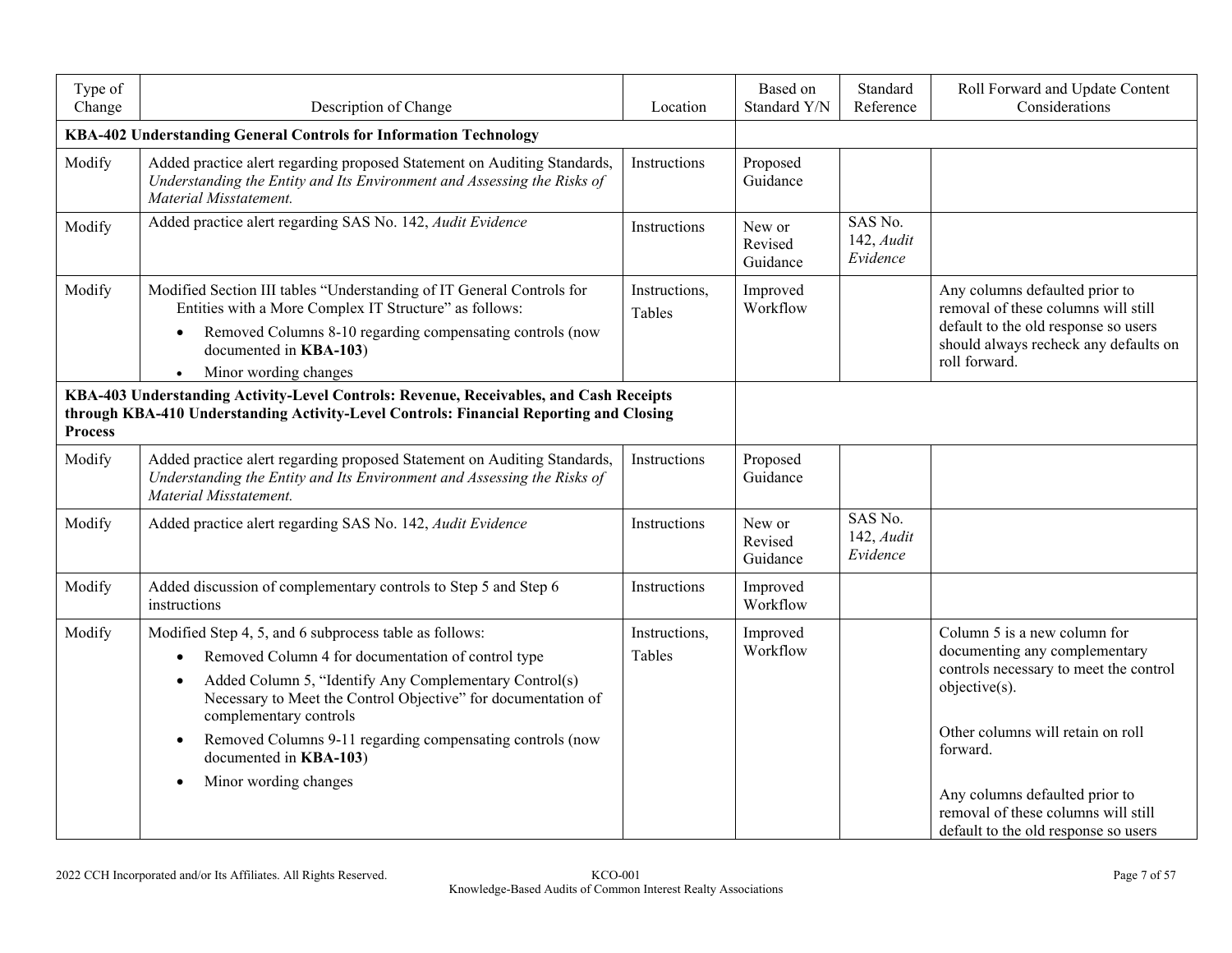| Type of Change | Description of Change | Location | Based on Standard Y/N | Standard Reference | Roll Forward and Update Content Considerations |
|---|---|---|---|---|---|
| **KBA-402 Understanding General Controls for Information Technology** | | | | | |
| Modify | Added practice alert regarding proposed Statement on Auditing Standards, *Understanding the Entity and Its Environment and Assessing the Risks of Material Misstatement.* | Instructions | Proposed Guidance | | |
| Modify | Added practice alert regarding SAS No. 142, *Audit Evidence* | Instructions | New or Revised Guidance | SAS No. 142, *Audit Evidence* | |
| Modify | Modified Section III tables "Understanding of IT General Controls for Entities with a More Complex IT Structure" as follows:<br>• Removed Columns 8-10 regarding compensating controls (now documented in **KBA-103**)<br>• Minor wording changes | Instructions, Tables | Improved Workflow | | Any columns defaulted prior to removal of these columns will still default to the old response so users should always recheck any defaults on roll forward. |
| **KBA-403 Understanding Activity-Level Controls: Revenue, Receivables, and Cash Receipts through KBA-410 Understanding Activity-Level Controls: Financial Reporting and Closing Process** | | | | | |
| Modify | Added practice alert regarding proposed Statement on Auditing Standards, *Understanding the Entity and Its Environment and Assessing the Risks of Material Misstatement.* | Instructions | Proposed Guidance | | |
| Modify | Added practice alert regarding SAS No. 142, *Audit Evidence* | Instructions | New or Revised Guidance | SAS No. 142, *Audit Evidence* | |
| Modify | Added discussion of complementary controls to Step 5 and Step 6 instructions | Instructions | Improved Workflow | | |
| Modify | Modified Step 4, 5, and 6 subprocess table as follows:<br>• Removed Column 4 for documentation of control type<br>• Added Column 5, "Identify Any Complementary Control(s) Necessary to Meet the Control Objective" for documentation of complementary controls<br>• Removed Columns 9-11 regarding compensating controls (now documented in **KBA-103**)<br>• Minor wording changes | Instructions, Tables | Improved Workflow | | Column 5 is a new column for documenting any complementary controls necessary to meet the control objective(s).<br><br>Other columns will retain on roll forward.<br><br>Any columns defaulted prior to removal of these columns will still default to the old response so users |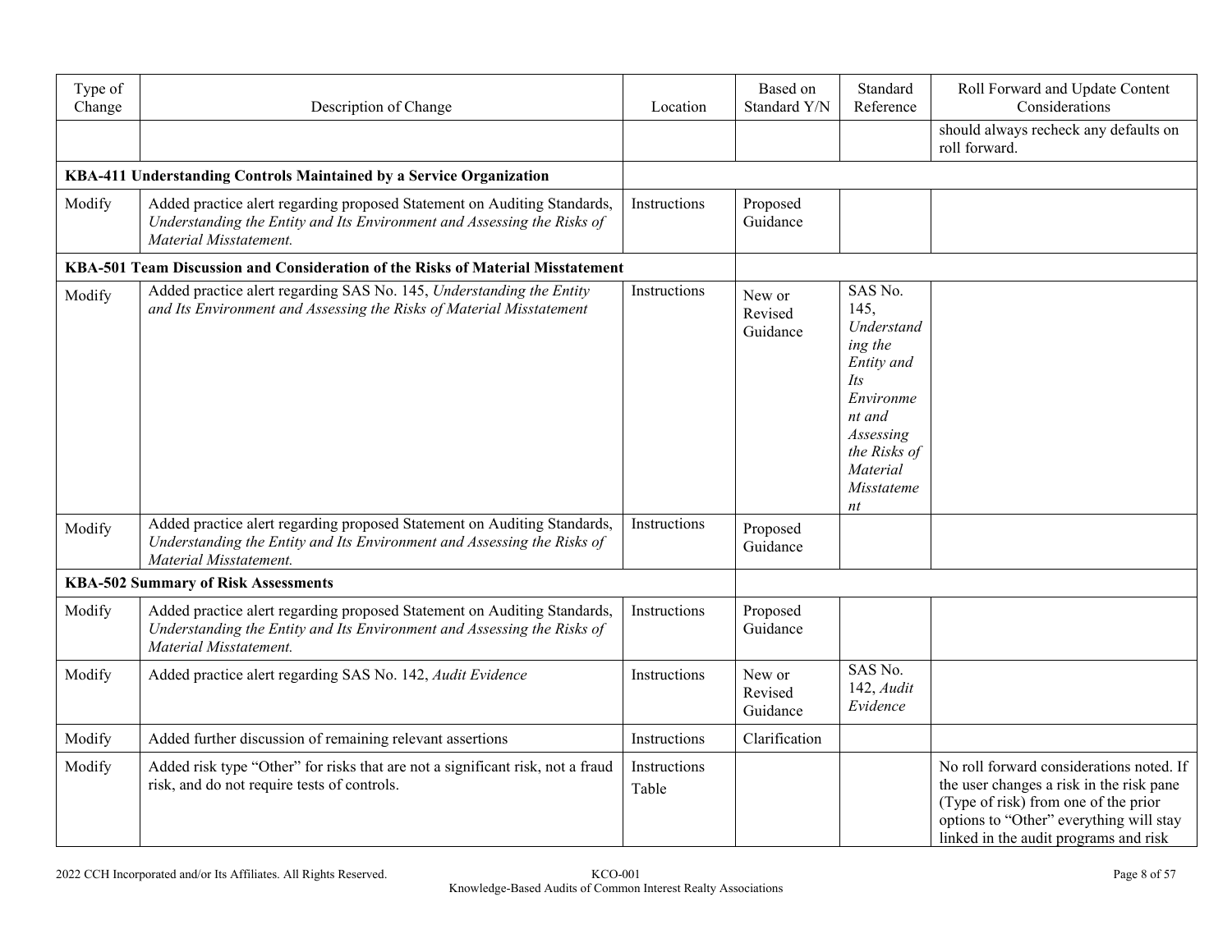| Type of Change | Description of Change | Location | Based on Standard Y/N | Standard Reference | Roll Forward and Update Content Considerations |
|---|---|---|---|---|---|
| | | | | | should always recheck any defaults on roll forward. |
| **KBA-411 Understanding Controls Maintained by a Service Organization** | | | | | |
| Modify | Added practice alert regarding proposed Statement on Auditing Standards, *Understanding the Entity and Its Environment and Assessing the Risks of Material Misstatement.* | Instructions | Proposed Guidance | | |
| **KBA-501 Team Discussion and Consideration of the Risks of Material Misstatement** | | | | | |
| Modify | Added practice alert regarding SAS No. 145, *Understanding the Entity and Its Environment and Assessing the Risks of Material Misstatement* | Instructions | New or Revised Guidance | SAS No. 145, *Understanding the Entity and Its Environment and Assessing the Risks of Material Misstatement* | |
| Modify | Added practice alert regarding proposed Statement on Auditing Standards, *Understanding the Entity and Its Environment and Assessing the Risks of Material Misstatement.* | Instructions | Proposed Guidance | | |
| **KBA-502 Summary of Risk Assessments** | | | | | |
| Modify | Added practice alert regarding proposed Statement on Auditing Standards, *Understanding the Entity and Its Environment and Assessing the Risks of Material Misstatement.* | Instructions | Proposed Guidance | | |
| Modify | Added practice alert regarding SAS No. 142, *Audit Evidence* | Instructions | New or Revised Guidance | SAS No. 142, *Audit Evidence* | |
| Modify | Added further discussion of remaining relevant assertions | Instructions | Clarification | | |
| Modify | Added risk type "Other" for risks that are not a significant risk, not a fraud risk, and do not require tests of controls. | Instructions Table | | | No roll forward considerations noted. If the user changes a risk in the risk pane (Type of risk) from one of the prior options to "Other" everything will stay linked in the audit programs and risk |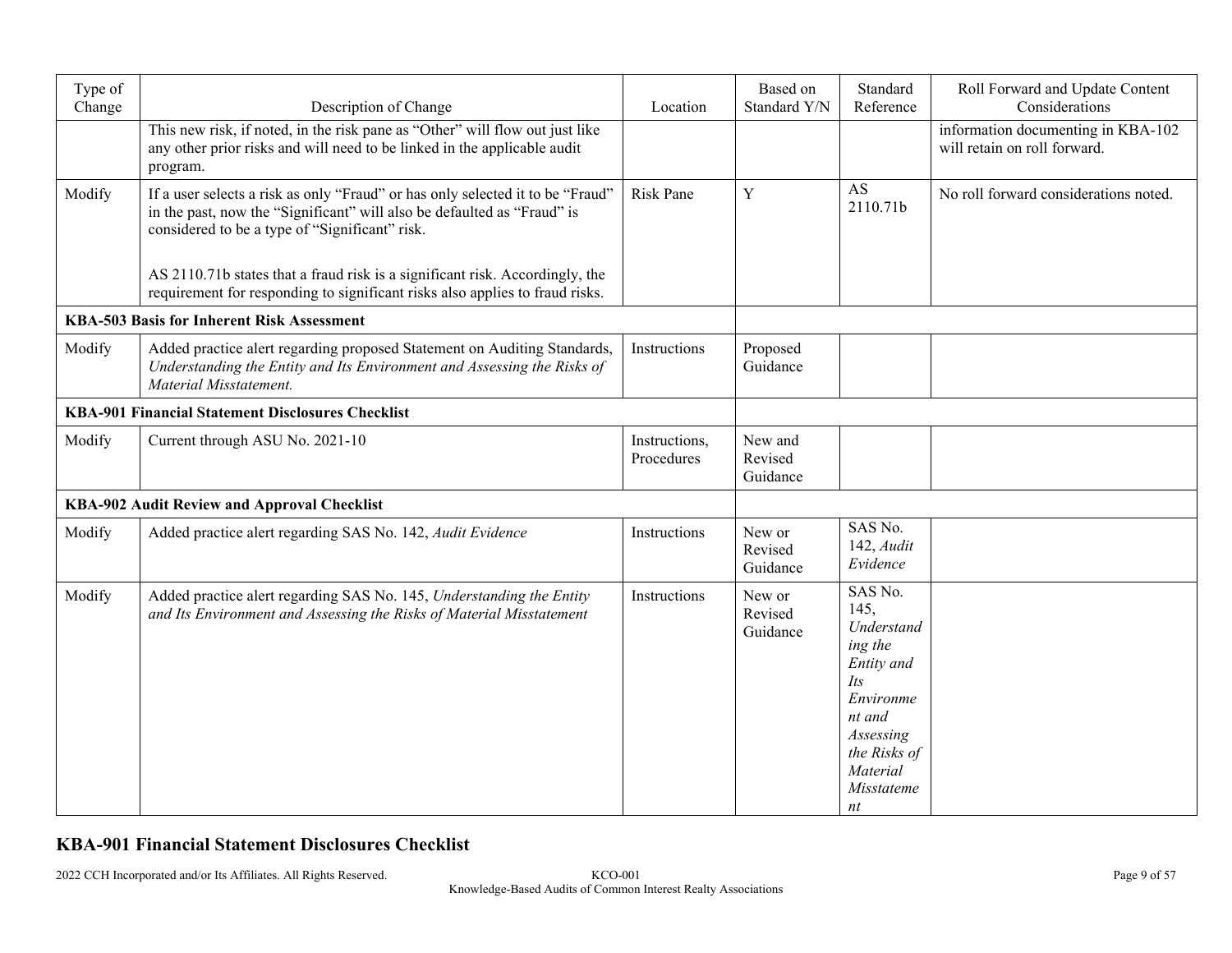| Type of Change | Description of Change | Location | Based on Standard Y/N | Standard Reference | Roll Forward and Update Content Considerations |
|---|---|---|---|---|---|
| | This new risk, if noted, in the risk pane as "Other" will flow out just like any other prior risks and will need to be linked in the applicable audit program. | | | | information documenting in KBA-102 will retain on roll forward. |
| Modify | If a user selects a risk as only "Fraud" or has only selected it to be "Fraud" in the past, now the "Significant" will also be defaulted as "Fraud" is considered to be a type of "Significant" risk.<br><br>AS 2110.71b states that a fraud risk is a significant risk. Accordingly, the requirement for responding to significant risks also applies to fraud risks. | Risk Pane | Y | AS 2110.71b | No roll forward considerations noted. |
| **KBA-503 Basis for Inherent Risk Assessment** | | | | | |
| Modify | Added practice alert regarding proposed Statement on Auditing Standards, *Understanding the Entity and Its Environment and Assessing the Risks of Material Misstatement.* | Instructions | Proposed Guidance | | |
| **KBA-901 Financial Statement Disclosures Checklist** | | | | | |
| Modify | Current through ASU No. 2021-10 | Instructions, Procedures | New and Revised Guidance | | |
| **KBA-902 Audit Review and Approval Checklist** | | | | | |
| Modify | Added practice alert regarding SAS No. 142, *Audit Evidence* | Instructions | New or Revised Guidance | SAS No. 142, *Audit Evidence* | |
| Modify | Added practice alert regarding SAS No. 145, *Understanding the Entity and Its Environment and Assessing the Risks of Material Misstatement* | Instructions | New or Revised Guidance | SAS No. 145, *Understanding the Entity and Its Environment and Assessing the Risks of Material Misstatement* | |

## KBA-901 Financial Statement Disclosures Checklist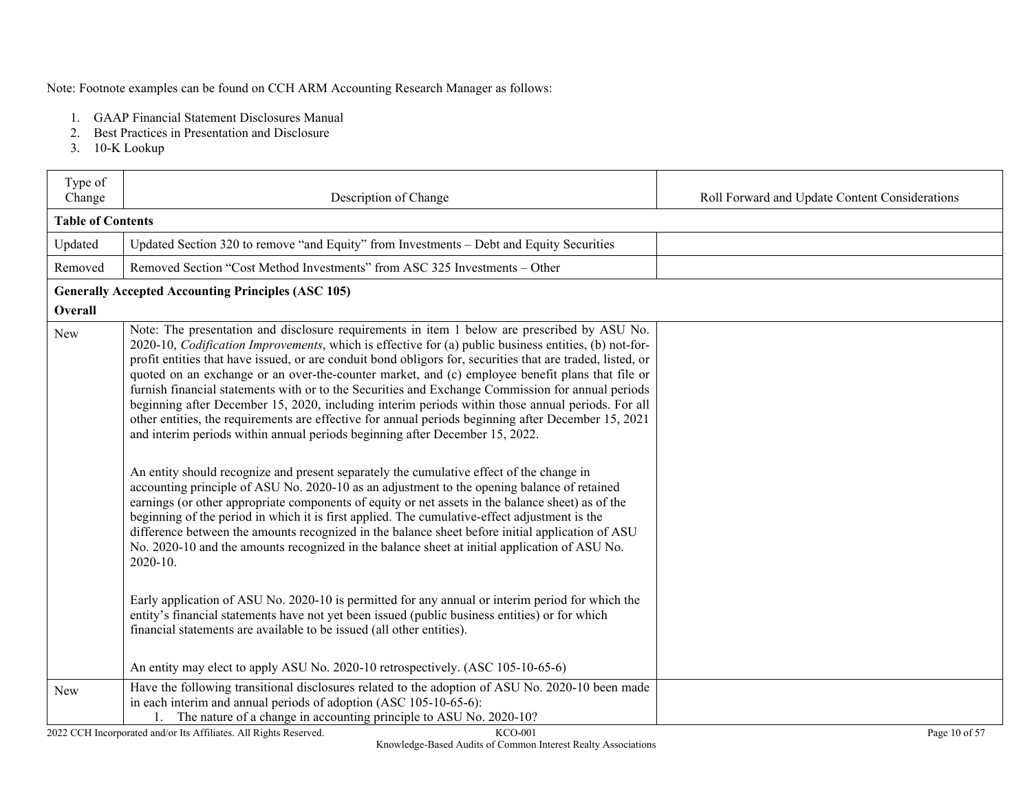Note: Footnote examples can be found on CCH ARM Accounting Research Manager as follows:

1. GAAP Financial Statement Disclosures Manual
2. Best Practices in Presentation and Disclosure
3. 10-K Lookup

| Type of Change | Description of Change | Roll Forward and Update Content Considerations |
|---|---|---|
| **Table of Contents** | | |
| Updated | Updated Section 320 to remove "and Equity" from Investments – Debt and Equity Securities | |
| Removed | Removed Section "Cost Method Investments" from ASC 325 Investments – Other | |
| **Generally Accepted Accounting Principles (ASC 105)**<br>**Overall** | | |
| New | Note: The presentation and disclosure requirements in item 1 below are prescribed by ASU No. 2020-10, *Codification Improvements*, which is effective for (a) public business entities, (b) not-for-profit entities that have issued, or are conduit bond obligors for, securities that are traded, listed, or quoted on an exchange or an over-the-counter market, and (c) employee benefit plans that file or furnish financial statements with or to the Securities and Exchange Commission for annual periods beginning after December 15, 2020, including interim periods within those annual periods. For all other entities, the requirements are effective for annual periods beginning after December 15, 2021 and interim periods within annual periods beginning after December 15, 2022.<br><br>An entity should recognize and present separately the cumulative effect of the change in accounting principle of ASU No. 2020-10 as an adjustment to the opening balance of retained earnings (or other appropriate components of equity or net assets in the balance sheet) as of the beginning of the period in which it is first applied. The cumulative-effect adjustment is the difference between the amounts recognized in the balance sheet before initial application of ASU No. 2020-10 and the amounts recognized in the balance sheet at initial application of ASU No. 2020-10.<br><br>Early application of ASU No. 2020-10 is permitted for any annual or interim period for which the entity's financial statements have not yet been issued (public business entities) or for which financial statements are available to be issued (all other entities).<br><br>An entity may elect to apply ASU No. 2020-10 retrospectively. (ASC 105-10-65-6) | |
| New | Have the following transitional disclosures related to the adoption of ASU No. 2020-10 been made in each interim and annual periods of adoption (ASC 105-10-65-6):<br>1. The nature of a change in accounting principle to ASU No. 2020-10? | |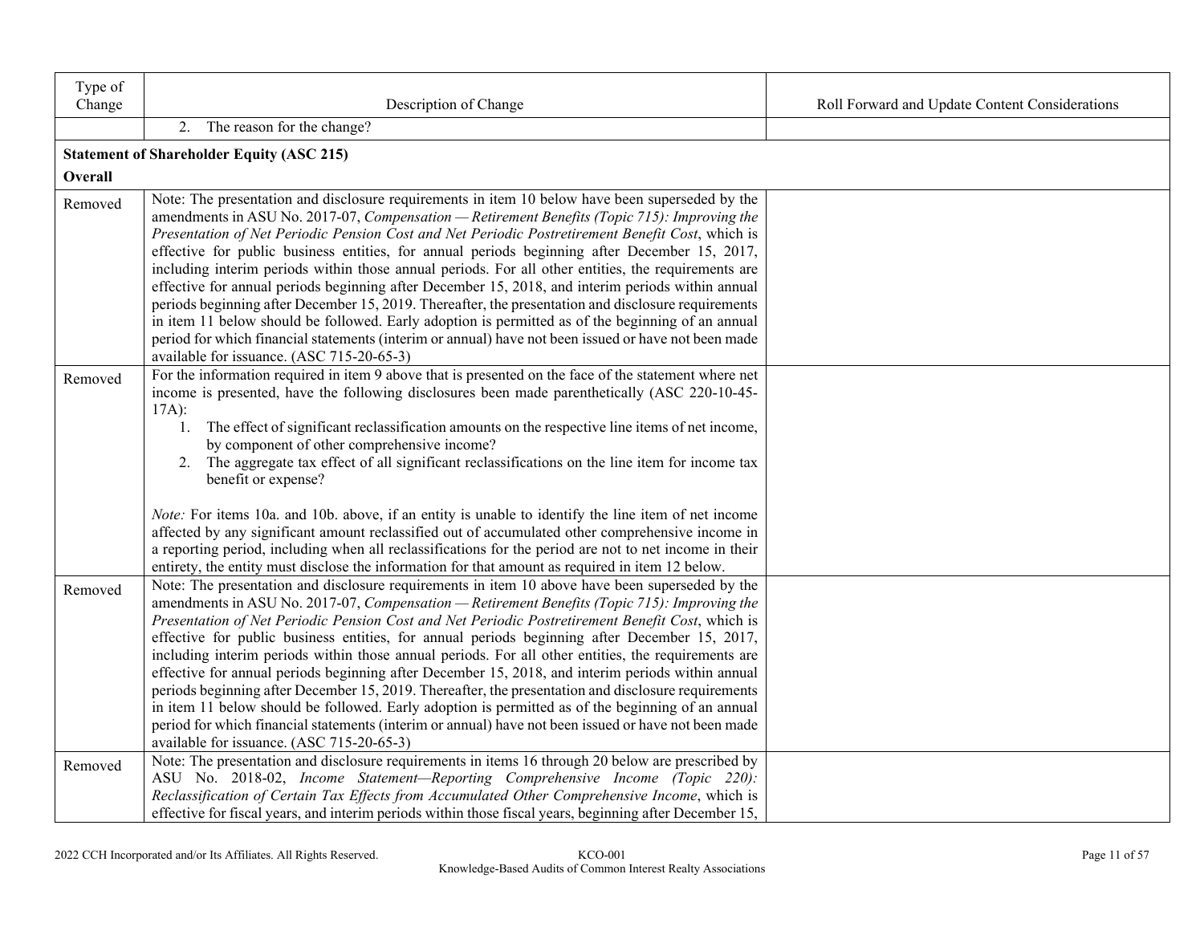| Type of Change | Description of Change | Roll Forward and Update Content Considerations |
|---|---|---|
| | 2. The reason for the change? | |
| **Statement of Shareholder Equity (ASC 215)** **Overall** | | |
| Removed | Note: The presentation and disclosure requirements in item 10 below have been superseded by the amendments in ASU No. 2017-07, *Compensation — Retirement Benefits (Topic 715): Improving the Presentation of Net Periodic Pension Cost and Net Periodic Postretirement Benefit Cost*, which is effective for public business entities, for annual periods beginning after December 15, 2017, including interim periods within those annual periods. For all other entities, the requirements are effective for annual periods beginning after December 15, 2018, and interim periods within annual periods beginning after December 15, 2019. Thereafter, the presentation and disclosure requirements in item 11 below should be followed. Early adoption is permitted as of the beginning of an annual period for which financial statements (interim or annual) have not been issued or have not been made available for issuance. (ASC 715-20-65-3) | |
| Removed | For the information required in item 9 above that is presented on the face of the statement where net income is presented, have the following disclosures been made parenthetically (ASC 220-10-45-17A):<br>1. The effect of significant reclassification amounts on the respective line items of net income, by component of other comprehensive income?<br>2. The aggregate tax effect of all significant reclassifications on the line item for income tax benefit or expense?<br><br>*Note:* For items 10a. and 10b. above, if an entity is unable to identify the line item of net income affected by any significant amount reclassified out of accumulated other comprehensive income in a reporting period, including when all reclassifications for the period are not to net income in their entirety, the entity must disclose the information for that amount as required in item 12 below. | |
| Removed | Note: The presentation and disclosure requirements in item 10 above have been superseded by the amendments in ASU No. 2017-07, *Compensation — Retirement Benefits (Topic 715): Improving the Presentation of Net Periodic Pension Cost and Net Periodic Postretirement Benefit Cost*, which is effective for public business entities, for annual periods beginning after December 15, 2017, including interim periods within those annual periods. For all other entities, the requirements are effective for annual periods beginning after December 15, 2018, and interim periods within annual periods beginning after December 15, 2019. Thereafter, the presentation and disclosure requirements in item 11 below should be followed. Early adoption is permitted as of the beginning of an annual period for which financial statements (interim or annual) have not been issued or have not been made available for issuance. (ASC 715-20-65-3) | |
| Removed | Note: The presentation and disclosure requirements in items 16 through 20 below are prescribed by ASU No. 2018-02, *Income Statement—Reporting Comprehensive Income (Topic 220): Reclassification of Certain Tax Effects from Accumulated Other Comprehensive Income*, which is effective for fiscal years, and interim periods within those fiscal years, beginning after December 15, | |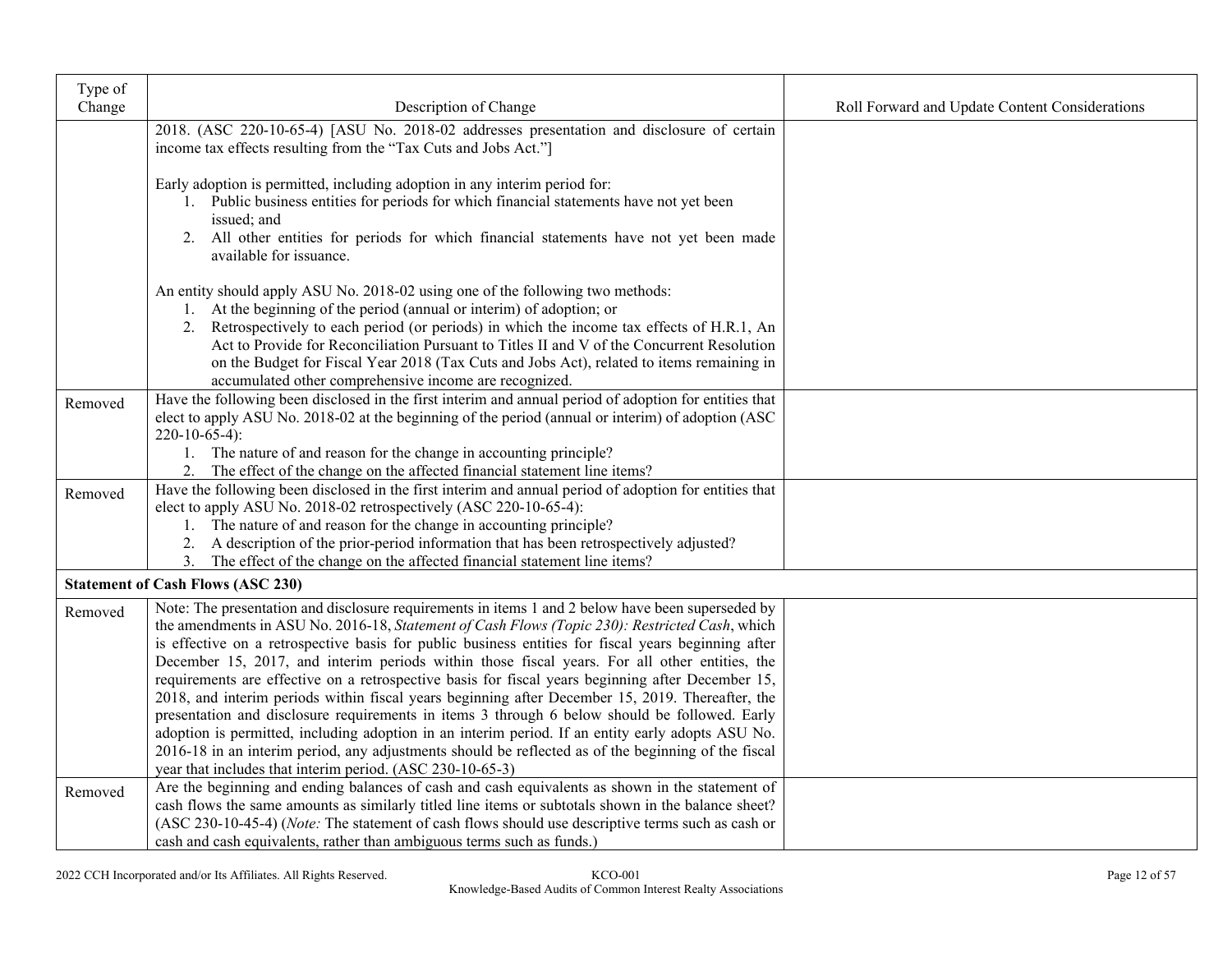| Type of Change | Description of Change | Roll Forward and Update Content Considerations |
|---|---|---|
| | 2018. (ASC 220-10-65-4) [ASU No. 2018-02 addresses presentation and disclosure of certain income tax effects resulting from the "Tax Cuts and Jobs Act."]<br><br>Early adoption is permitted, including adoption in any interim period for:<br>1. Public business entities for periods for which financial statements have not yet been issued; and<br>2. All other entities for periods for which financial statements have not yet been made available for issuance.<br><br>An entity should apply ASU No. 2018-02 using one of the following two methods:<br>1. At the beginning of the period (annual or interim) of adoption; or<br>2. Retrospectively to each period (or periods) in which the income tax effects of H.R.1, An Act to Provide for Reconciliation Pursuant to Titles II and V of the Concurrent Resolution on the Budget for Fiscal Year 2018 (Tax Cuts and Jobs Act), related to items remaining in accumulated other comprehensive income are recognized. | |
| Removed | Have the following been disclosed in the first interim and annual period of adoption for entities that elect to apply ASU No. 2018-02 at the beginning of the period (annual or interim) of adoption (ASC 220-10-65-4):<br>1. The nature of and reason for the change in accounting principle?<br>2. The effect of the change on the affected financial statement line items? | |
| Removed | Have the following been disclosed in the first interim and annual period of adoption for entities that elect to apply ASU No. 2018-02 retrospectively (ASC 220-10-65-4):<br>1. The nature of and reason for the change in accounting principle?<br>2. A description of the prior-period information that has been retrospectively adjusted?<br>3. The effect of the change on the affected financial statement line items? | |
| **Statement of Cash Flows (ASC 230)** | | |
| Removed | Note: The presentation and disclosure requirements in items 1 and 2 below have been superseded by the amendments in ASU No. 2016-18, *Statement of Cash Flows (Topic 230): Restricted Cash*, which is effective on a retrospective basis for public business entities for fiscal years beginning after December 15, 2017, and interim periods within those fiscal years. For all other entities, the requirements are effective on a retrospective basis for fiscal years beginning after December 15, 2018, and interim periods within fiscal years beginning after December 15, 2019. Thereafter, the presentation and disclosure requirements in items 3 through 6 below should be followed. Early adoption is permitted, including adoption in an interim period. If an entity early adopts ASU No. 2016-18 in an interim period, any adjustments should be reflected as of the beginning of the fiscal year that includes that interim period. (ASC 230-10-65-3) | |
| Removed | Are the beginning and ending balances of cash and cash equivalents as shown in the statement of cash flows the same amounts as similarly titled line items or subtotals shown in the balance sheet? (ASC 230-10-45-4) (*Note:* The statement of cash flows should use descriptive terms such as cash or cash and cash equivalents, rather than ambiguous terms such as funds.) | |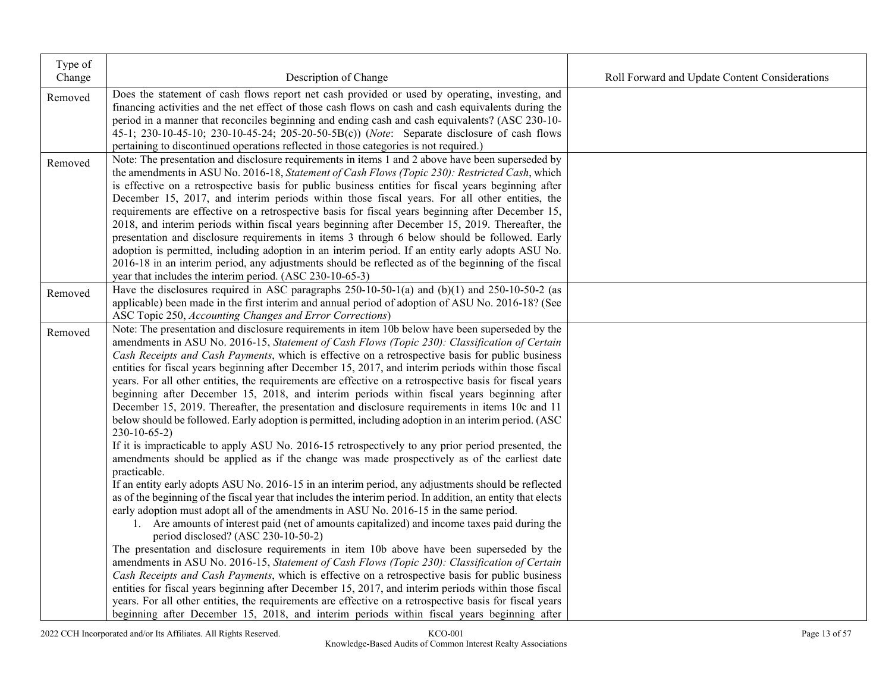| Type of Change | Description of Change | Roll Forward and Update Content Considerations |
|---|---|---|
| Removed | Does the statement of cash flows report net cash provided or used by operating, investing, and financing activities and the net effect of those cash flows on cash and cash equivalents during the period in a manner that reconciles beginning and ending cash and cash equivalents? (ASC 230-10-45-1; 230-10-45-10; 230-10-45-24; 205-20-50-5B(c)) (*Note*: Separate disclosure of cash flows pertaining to discontinued operations reflected in those categories is not required.) | |
| Removed | Note: The presentation and disclosure requirements in items 1 and 2 above have been superseded by the amendments in ASU No. 2016-18, *Statement of Cash Flows (Topic 230): Restricted Cash*, which is effective on a retrospective basis for public business entities for fiscal years beginning after December 15, 2017, and interim periods within those fiscal years. For all other entities, the requirements are effective on a retrospective basis for fiscal years beginning after December 15, 2018, and interim periods within fiscal years beginning after December 15, 2019. Thereafter, the presentation and disclosure requirements in items 3 through 6 below should be followed. Early adoption is permitted, including adoption in an interim period. If an entity early adopts ASU No. 2016-18 in an interim period, any adjustments should be reflected as of the beginning of the fiscal year that includes the interim period. (ASC 230-10-65-3) | |
| Removed | Have the disclosures required in ASC paragraphs 250-10-50-1(a) and (b)(1) and 250-10-50-2 (as applicable) been made in the first interim and annual period of adoption of ASU No. 2016-18? (See ASC Topic 250, *Accounting Changes and Error Corrections*) | |
| Removed | Note: The presentation and disclosure requirements in item 10b below have been superseded by the amendments in ASU No. 2016-15, *Statement of Cash Flows (Topic 230): Classification of Certain Cash Receipts and Cash Payments*, which is effective on a retrospective basis for public business entities for fiscal years beginning after December 15, 2017, and interim periods within those fiscal years. For all other entities, the requirements are effective on a retrospective basis for fiscal years beginning after December 15, 2018, and interim periods within fiscal years beginning after December 15, 2019. Thereafter, the presentation and disclosure requirements in items 10c and 11 below should be followed. Early adoption is permitted, including adoption in an interim period. (ASC 230-10-65-2)<br>If it is impracticable to apply ASU No. 2016-15 retrospectively to any prior period presented, the amendments should be applied as if the change was made prospectively as of the earliest date practicable.<br>If an entity early adopts ASU No. 2016-15 in an interim period, any adjustments should be reflected as of the beginning of the fiscal year that includes the interim period. In addition, an entity that elects early adoption must adopt all of the amendments in ASU No. 2016-15 in the same period.<br>1. Are amounts of interest paid (net of amounts capitalized) and income taxes paid during the period disclosed? (ASC 230-10-50-2)<br>The presentation and disclosure requirements in item 10b above have been superseded by the amendments in ASU No. 2016-15, *Statement of Cash Flows (Topic 230): Classification of Certain Cash Receipts and Cash Payments*, which is effective on a retrospective basis for public business entities for fiscal years beginning after December 15, 2017, and interim periods within those fiscal years. For all other entities, the requirements are effective on a retrospective basis for fiscal years beginning after December 15, 2018, and interim periods within fiscal years beginning after | |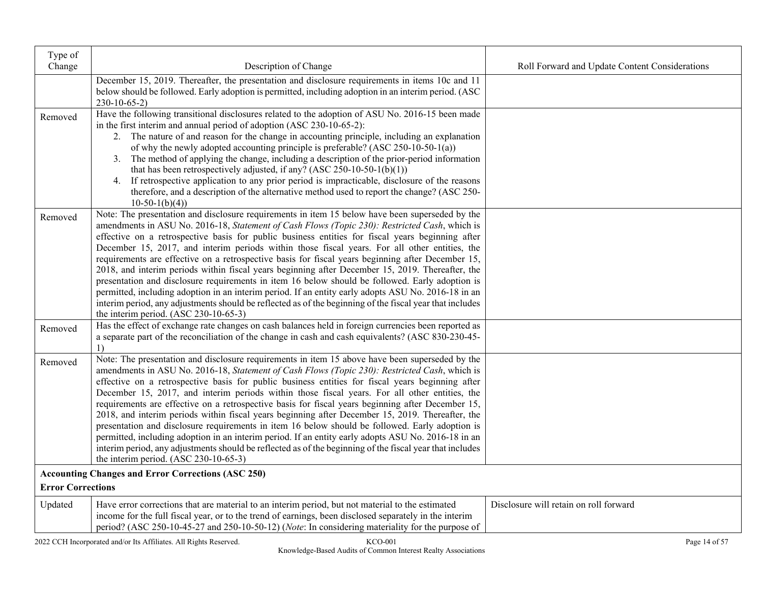| Type of Change | Description of Change | Roll Forward and Update Content Considerations |
|---|---|---|
| | December 15, 2019. Thereafter, the presentation and disclosure requirements in items 10c and 11 below should be followed. Early adoption is permitted, including adoption in an interim period. (ASC 230-10-65-2) | |
| Removed | Have the following transitional disclosures related to the adoption of ASU No. 2016-15 been made in the first interim and annual period of adoption (ASC 230-10-65-2):<br>2. The nature of and reason for the change in accounting principle, including an explanation of why the newly adopted accounting principle is preferable? (ASC 250-10-50-1(a))<br>3. The method of applying the change, including a description of the prior-period information that has been retrospectively adjusted, if any? (ASC 250-10-50-1(b)(1))<br>4. If retrospective application to any prior period is impracticable, disclosure of the reasons therefore, and a description of the alternative method used to report the change? (ASC 250-10-50-1(b)(4)) | |
| Removed | Note: The presentation and disclosure requirements in item 15 below have been superseded by the amendments in ASU No. 2016-18, *Statement of Cash Flows (Topic 230): Restricted Cash*, which is effective on a retrospective basis for public business entities for fiscal years beginning after December 15, 2017, and interim periods within those fiscal years. For all other entities, the requirements are effective on a retrospective basis for fiscal years beginning after December 15, 2018, and interim periods within fiscal years beginning after December 15, 2019. Thereafter, the presentation and disclosure requirements in item 16 below should be followed. Early adoption is permitted, including adoption in an interim period. If an entity early adopts ASU No. 2016-18 in an interim period, any adjustments should be reflected as of the beginning of the fiscal year that includes the interim period. (ASC 230-10-65-3) | |
| Removed | Has the effect of exchange rate changes on cash balances held in foreign currencies been reported as a separate part of the reconciliation of the change in cash and cash equivalents? (ASC 830-230-45-1) | |
| Removed | Note: The presentation and disclosure requirements in item 15 above have been superseded by the amendments in ASU No. 2016-18, *Statement of Cash Flows (Topic 230): Restricted Cash*, which is effective on a retrospective basis for public business entities for fiscal years beginning after December 15, 2017, and interim periods within those fiscal years. For all other entities, the requirements are effective on a retrospective basis for fiscal years beginning after December 15, 2018, and interim periods within fiscal years beginning after December 15, 2019. Thereafter, the presentation and disclosure requirements in item 16 below should be followed. Early adoption is permitted, including adoption in an interim period. If an entity early adopts ASU No. 2016-18 in an interim period, any adjustments should be reflected as of the beginning of the fiscal year that includes the interim period. (ASC 230-10-65-3) | |
| **Accounting Changes and Error Corrections (ASC 250)**<br>**Error Corrections** | | |
| Updated | Have error corrections that are material to an interim period, but not material to the estimated income for the full fiscal year, or to the trend of earnings, been disclosed separately in the interim period? (ASC 250-10-45-27 and 250-10-50-12) (*Note*: In considering materiality for the purpose of | Disclosure will retain on roll forward |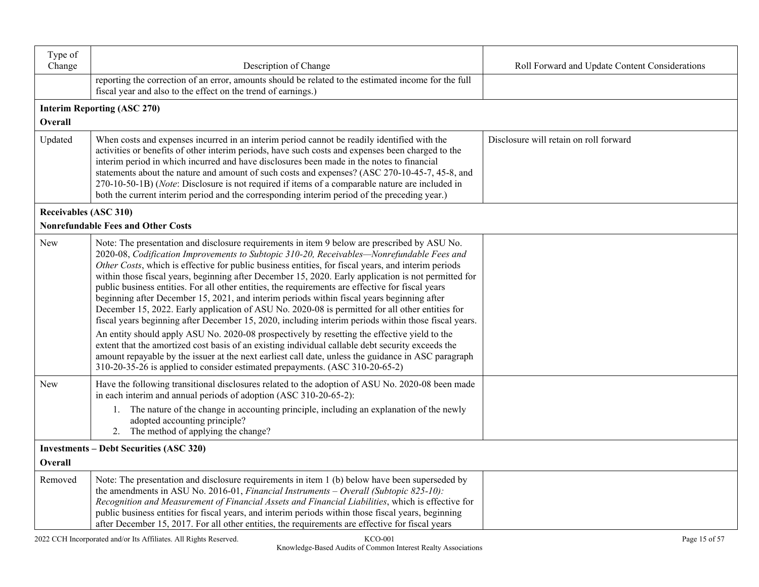| Type of Change | Description of Change | Roll Forward and Update Content Considerations |
|---|---|---|
| | reporting the correction of an error, amounts should be related to the estimated income for the full fiscal year and also to the effect on the trend of earnings.) | |
| **Interim Reporting (ASC 270)**<br>**Overall** | | |
| Updated | When costs and expenses incurred in an interim period cannot be readily identified with the activities or benefits of other interim periods, have such costs and expenses been charged to the interim period in which incurred and have disclosures been made in the notes to financial statements about the nature and amount of such costs and expenses? (ASC 270-10-45-7, 45-8, and 270-10-50-1B) (*Note*: Disclosure is not required if items of a comparable nature are included in both the current interim period and the corresponding interim period of the preceding year.) | Disclosure will retain on roll forward |
| **Receivables (ASC 310)**<br>**Nonrefundable Fees and Other Costs** | | |
| New | Note: The presentation and disclosure requirements in item 9 below are prescribed by ASU No. 2020-08, *Codification Improvements to Subtopic 310-20, Receivables—Nonrefundable Fees and Other Costs*, which is effective for public business entities, for fiscal years, and interim periods within those fiscal years, beginning after December 15, 2020. Early application is not permitted for public business entities. For all other entities, the requirements are effective for fiscal years beginning after December 15, 2021, and interim periods within fiscal years beginning after December 15, 2022. Early application of ASU No. 2020-08 is permitted for all other entities for fiscal years beginning after December 15, 2020, including interim periods within those fiscal years.<br><br>An entity should apply ASU No. 2020-08 prospectively by resetting the effective yield to the extent that the amortized cost basis of an existing individual callable debt security exceeds the amount repayable by the issuer at the next earliest call date, unless the guidance in ASC paragraph 310-20-35-26 is applied to consider estimated prepayments. (ASC 310-20-65-2) | |
| New | Have the following transitional disclosures related to the adoption of ASU No. 2020-08 been made in each interim and annual periods of adoption (ASC 310-20-65-2):<br>1. The nature of the change in accounting principle, including an explanation of the newly adopted accounting principle?<br>2. The method of applying the change? | |
| **Investments – Debt Securities (ASC 320)**<br>**Overall** | | |
| Removed | Note: The presentation and disclosure requirements in item 1 (b) below have been superseded by the amendments in ASU No. 2016-01, *Financial Instruments – Overall (Subtopic 825-10): Recognition and Measurement of Financial Assets and Financial Liabilities*, which is effective for public business entities for fiscal years, and interim periods within those fiscal years, beginning after December 15, 2017. For all other entities, the requirements are effective for fiscal years | |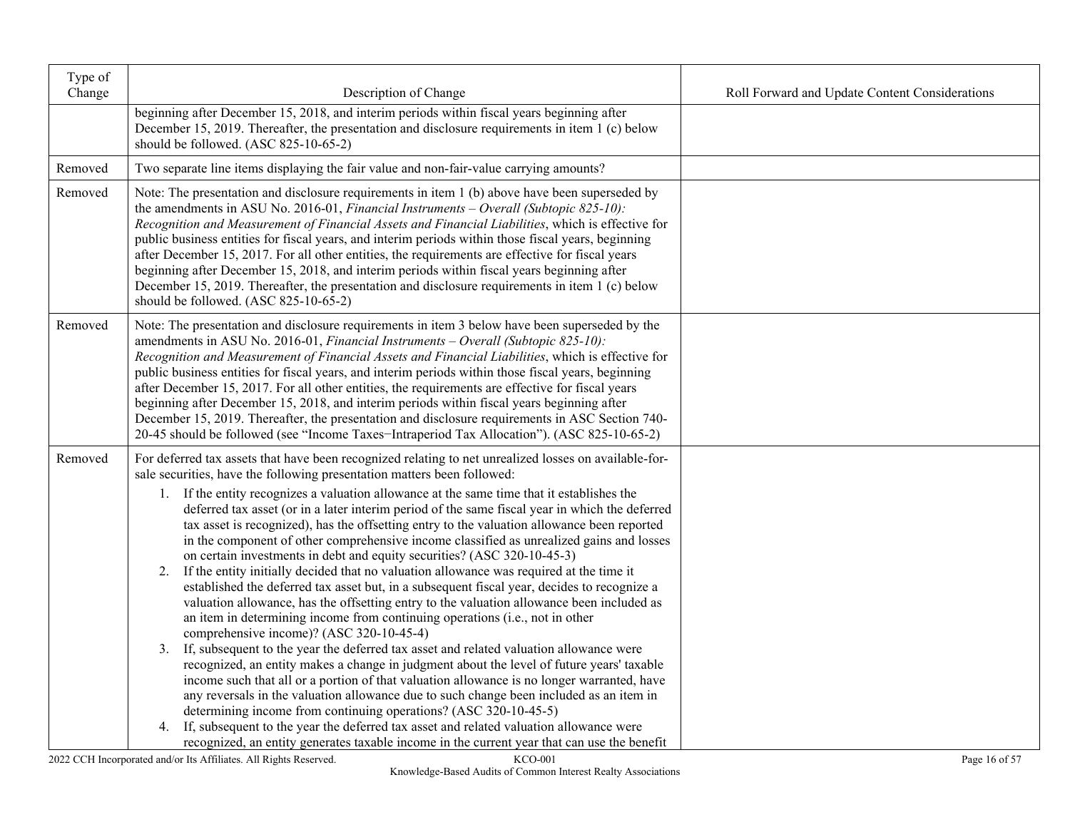| Type of Change | Description of Change | Roll Forward and Update Content Considerations |
|---|---|---|
| | beginning after December 15, 2018, and interim periods within fiscal years beginning after December 15, 2019. Thereafter, the presentation and disclosure requirements in item 1 (c) below should be followed. (ASC 825-10-65-2) | |
| Removed | Two separate line items displaying the fair value and non-fair-value carrying amounts? | |
| Removed | Note: The presentation and disclosure requirements in item 1 (b) above have been superseded by the amendments in ASU No. 2016-01, *Financial Instruments – Overall (Subtopic 825-10): Recognition and Measurement of Financial Assets and Financial Liabilities*, which is effective for public business entities for fiscal years, and interim periods within those fiscal years, beginning after December 15, 2017. For all other entities, the requirements are effective for fiscal years beginning after December 15, 2018, and interim periods within fiscal years beginning after December 15, 2019. Thereafter, the presentation and disclosure requirements in item 1 (c) below should be followed. (ASC 825-10-65-2) | |
| Removed | Note: The presentation and disclosure requirements in item 3 below have been superseded by the amendments in ASU No. 2016-01, *Financial Instruments – Overall (Subtopic 825-10): Recognition and Measurement of Financial Assets and Financial Liabilities*, which is effective for public business entities for fiscal years, and interim periods within those fiscal years, beginning after December 15, 2017. For all other entities, the requirements are effective for fiscal years beginning after December 15, 2018, and interim periods within fiscal years beginning after December 15, 2019. Thereafter, the presentation and disclosure requirements in ASC Section 740-20-45 should be followed (see "Income Taxes−Intraperiod Tax Allocation"). (ASC 825-10-65-2) | |
| Removed | For deferred tax assets that have been recognized relating to net unrealized losses on available-for-sale securities, have the following presentation matters been followed:<br>1. If the entity recognizes a valuation allowance at the same time that it establishes the deferred tax asset (or in a later interim period of the same fiscal year in which the deferred tax asset is recognized), has the offsetting entry to the valuation allowance been reported in the component of other comprehensive income classified as unrealized gains and losses on certain investments in debt and equity securities? (ASC 320-10-45-3)<br>2. If the entity initially decided that no valuation allowance was required at the time it established the deferred tax asset but, in a subsequent fiscal year, decides to recognize a valuation allowance, has the offsetting entry to the valuation allowance been included as an item in determining income from continuing operations (i.e., not in other comprehensive income)? (ASC 320-10-45-4)<br>3. If, subsequent to the year the deferred tax asset and related valuation allowance were recognized, an entity makes a change in judgment about the level of future years' taxable income such that all or a portion of that valuation allowance is no longer warranted, have any reversals in the valuation allowance due to such change been included as an item in determining income from continuing operations? (ASC 320-10-45-5)<br>4. If, subsequent to the year the deferred tax asset and related valuation allowance were recognized, an entity generates taxable income in the current year that can use the benefit | |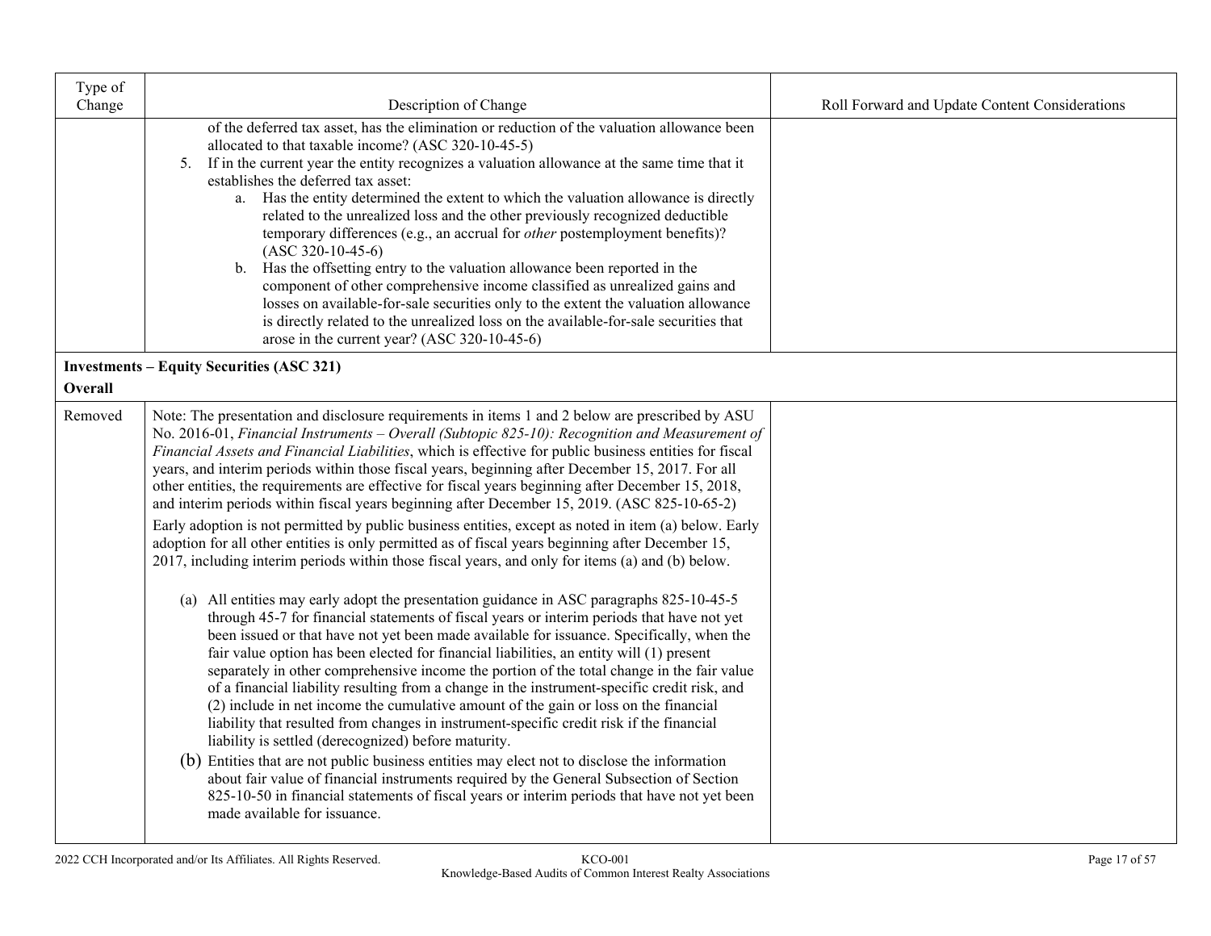| Type of Change | Description of Change | Roll Forward and Update Content Considerations |
|---|---|---|
| | of the deferred tax asset, has the elimination or reduction of the valuation allowance been allocated to that taxable income? (ASC 320-10-45-5)<br>5. If in the current year the entity recognizes a valuation allowance at the same time that it establishes the deferred tax asset:<br>a. Has the entity determined the extent to which the valuation allowance is directly related to the unrealized loss and the other previously recognized deductible temporary differences (e.g., an accrual for *other* postemployment benefits)? (ASC 320-10-45-6)<br>b. Has the offsetting entry to the valuation allowance been reported in the component of other comprehensive income classified as unrealized gains and losses on available-for-sale securities only to the extent the valuation allowance is directly related to the unrealized loss on the available-for-sale securities that arose in the current year? (ASC 320-10-45-6) | |
| **Investments – Equity Securities (ASC 321)**<br>**Overall** | | |
| Removed | Note: The presentation and disclosure requirements in items 1 and 2 below are prescribed by ASU No. 2016-01, *Financial Instruments – Overall (Subtopic 825-10): Recognition and Measurement of Financial Assets and Financial Liabilities*, which is effective for public business entities for fiscal years, and interim periods within those fiscal years, beginning after December 15, 2017. For all other entities, the requirements are effective for fiscal years beginning after December 15, 2018, and interim periods within fiscal years beginning after December 15, 2019. (ASC 825-10-65-2)<br>Early adoption is not permitted by public business entities, except as noted in item (a) below. Early adoption for all other entities is only permitted as of fiscal years beginning after December 15, 2017, including interim periods within those fiscal years, and only for items (a) and (b) below.<br>(a) All entities may early adopt the presentation guidance in ASC paragraphs 825-10-45-5 through 45-7 for financial statements of fiscal years or interim periods that have not yet been issued or that have not yet been made available for issuance. Specifically, when the fair value option has been elected for financial liabilities, an entity will (1) present separately in other comprehensive income the portion of the total change in the fair value of a financial liability resulting from a change in the instrument-specific credit risk, and (2) include in net income the cumulative amount of the gain or loss on the financial liability that resulted from changes in instrument-specific credit risk if the financial liability is settled (derecognized) before maturity.<br>(b) Entities that are not public business entities may elect not to disclose the information about fair value of financial instruments required by the General Subsection of Section 825-10-50 in financial statements of fiscal years or interim periods that have not yet been made available for issuance. | |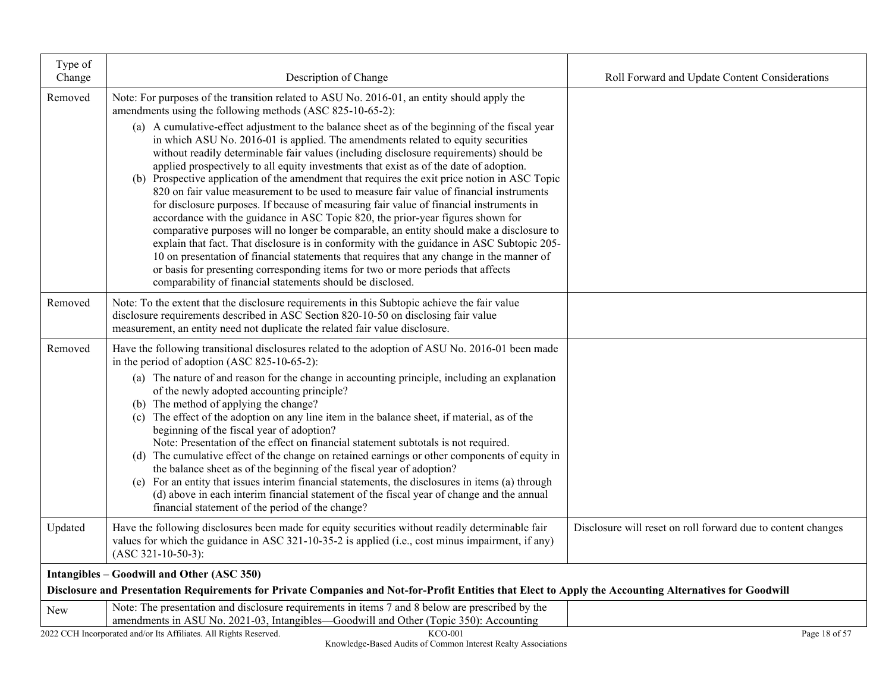| Type of Change | Description of Change | Roll Forward and Update Content Considerations |
|---|---|---|
| Removed | Note: For purposes of the transition related to ASU No. 2016-01, an entity should apply the amendments using the following methods (ASC 825-10-65-2):<br>(a) A cumulative-effect adjustment to the balance sheet as of the beginning of the fiscal year in which ASU No. 2016-01 is applied. The amendments related to equity securities without readily determinable fair values (including disclosure requirements) should be applied prospectively to all equity investments that exist as of the date of adoption.<br>(b) Prospective application of the amendment that requires the exit price notion in ASC Topic 820 on fair value measurement to be used to measure fair value of financial instruments for disclosure purposes. If because of measuring fair value of financial instruments in accordance with the guidance in ASC Topic 820, the prior-year figures shown for comparative purposes will no longer be comparable, an entity should make a disclosure to explain that fact. That disclosure is in conformity with the guidance in ASC Subtopic 205-10 on presentation of financial statements that requires that any change in the manner of or basis for presenting corresponding items for two or more periods that affects comparability of financial statements should be disclosed. | |
| Removed | Note: To the extent that the disclosure requirements in this Subtopic achieve the fair value disclosure requirements described in ASC Section 820-10-50 on disclosing fair value measurement, an entity need not duplicate the related fair value disclosure. | |
| Removed | Have the following transitional disclosures related to the adoption of ASU No. 2016-01 been made in the period of adoption (ASC 825-10-65-2):<br>(a) The nature of and reason for the change in accounting principle, including an explanation of the newly adopted accounting principle?<br>(b) The method of applying the change?<br>(c) The effect of the adoption on any line item in the balance sheet, if material, as of the beginning of the fiscal year of adoption?<br>Note: Presentation of the effect on financial statement subtotals is not required.<br>(d) The cumulative effect of the change on retained earnings or other components of equity in the balance sheet as of the beginning of the fiscal year of adoption?<br>(e) For an entity that issues interim financial statements, the disclosures in items (a) through (d) above in each interim financial statement of the fiscal year of change and the annual financial statement of the period of the change? | |
| Updated | Have the following disclosures been made for equity securities without readily determinable fair values for which the guidance in ASC 321-10-35-2 is applied (i.e., cost minus impairment, if any) (ASC 321-10-50-3): | Disclosure will reset on roll forward due to content changes |
| **Intangibles – Goodwill and Other (ASC 350)**<br>**Disclosure and Presentation Requirements for Private Companies and Not-for-Profit Entities that Elect to Apply the Accounting Alternatives for Goodwill** | | |
| New | Note: The presentation and disclosure requirements in items 7 and 8 below are prescribed by the amendments in ASU No. 2021-03, Intangibles—Goodwill and Other (Topic 350): Accounting | |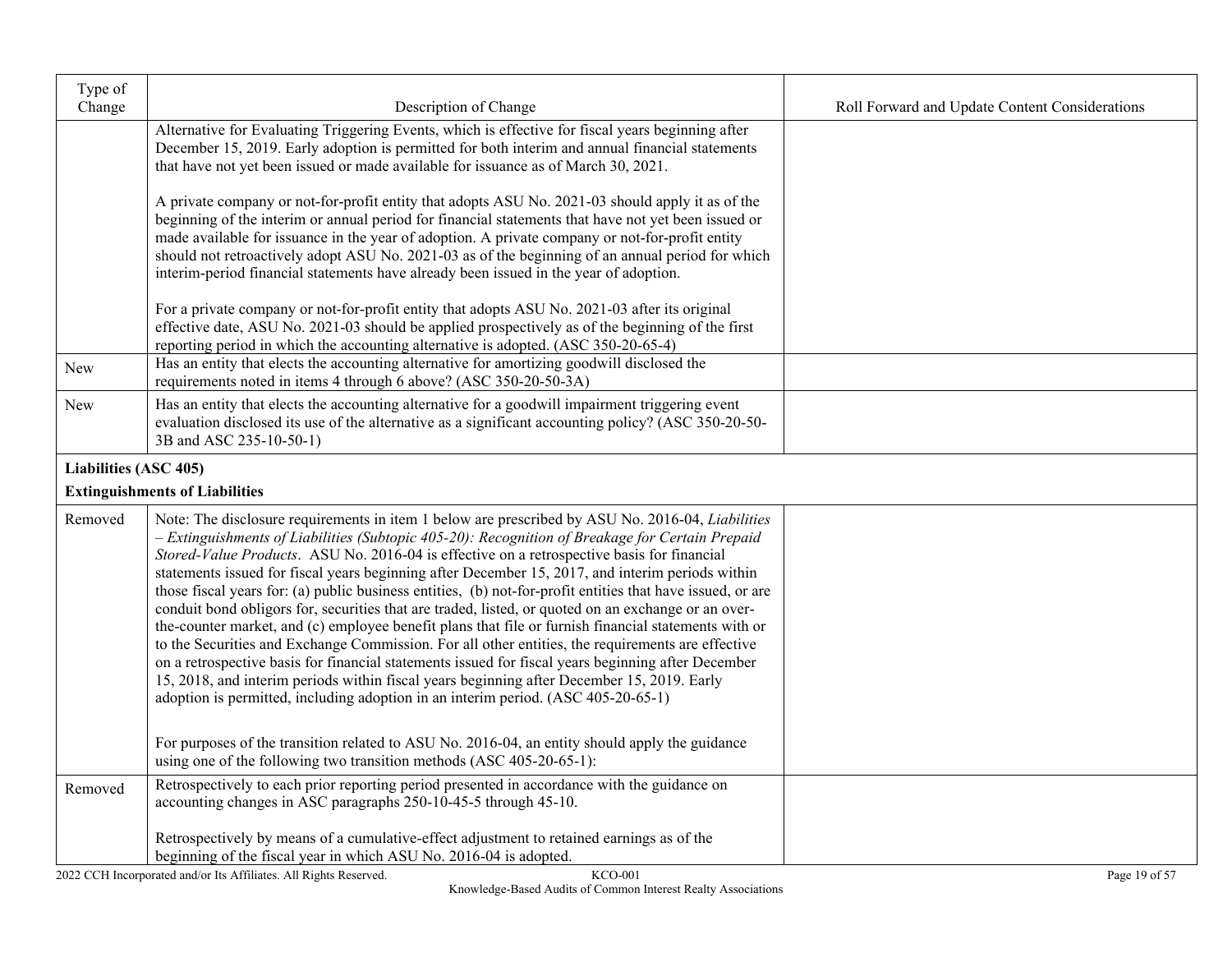| Type of Change | Description of Change | Roll Forward and Update Content Considerations |
|---|---|---|
| | Alternative for Evaluating Triggering Events, which is effective for fiscal years beginning after December 15, 2019. Early adoption is permitted for both interim and annual financial statements that have not yet been issued or made available for issuance as of March 30, 2021.<br><br>A private company or not-for-profit entity that adopts ASU No. 2021-03 should apply it as of the beginning of the interim or annual period for financial statements that have not yet been issued or made available for issuance in the year of adoption. A private company or not-for-profit entity should not retroactively adopt ASU No. 2021-03 as of the beginning of an annual period for which interim-period financial statements have already been issued in the year of adoption.<br><br>For a private company or not-for-profit entity that adopts ASU No. 2021-03 after its original effective date, ASU No. 2021-03 should be applied prospectively as of the beginning of the first reporting period in which the accounting alternative is adopted. (ASC 350-20-65-4) | |
| New | Has an entity that elects the accounting alternative for amortizing goodwill disclosed the requirements noted in items 4 through 6 above? (ASC 350-20-50-3A) | |
| New | Has an entity that elects the accounting alternative for a goodwill impairment triggering event evaluation disclosed its use of the alternative as a significant accounting policy? (ASC 350-20-50-3B and ASC 235-10-50-1) | |
| **Liabilities (ASC 405)**<br><br>**Extinguishments of Liabilities** | | |
| Removed | Note: The disclosure requirements in item 1 below are prescribed by ASU No. 2016-04, *Liabilities – Extinguishments of Liabilities (Subtopic 405-20): Recognition of Breakage for Certain Prepaid Stored-Value Products*. ASU No. 2016-04 is effective on a retrospective basis for financial statements issued for fiscal years beginning after December 15, 2017, and interim periods within those fiscal years for: (a) public business entities, (b) not-for-profit entities that have issued, or are conduit bond obligors for, securities that are traded, listed, or quoted on an exchange or an over-the-counter market, and (c) employee benefit plans that file or furnish financial statements with or to the Securities and Exchange Commission. For all other entities, the requirements are effective on a retrospective basis for financial statements issued for fiscal years beginning after December 15, 2018, and interim periods within fiscal years beginning after December 15, 2019. Early adoption is permitted, including adoption in an interim period. (ASC 405-20-65-1)<br><br>For purposes of the transition related to ASU No. 2016-04, an entity should apply the guidance using one of the following two transition methods (ASC 405-20-65-1): | |
| Removed | Retrospectively to each prior reporting period presented in accordance with the guidance on accounting changes in ASC paragraphs 250-10-45-5 through 45-10.<br><br>Retrospectively by means of a cumulative-effect adjustment to retained earnings as of the beginning of the fiscal year in which ASU No. 2016-04 is adopted. | |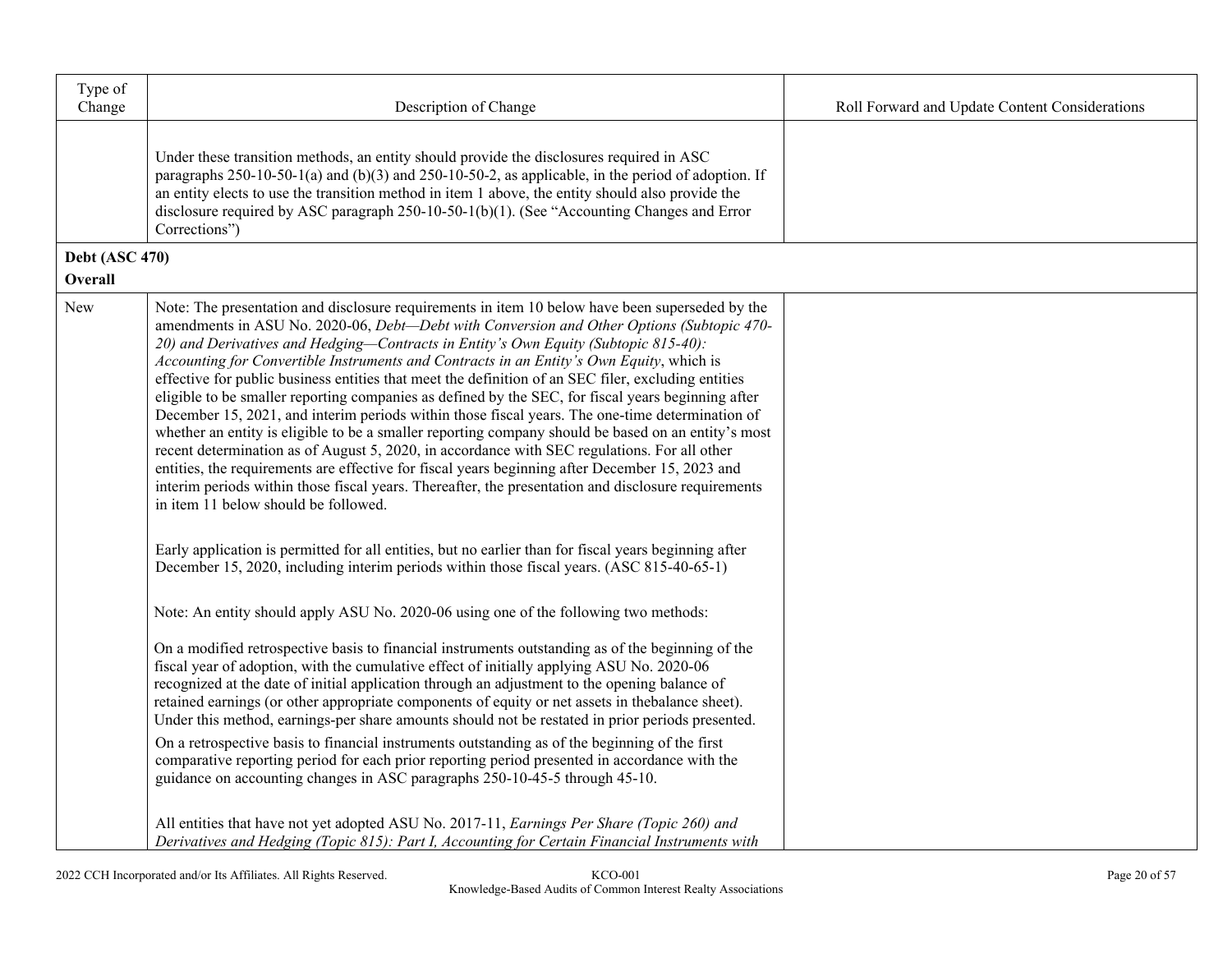| Type of Change | Description of Change | Roll Forward and Update Content Considerations |
|---|---|---|
| | Under these transition methods, an entity should provide the disclosures required in ASC paragraphs 250-10-50-1(a) and (b)(3) and 250-10-50-2, as applicable, in the period of adoption. If an entity elects to use the transition method in item 1 above, the entity should also provide the disclosure required by ASC paragraph 250-10-50-1(b)(1). (See "Accounting Changes and Error Corrections") | |
| **Debt (ASC 470)**<br>**Overall** | | |
| New | Note: The presentation and disclosure requirements in item 10 below have been superseded by the amendments in ASU No. 2020-06, *Debt—Debt with Conversion and Other Options (Subtopic 470-20) and Derivatives and Hedging—Contracts in Entity's Own Equity (Subtopic 815-40): Accounting for Convertible Instruments and Contracts in an Entity's Own Equity*, which is effective for public business entities that meet the definition of an SEC filer, excluding entities eligible to be smaller reporting companies as defined by the SEC, for fiscal years beginning after December 15, 2021, and interim periods within those fiscal years. The one-time determination of whether an entity is eligible to be a smaller reporting company should be based on an entity's most recent determination as of August 5, 2020, in accordance with SEC regulations. For all other entities, the requirements are effective for fiscal years beginning after December 15, 2023 and interim periods within those fiscal years. Thereafter, the presentation and disclosure requirements in item 11 below should be followed.<br><br>Early application is permitted for all entities, but no earlier than for fiscal years beginning after December 15, 2020, including interim periods within those fiscal years. (ASC 815-40-65-1)<br><br>Note: An entity should apply ASU No. 2020-06 using one of the following two methods:<br><br>On a modified retrospective basis to financial instruments outstanding as of the beginning of the fiscal year of adoption, with the cumulative effect of initially applying ASU No. 2020-06 recognized at the date of initial application through an adjustment to the opening balance of retained earnings (or other appropriate components of equity or net assets in thebalance sheet). Under this method, earnings-per share amounts should not be restated in prior periods presented.<br><br>On a retrospective basis to financial instruments outstanding as of the beginning of the first comparative reporting period for each prior reporting period presented in accordance with the guidance on accounting changes in ASC paragraphs 250-10-45-5 through 45-10.<br><br>All entities that have not yet adopted ASU No. 2017-11, *Earnings Per Share (Topic 260) and Derivatives and Hedging (Topic 815): Part I, Accounting for Certain Financial Instruments with* | |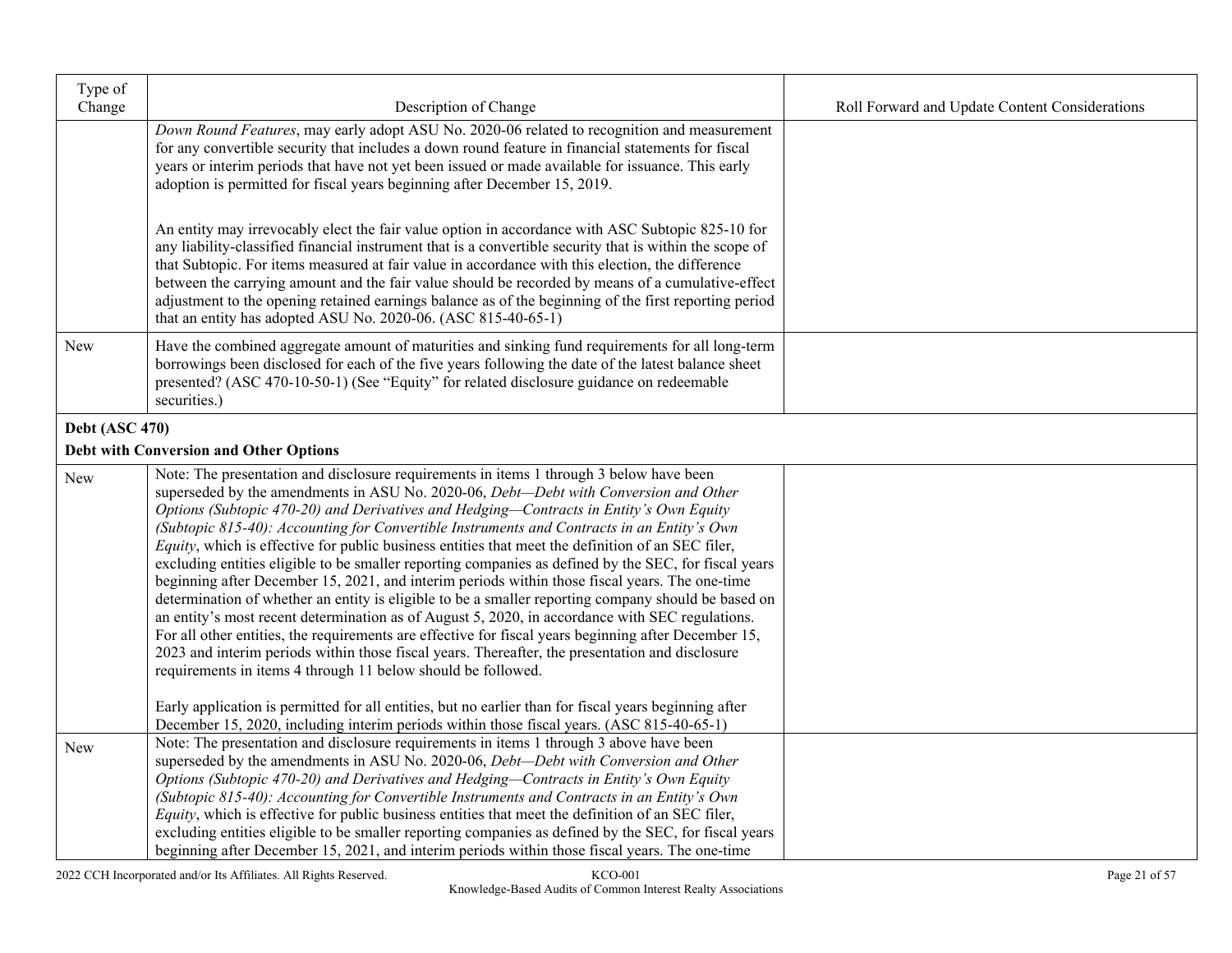| Type of Change | Description of Change | Roll Forward and Update Content Considerations |
|---|---|---|
| | *Down Round Features*, may early adopt ASU No. 2020-06 related to recognition and measurement for any convertible security that includes a down round feature in financial statements for fiscal years or interim periods that have not yet been issued or made available for issuance. This early adoption is permitted for fiscal years beginning after December 15, 2019.<br><br>An entity may irrevocably elect the fair value option in accordance with ASC Subtopic 825-10 for any liability-classified financial instrument that is a convertible security that is within the scope of that Subtopic. For items measured at fair value in accordance with this election, the difference between the carrying amount and the fair value should be recorded by means of a cumulative-effect adjustment to the opening retained earnings balance as of the beginning of the first reporting period that an entity has adopted ASU No. 2020-06. (ASC 815-40-65-1) | |
| New | Have the combined aggregate amount of maturities and sinking fund requirements for all long-term borrowings been disclosed for each of the five years following the date of the latest balance sheet presented? (ASC 470-10-50-1) (See "Equity" for related disclosure guidance on redeemable securities.) | |
| **Debt (ASC 470)**<br><br>**Debt with Conversion and Other Options** | | |
| New | Note: The presentation and disclosure requirements in items 1 through 3 below have been superseded by the amendments in ASU No. 2020-06, *Debt—Debt with Conversion and Other Options (Subtopic 470-20) and Derivatives and Hedging—Contracts in Entity's Own Equity (Subtopic 815-40): Accounting for Convertible Instruments and Contracts in an Entity's Own Equity*, which is effective for public business entities that meet the definition of an SEC filer, excluding entities eligible to be smaller reporting companies as defined by the SEC, for fiscal years beginning after December 15, 2021, and interim periods within those fiscal years. The one-time determination of whether an entity is eligible to be a smaller reporting company should be based on an entity's most recent determination as of August 5, 2020, in accordance with SEC regulations. For all other entities, the requirements are effective for fiscal years beginning after December 15, 2023 and interim periods within those fiscal years. Thereafter, the presentation and disclosure requirements in items 4 through 11 below should be followed.<br><br>Early application is permitted for all entities, but no earlier than for fiscal years beginning after December 15, 2020, including interim periods within those fiscal years. (ASC 815-40-65-1) | |
| New | Note: The presentation and disclosure requirements in items 1 through 3 above have been superseded by the amendments in ASU No. 2020-06, *Debt—Debt with Conversion and Other Options (Subtopic 470-20) and Derivatives and Hedging—Contracts in Entity's Own Equity (Subtopic 815-40): Accounting for Convertible Instruments and Contracts in an Entity's Own Equity*, which is effective for public business entities that meet the definition of an SEC filer, excluding entities eligible to be smaller reporting companies as defined by the SEC, for fiscal years beginning after December 15, 2021, and interim periods within those fiscal years. The one-time | |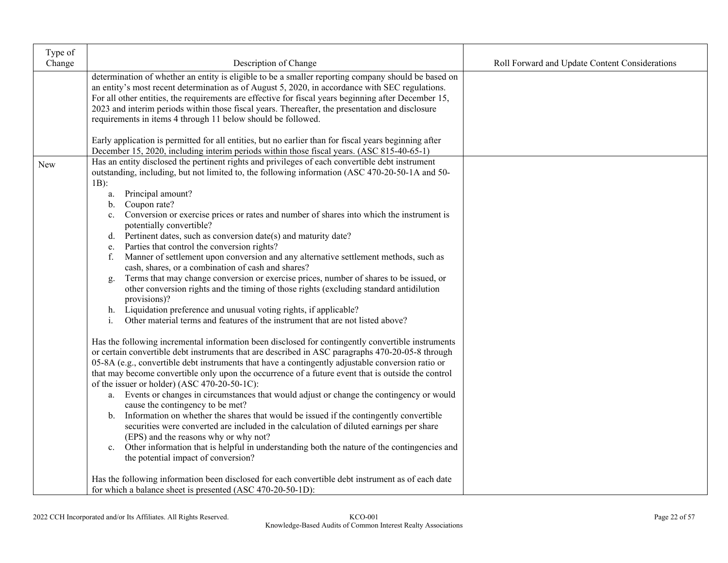| Type of Change | Description of Change | Roll Forward and Update Content Considerations |
| --- | --- | --- |
| | determination of whether an entity is eligible to be a smaller reporting company should be based on an entity's most recent determination as of August 5, 2020, in accordance with SEC regulations. For all other entities, the requirements are effective for fiscal years beginning after December 15, 2023 and interim periods within those fiscal years. Thereafter, the presentation and disclosure requirements in items 4 through 11 below should be followed.<br><br>Early application is permitted for all entities, but no earlier than for fiscal years beginning after December 15, 2020, including interim periods within those fiscal years. (ASC 815-40-65-1) | |
| New | Has an entity disclosed the pertinent rights and privileges of each convertible debt instrument outstanding, including, but not limited to, the following information (ASC 470-20-50-1A and 50-1B):<br>a. Principal amount?<br>b. Coupon rate?<br>c. Conversion or exercise prices or rates and number of shares into which the instrument is potentially convertible?<br>d. Pertinent dates, such as conversion date(s) and maturity date?<br>e. Parties that control the conversion rights?<br>f. Manner of settlement upon conversion and any alternative settlement methods, such as cash, shares, or a combination of cash and shares?<br>g. Terms that may change conversion or exercise prices, number of shares to be issued, or other conversion rights and the timing of those rights (excluding standard antidilution provisions)?<br>h. Liquidation preference and unusual voting rights, if applicable?<br>i. Other material terms and features of the instrument that are not listed above?<br><br>Has the following incremental information been disclosed for contingently convertible instruments or certain convertible debt instruments that are described in ASC paragraphs 470-20-05-8 through 05-8A (e.g., convertible debt instruments that have a contingently adjustable conversion ratio or that may become convertible only upon the occurrence of a future event that is outside the control of the issuer or holder) (ASC 470-20-50-1C):<br>a. Events or changes in circumstances that would adjust or change the contingency or would cause the contingency to be met?<br>b. Information on whether the shares that would be issued if the contingently convertible securities were converted are included in the calculation of diluted earnings per share (EPS) and the reasons why or why not?<br>c. Other information that is helpful in understanding both the nature of the contingencies and the potential impact of conversion?<br><br>Has the following information been disclosed for each convertible debt instrument as of each date for which a balance sheet is presented (ASC 470-20-50-1D): | |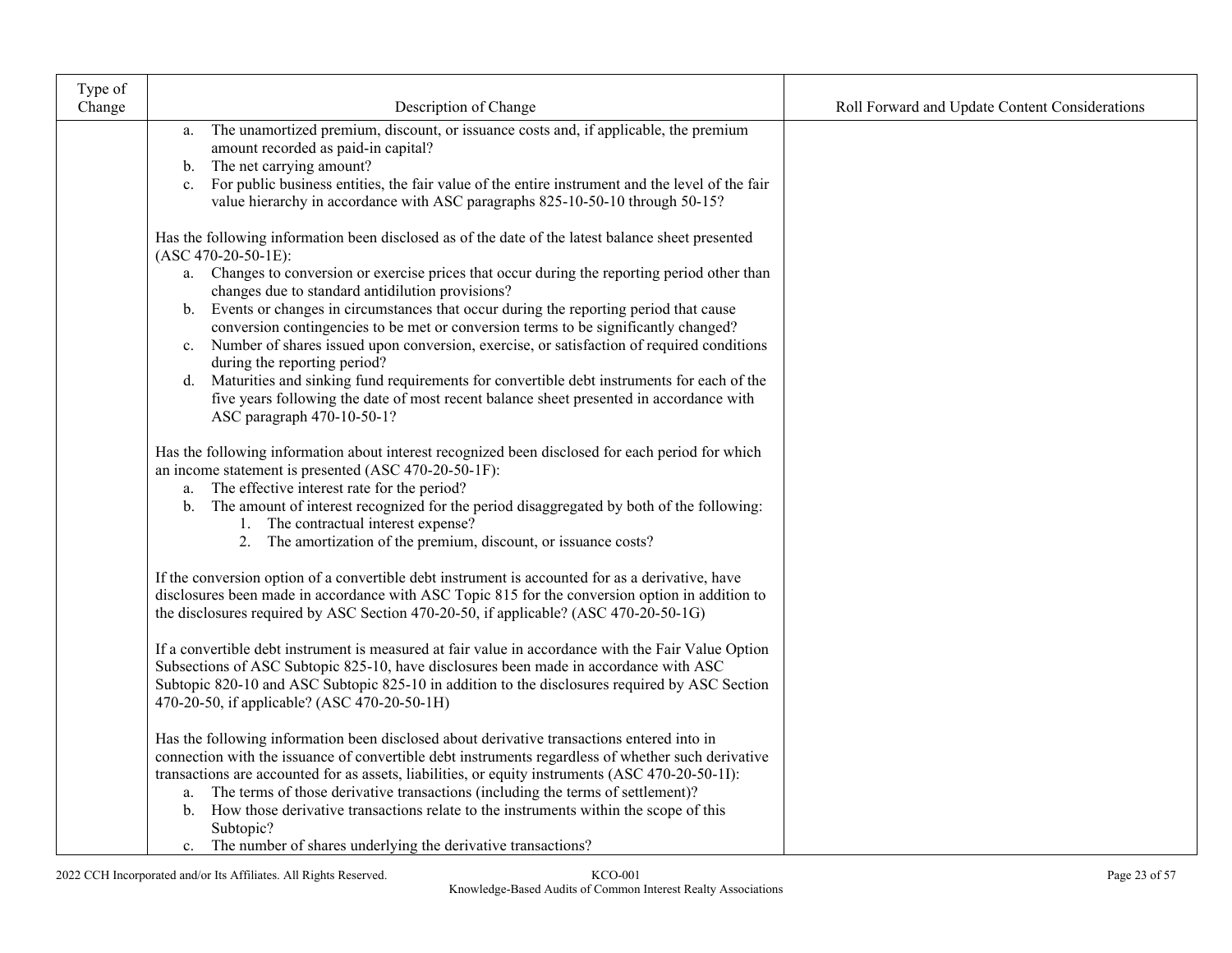| Type of Change | Description of Change | Roll Forward and Update Content Considerations |
|---|---|---|
| | a. The unamortized premium, discount, or issuance costs and, if applicable, the premium amount recorded as paid-in capital?<br>b. The net carrying amount?<br>c. For public business entities, the fair value of the entire instrument and the level of the fair value hierarchy in accordance with ASC paragraphs 825-10-50-10 through 50-15?<br><br>Has the following information been disclosed as of the date of the latest balance sheet presented (ASC 470-20-50-1E):<br>a. Changes to conversion or exercise prices that occur during the reporting period other than changes due to standard antidilution provisions?<br>b. Events or changes in circumstances that occur during the reporting period that cause conversion contingencies to be met or conversion terms to be significantly changed?<br>c. Number of shares issued upon conversion, exercise, or satisfaction of required conditions during the reporting period?<br>d. Maturities and sinking fund requirements for convertible debt instruments for each of the five years following the date of most recent balance sheet presented in accordance with ASC paragraph 470-10-50-1?<br><br>Has the following information about interest recognized been disclosed for each period for which an income statement is presented (ASC 470-20-50-1F):<br>a. The effective interest rate for the period?<br>b. The amount of interest recognized for the period disaggregated by both of the following:<br>1. The contractual interest expense?<br>2. The amortization of the premium, discount, or issuance costs?<br><br>If the conversion option of a convertible debt instrument is accounted for as a derivative, have disclosures been made in accordance with ASC Topic 815 for the conversion option in addition to the disclosures required by ASC Section 470-20-50, if applicable? (ASC 470-20-50-1G)<br><br>If a convertible debt instrument is measured at fair value in accordance with the Fair Value Option Subsections of ASC Subtopic 825-10, have disclosures been made in accordance with ASC Subtopic 820-10 and ASC Subtopic 825-10 in addition to the disclosures required by ASC Section 470-20-50, if applicable? (ASC 470-20-50-1H)<br><br>Has the following information been disclosed about derivative transactions entered into in connection with the issuance of convertible debt instruments regardless of whether such derivative transactions are accounted for as assets, liabilities, or equity instruments (ASC 470-20-50-1I):<br>a. The terms of those derivative transactions (including the terms of settlement)?<br>b. How those derivative transactions relate to the instruments within the scope of this Subtopic?<br>c. The number of shares underlying the derivative transactions? | |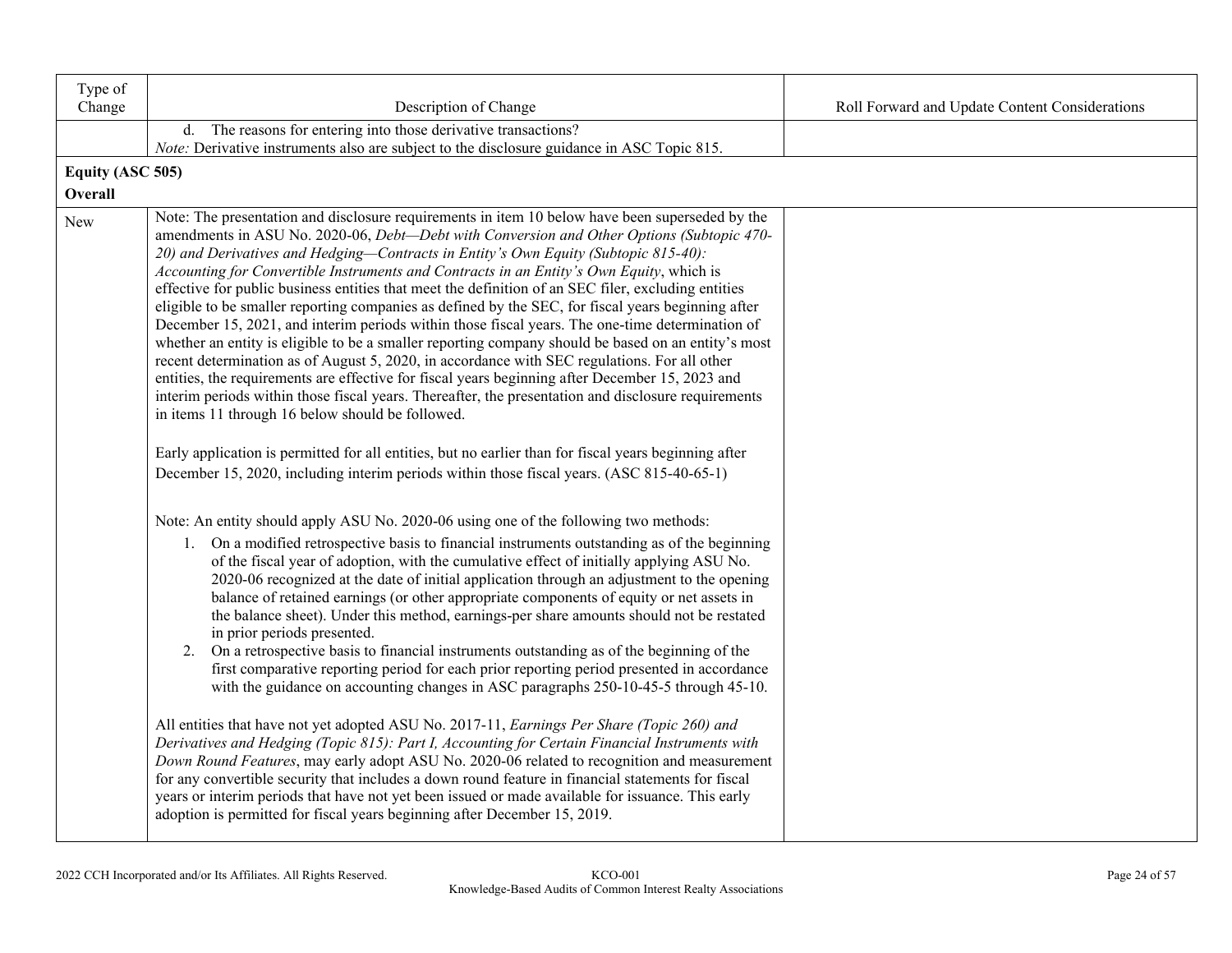| Type of Change | Description of Change | Roll Forward and Update Content Considerations |
|---|---|---|
| | d. The reasons for entering into those derivative transactions?<br>*Note:* Derivative instruments also are subject to the disclosure guidance in ASC Topic 815. | |
| **Equity (ASC 505)**<br>**Overall** | | |
| New | Note: The presentation and disclosure requirements in item 10 below have been superseded by the amendments in ASU No. 2020-06, *Debt—Debt with Conversion and Other Options (Subtopic 470-20) and Derivatives and Hedging—Contracts in Entity's Own Equity (Subtopic 815-40): Accounting for Convertible Instruments and Contracts in an Entity's Own Equity*, which is effective for public business entities that meet the definition of an SEC filer, excluding entities eligible to be smaller reporting companies as defined by the SEC, for fiscal years beginning after December 15, 2021, and interim periods within those fiscal years. The one-time determination of whether an entity is eligible to be a smaller reporting company should be based on an entity's most recent determination as of August 5, 2020, in accordance with SEC regulations. For all other entities, the requirements are effective for fiscal years beginning after December 15, 2023 and interim periods within those fiscal years. Thereafter, the presentation and disclosure requirements in items 11 through 16 below should be followed.<br><br>Early application is permitted for all entities, but no earlier than for fiscal years beginning after December 15, 2020, including interim periods within those fiscal years. (ASC 815-40-65-1)<br><br>Note: An entity should apply ASU No. 2020-06 using one of the following two methods:<br>1. On a modified retrospective basis to financial instruments outstanding as of the beginning of the fiscal year of adoption, with the cumulative effect of initially applying ASU No. 2020-06 recognized at the date of initial application through an adjustment to the opening balance of retained earnings (or other appropriate components of equity or net assets in the balance sheet). Under this method, earnings-per share amounts should not be restated in prior periods presented.<br>2. On a retrospective basis to financial instruments outstanding as of the beginning of the first comparative reporting period for each prior reporting period presented in accordance with the guidance on accounting changes in ASC paragraphs 250-10-45-5 through 45-10.<br><br>All entities that have not yet adopted ASU No. 2017-11, *Earnings Per Share (Topic 260) and Derivatives and Hedging (Topic 815): Part I, Accounting for Certain Financial Instruments with Down Round Features*, may early adopt ASU No. 2020-06 related to recognition and measurement for any convertible security that includes a down round feature in financial statements for fiscal years or interim periods that have not yet been issued or made available for issuance. This early adoption is permitted for fiscal years beginning after December 15, 2019. | |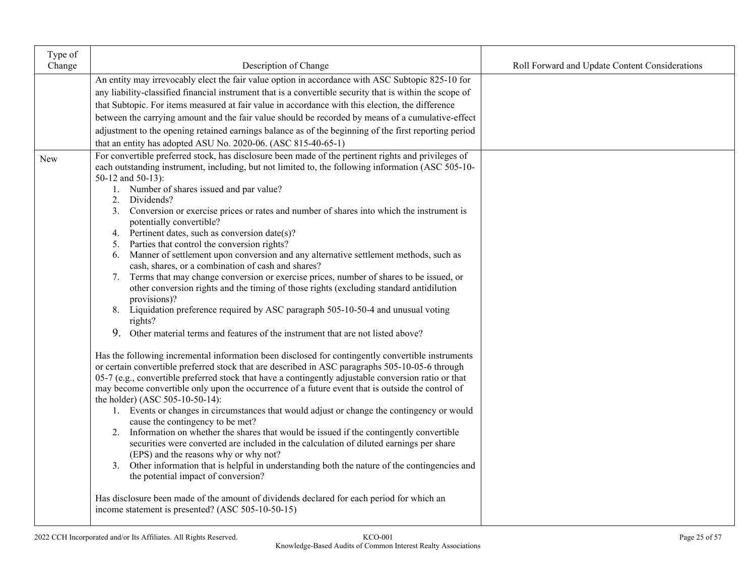| Type of Change | Description of Change | Roll Forward and Update Content Considerations |
|---|---|---|
| | An entity may irrevocably elect the fair value option in accordance with ASC Subtopic 825-10 for any liability-classified financial instrument that is a convertible security that is within the scope of that Subtopic. For items measured at fair value in accordance with this election, the difference between the carrying amount and the fair value should be recorded by means of a cumulative-effect adjustment to the opening retained earnings balance as of the beginning of the first reporting period that an entity has adopted ASU No. 2020-06. (ASC 815-40-65-1) | |
| New | For convertible preferred stock, has disclosure been made of the pertinent rights and privileges of each outstanding instrument, including, but not limited to, the following information (ASC 505-10-50-12 and 50-13):<br>1. Number of shares issued and par value?<br>2. Dividends?<br>3. Conversion or exercise prices or rates and number of shares into which the instrument is potentially convertible?<br>4. Pertinent dates, such as conversion date(s)?<br>5. Parties that control the conversion rights?<br>6. Manner of settlement upon conversion and any alternative settlement methods, such as cash, shares, or a combination of cash and shares?<br>7. Terms that may change conversion or exercise prices, number of shares to be issued, or other conversion rights and the timing of those rights (excluding standard antidilution provisions)?<br>8. Liquidation preference required by ASC paragraph 505-10-50-4 and unusual voting rights?<br>9. Other material terms and features of the instrument that are not listed above?<br><br>Has the following incremental information been disclosed for contingently convertible instruments or certain convertible preferred stock that are described in ASC paragraphs 505-10-05-6 through 05-7 (e.g., convertible preferred stock that have a contingently adjustable conversion ratio or that may become convertible only upon the occurrence of a future event that is outside the control of the holder) (ASC 505-10-50-14):<br>1. Events or changes in circumstances that would adjust or change the contingency or would cause the contingency to be met?<br>2. Information on whether the shares that would be issued if the contingently convertible securities were converted are included in the calculation of diluted earnings per share (EPS) and the reasons why or why not?<br>3. Other information that is helpful in understanding both the nature of the contingencies and the potential impact of conversion?<br><br>Has disclosure been made of the amount of dividends declared for each period for which an income statement is presented? (ASC 505-10-50-15) | |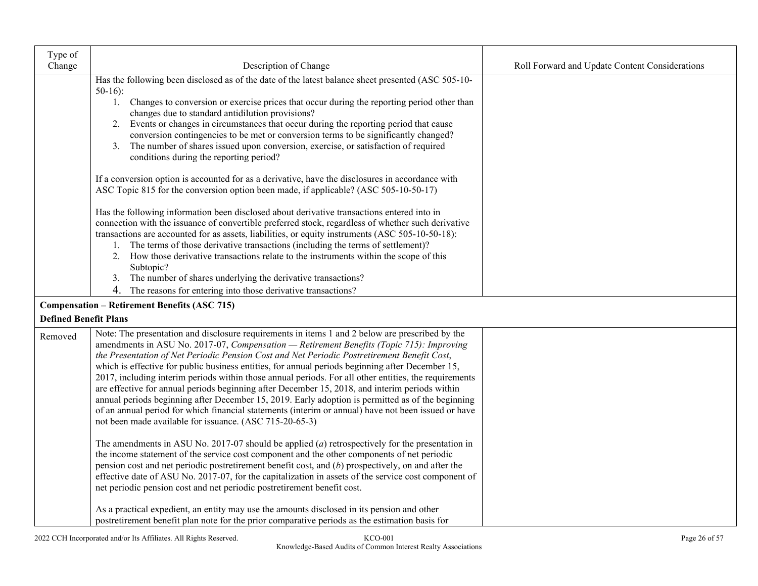| Type of Change | Description of Change | Roll Forward and Update Content Considerations |
| --- | --- | --- |
| | Has the following been disclosed as of the date of the latest balance sheet presented (ASC 505-10-50-16):<br>1. Changes to conversion or exercise prices that occur during the reporting period other than changes due to standard antidilution provisions?<br>2. Events or changes in circumstances that occur during the reporting period that cause conversion contingencies to be met or conversion terms to be significantly changed?<br>3. The number of shares issued upon conversion, exercise, or satisfaction of required conditions during the reporting period?<br><br>If a conversion option is accounted for as a derivative, have the disclosures in accordance with ASC Topic 815 for the conversion option been made, if applicable? (ASC 505-10-50-17)<br><br>Has the following information been disclosed about derivative transactions entered into in connection with the issuance of convertible preferred stock, regardless of whether such derivative transactions are accounted for as assets, liabilities, or equity instruments (ASC 505-10-50-18):<br>1. The terms of those derivative transactions (including the terms of settlement)?<br>2. How those derivative transactions relate to the instruments within the scope of this Subtopic?<br>3. The number of shares underlying the derivative transactions?<br>4. The reasons for entering into those derivative transactions? | |
| **Compensation – Retirement Benefits (ASC 715)**<br>**Defined Benefit Plans** | | |
| Removed | Note: The presentation and disclosure requirements in items 1 and 2 below are prescribed by the amendments in ASU No. 2017-07, *Compensation — Retirement Benefits (Topic 715): Improving the Presentation of Net Periodic Pension Cost and Net Periodic Postretirement Benefit Cost*, which is effective for public business entities, for annual periods beginning after December 15, 2017, including interim periods within those annual periods. For all other entities, the requirements are effective for annual periods beginning after December 15, 2018, and interim periods within annual periods beginning after December 15, 2019. Early adoption is permitted as of the beginning of an annual period for which financial statements (interim or annual) have not been issued or have not been made available for issuance. (ASC 715-20-65-3)<br><br>The amendments in ASU No. 2017-07 should be applied (*a*) retrospectively for the presentation in the income statement of the service cost component and the other components of net periodic pension cost and net periodic postretirement benefit cost, and (*b*) prospectively, on and after the effective date of ASU No. 2017-07, for the capitalization in assets of the service cost component of net periodic pension cost and net periodic postretirement benefit cost.<br><br>As a practical expedient, an entity may use the amounts disclosed in its pension and other postretirement benefit plan note for the prior comparative periods as the estimation basis for | |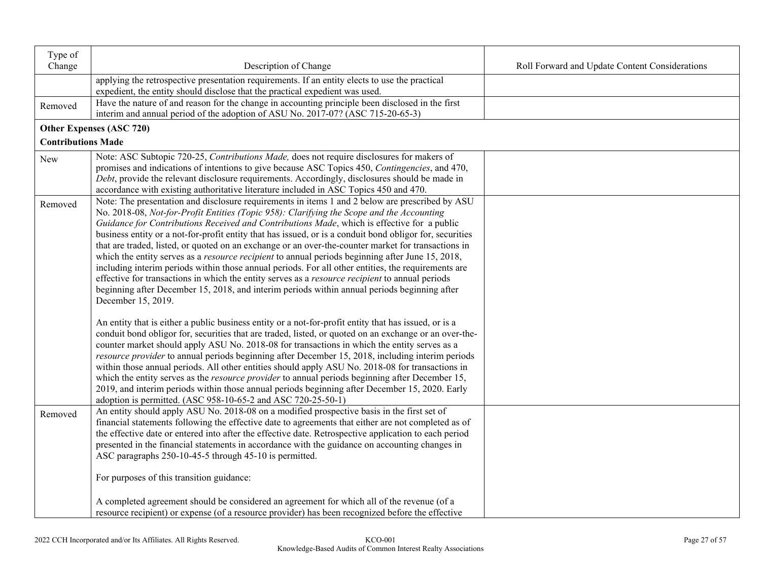| Type of Change | Description of Change | Roll Forward and Update Content Considerations |
|---|---|---|
| | applying the retrospective presentation requirements. If an entity elects to use the practical expedient, the entity should disclose that the practical expedient was used. | |
| Removed | Have the nature of and reason for the change in accounting principle been disclosed in the first interim and annual period of the adoption of ASU No. 2017-07? (ASC 715-20-65-3) | |
| **Other Expenses (ASC 720)**<br>**Contributions Made** | | |
| New | Note: ASC Subtopic 720-25, *Contributions Made,* does not require disclosures for makers of promises and indications of intentions to give because ASC Topics 450, *Contingencies*, and 470, *Debt*, provide the relevant disclosure requirements. Accordingly, disclosures should be made in accordance with existing authoritative literature included in ASC Topics 450 and 470. | |
| Removed | Note: The presentation and disclosure requirements in items 1 and 2 below are prescribed by ASU No. 2018-08, *Not-for-Profit Entities (Topic 958): Clarifying the Scope and the Accounting Guidance for Contributions Received and Contributions Made*, which is effective for a public business entity or a not-for-profit entity that has issued, or is a conduit bond obligor for, securities that are traded, listed, or quoted on an exchange or an over-the-counter market for transactions in which the entity serves as a *resource recipient* to annual periods beginning after June 15, 2018, including interim periods within those annual periods. For all other entities, the requirements are effective for transactions in which the entity serves as a *resource recipient* to annual periods beginning after December 15, 2018, and interim periods within annual periods beginning after December 15, 2019.<br><br>An entity that is either a public business entity or a not-for-profit entity that has issued, or is a conduit bond obligor for, securities that are traded, listed, or quoted on an exchange or an over-the-counter market should apply ASU No. 2018-08 for transactions in which the entity serves as a *resource provider* to annual periods beginning after December 15, 2018, including interim periods within those annual periods. All other entities should apply ASU No. 2018-08 for transactions in which the entity serves as the *resource provider* to annual periods beginning after December 15, 2019, and interim periods within those annual periods beginning after December 15, 2020. Early adoption is permitted. (ASC 958-10-65-2 and ASC 720-25-50-1) | |
| Removed | An entity should apply ASU No. 2018-08 on a modified prospective basis in the first set of financial statements following the effective date to agreements that either are not completed as of the effective date or entered into after the effective date. Retrospective application to each period presented in the financial statements in accordance with the guidance on accounting changes in ASC paragraphs 250-10-45-5 through 45-10 is permitted.<br><br>For purposes of this transition guidance:<br><br>A completed agreement should be considered an agreement for which all of the revenue (of a resource recipient) or expense (of a resource provider) has been recognized before the effective | |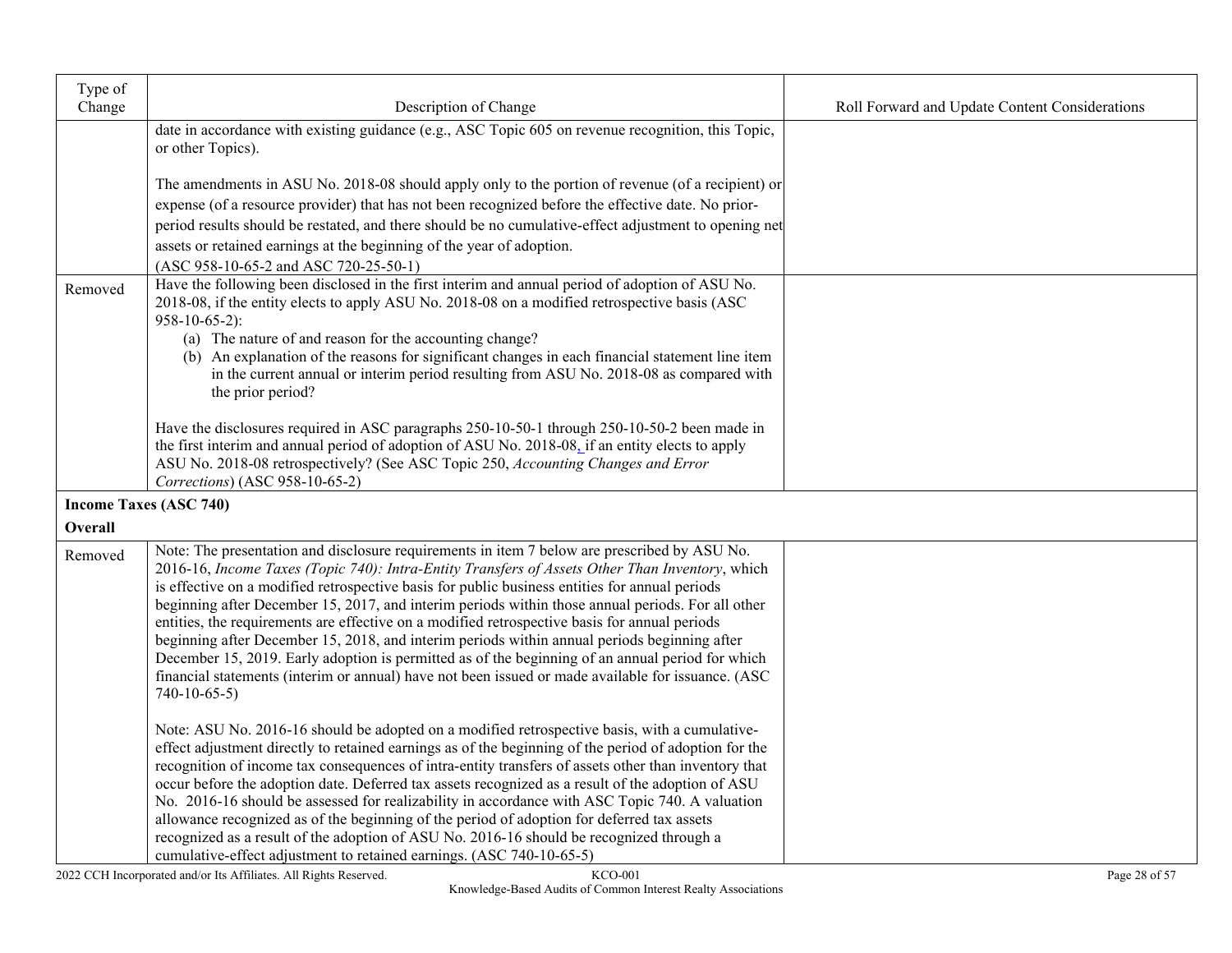| Type of Change | Description of Change | Roll Forward and Update Content Considerations |
|---|---|---|
| | date in accordance with existing guidance (e.g., ASC Topic 605 on revenue recognition, this Topic, or other Topics).<br><br>The amendments in ASU No. 2018-08 should apply only to the portion of revenue (of a recipient) or expense (of a resource provider) that has not been recognized before the effective date. No prior-period results should be restated, and there should be no cumulative-effect adjustment to opening net assets or retained earnings at the beginning of the year of adoption.<br>(ASC 958-10-65-2 and ASC 720-25-50-1) | |
| Removed | Have the following been disclosed in the first interim and annual period of adoption of ASU No. 2018-08, if the entity elects to apply ASU No. 2018-08 on a modified retrospective basis (ASC 958-10-65-2):<br>(a) The nature of and reason for the accounting change?<br>(b) An explanation of the reasons for significant changes in each financial statement line item in the current annual or interim period resulting from ASU No. 2018-08 as compared with the prior period?<br><br>Have the disclosures required in ASC paragraphs 250-10-50-1 through 250-10-50-2 been made in the first interim and annual period of adoption of ASU No. 2018-08, if an entity elects to apply ASU No. 2018-08 retrospectively? (See ASC Topic 250, *Accounting Changes and Error Corrections*) (ASC 958-10-65-2) | |
| **Income Taxes (ASC 740)**<br>**Overall** | | |
| Removed | Note: The presentation and disclosure requirements in item 7 below are prescribed by ASU No. 2016-16, *Income Taxes (Topic 740): Intra-Entity Transfers of Assets Other Than Inventory*, which is effective on a modified retrospective basis for public business entities for annual periods beginning after December 15, 2017, and interim periods within those annual periods. For all other entities, the requirements are effective on a modified retrospective basis for annual periods beginning after December 15, 2018, and interim periods within annual periods beginning after December 15, 2019. Early adoption is permitted as of the beginning of an annual period for which financial statements (interim or annual) have not been issued or made available for issuance. (ASC 740-10-65-5)<br><br>Note: ASU No. 2016-16 should be adopted on a modified retrospective basis, with a cumulative-effect adjustment directly to retained earnings as of the beginning of the period of adoption for the recognition of income tax consequences of intra-entity transfers of assets other than inventory that occur before the adoption date. Deferred tax assets recognized as a result of the adoption of ASU No. 2016-16 should be assessed for realizability in accordance with ASC Topic 740. A valuation allowance recognized as of the beginning of the period of adoption for deferred tax assets recognized as a result of the adoption of ASU No. 2016-16 should be recognized through a cumulative-effect adjustment to retained earnings. (ASC 740-10-65-5) | |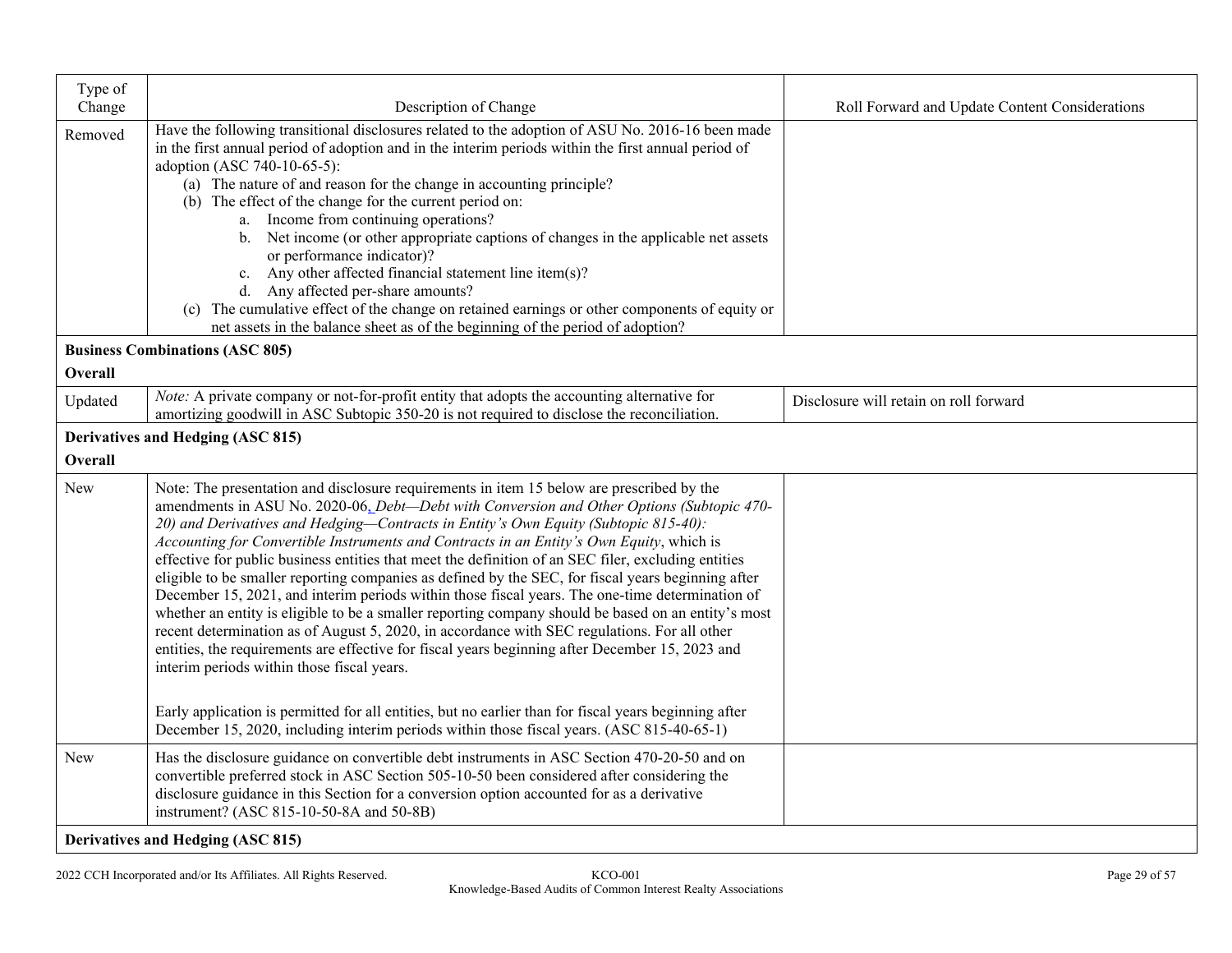| Type of Change | Description of Change | Roll Forward and Update Content Considerations |
|---|---|---|
| Removed | Have the following transitional disclosures related to the adoption of ASU No. 2016-16 been made in the first annual period of adoption and in the interim periods within the first annual period of adoption (ASC 740-10-65-5):<br>(a) The nature of and reason for the change in accounting principle?<br>(b) The effect of the change for the current period on:<br>a. Income from continuing operations?<br>b. Net income (or other appropriate captions of changes in the applicable net assets or performance indicator)?<br>c. Any other affected financial statement line item(s)?<br>d. Any affected per-share amounts?<br>(c) The cumulative effect of the change on retained earnings or other components of equity or net assets in the balance sheet as of the beginning of the period of adoption? | |
| **Business Combinations (ASC 805)**<br>**Overall** | | |
| Updated | *Note:* A private company or not-for-profit entity that adopts the accounting alternative for amortizing goodwill in ASC Subtopic 350-20 is not required to disclose the reconciliation. | Disclosure will retain on roll forward |
| **Derivatives and Hedging (ASC 815)**<br>**Overall** | | |
| New | Note: The presentation and disclosure requirements in item 15 below are prescribed by the amendments in ASU No. 2020-06, *Debt—Debt with Conversion and Other Options (Subtopic 470-20) and Derivatives and Hedging—Contracts in Entity's Own Equity (Subtopic 815-40): Accounting for Convertible Instruments and Contracts in an Entity's Own Equity*, which is effective for public business entities that meet the definition of an SEC filer, excluding entities eligible to be smaller reporting companies as defined by the SEC, for fiscal years beginning after December 15, 2021, and interim periods within those fiscal years. The one-time determination of whether an entity is eligible to be a smaller reporting company should be based on an entity's most recent determination as of August 5, 2020, in accordance with SEC regulations. For all other entities, the requirements are effective for fiscal years beginning after December 15, 2023 and interim periods within those fiscal years.<br><br>Early application is permitted for all entities, but no earlier than for fiscal years beginning after December 15, 2020, including interim periods within those fiscal years. (ASC 815-40-65-1) | |
| New | Has the disclosure guidance on convertible debt instruments in ASC Section 470-20-50 and on convertible preferred stock in ASC Section 505-10-50 been considered after considering the disclosure guidance in this Section for a conversion option accounted for as a derivative instrument? (ASC 815-10-50-8A and 50-8B) | |
| **Derivatives and Hedging (ASC 815)** | | |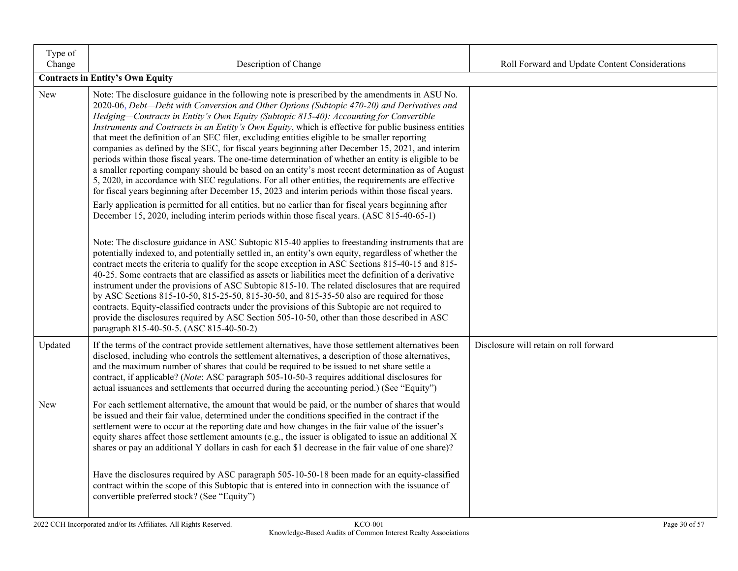| Type of Change | Description of Change | Roll Forward and Update Content Considerations |
|---|---|---|
| **Contracts in Entity's Own Equity** | | |
| New | Note: The disclosure guidance in the following note is prescribed by the amendments in ASU No. 2020-06, *Debt—Debt with Conversion and Other Options (Subtopic 470-20) and Derivatives and Hedging—Contracts in Entity's Own Equity (Subtopic 815-40): Accounting for Convertible Instruments and Contracts in an Entity's Own Equity*, which is effective for public business entities that meet the definition of an SEC filer, excluding entities eligible to be smaller reporting companies as defined by the SEC, for fiscal years beginning after December 15, 2021, and interim periods within those fiscal years. The one-time determination of whether an entity is eligible to be a smaller reporting company should be based on an entity's most recent determination as of August 5, 2020, in accordance with SEC regulations. For all other entities, the requirements are effective for fiscal years beginning after December 15, 2023 and interim periods within those fiscal years.<br><br>Early application is permitted for all entities, but no earlier than for fiscal years beginning after December 15, 2020, including interim periods within those fiscal years. (ASC 815-40-65-1)<br><br>Note: The disclosure guidance in ASC Subtopic 815-40 applies to freestanding instruments that are potentially indexed to, and potentially settled in, an entity's own equity, regardless of whether the contract meets the criteria to qualify for the scope exception in ASC Sections 815-40-15 and 815-40-25. Some contracts that are classified as assets or liabilities meet the definition of a derivative instrument under the provisions of ASC Subtopic 815-10. The related disclosures that are required by ASC Sections 815-10-50, 815-25-50, 815-30-50, and 815-35-50 also are required for those contracts. Equity-classified contracts under the provisions of this Subtopic are not required to provide the disclosures required by ASC Section 505-10-50, other than those described in ASC paragraph 815-40-50-5. (ASC 815-40-50-2) | |
| Updated | If the terms of the contract provide settlement alternatives, have those settlement alternatives been disclosed, including who controls the settlement alternatives, a description of those alternatives, and the maximum number of shares that could be required to be issued to net share settle a contract, if applicable? (*Note*: ASC paragraph 505-10-50-3 requires additional disclosures for actual issuances and settlements that occurred during the accounting period.) (See "Equity") | Disclosure will retain on roll forward |
| New | For each settlement alternative, the amount that would be paid, or the number of shares that would be issued and their fair value, determined under the conditions specified in the contract if the settlement were to occur at the reporting date and how changes in the fair value of the issuer's equity shares affect those settlement amounts (e.g., the issuer is obligated to issue an additional X shares or pay an additional Y dollars in cash for each $1 decrease in the fair value of one share)?<br><br>Have the disclosures required by ASC paragraph 505-10-50-18 been made for an equity-classified contract within the scope of this Subtopic that is entered into in connection with the issuance of convertible preferred stock? (See "Equity") | |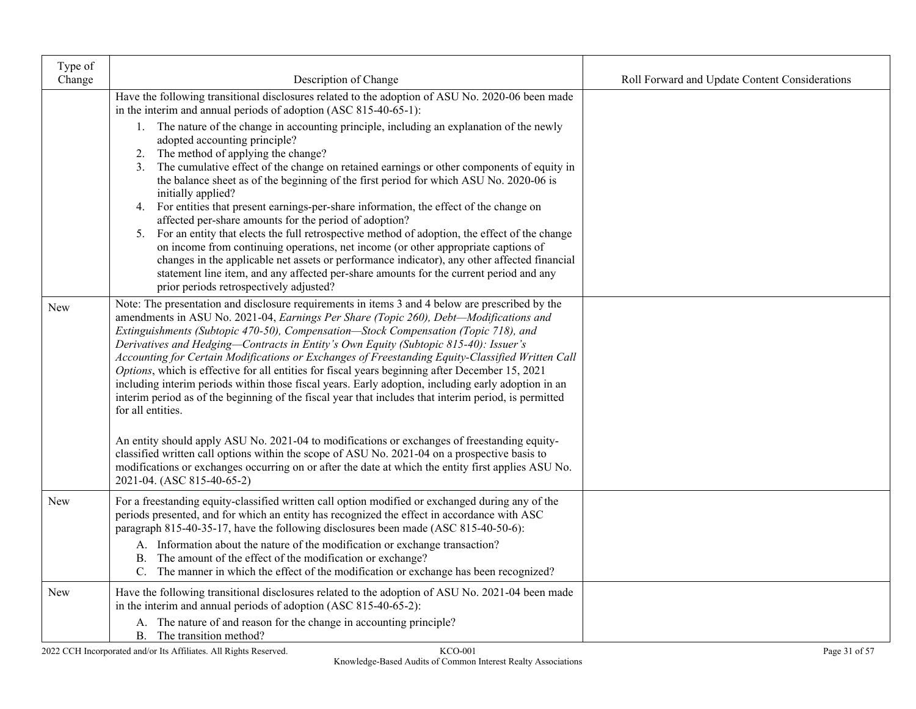| Type of Change | Description of Change | Roll Forward and Update Content Considerations |
|---|---|---|
| | Have the following transitional disclosures related to the adoption of ASU No. 2020-06 been made in the interim and annual periods of adoption (ASC 815-40-65-1):<br>1. The nature of the change in accounting principle, including an explanation of the newly adopted accounting principle?<br>2. The method of applying the change?<br>3. The cumulative effect of the change on retained earnings or other components of equity in the balance sheet as of the beginning of the first period for which ASU No. 2020-06 is initially applied?<br>4. For entities that present earnings-per-share information, the effect of the change on affected per-share amounts for the period of adoption?<br>5. For an entity that elects the full retrospective method of adoption, the effect of the change on income from continuing operations, net income (or other appropriate captions of changes in the applicable net assets or performance indicator), any other affected financial statement line item, and any affected per-share amounts for the current period and any prior periods retrospectively adjusted? | |
| New | Note: The presentation and disclosure requirements in items 3 and 4 below are prescribed by the amendments in ASU No. 2021-04, *Earnings Per Share (Topic 260), Debt—Modifications and Extinguishments (Subtopic 470-50), Compensation—Stock Compensation (Topic 718), and Derivatives and Hedging—Contracts in Entity's Own Equity (Subtopic 815-40): Issuer's Accounting for Certain Modifications or Exchanges of Freestanding Equity-Classified Written Call Options*, which is effective for all entities for fiscal years beginning after December 15, 2021 including interim periods within those fiscal years. Early adoption, including early adoption in an interim period as of the beginning of the fiscal year that includes that interim period, is permitted for all entities.<br><br>An entity should apply ASU No. 2021-04 to modifications or exchanges of freestanding equity-classified written call options within the scope of ASU No. 2021-04 on a prospective basis to modifications or exchanges occurring on or after the date at which the entity first applies ASU No. 2021-04. (ASC 815-40-65-2) | |
| New | For a freestanding equity-classified written call option modified or exchanged during any of the periods presented, and for which an entity has recognized the effect in accordance with ASC paragraph 815-40-35-17, have the following disclosures been made (ASC 815-40-50-6):<br>A. Information about the nature of the modification or exchange transaction?<br>B. The amount of the effect of the modification or exchange?<br>C. The manner in which the effect of the modification or exchange has been recognized? | |
| New | Have the following transitional disclosures related to the adoption of ASU No. 2021-04 been made in the interim and annual periods of adoption (ASC 815-40-65-2):<br>A. The nature of and reason for the change in accounting principle?<br>B. The transition method? | |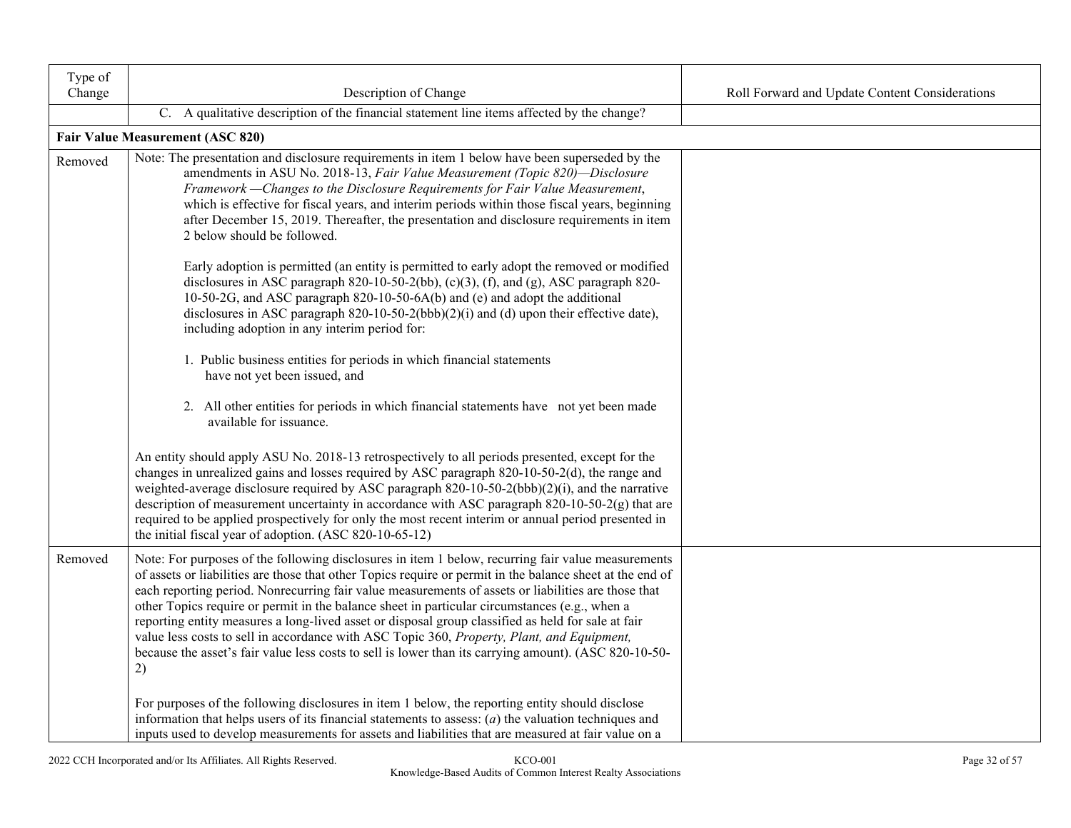| Type of Change | Description of Change | Roll Forward and Update Content Considerations |
|---|---|---|
| | C. A qualitative description of the financial statement line items affected by the change? | |
| **Fair Value Measurement (ASC 820)** | | |
| Removed | Note: The presentation and disclosure requirements in item 1 below have been superseded by the amendments in ASU No. 2018-13, *Fair Value Measurement (Topic 820)—Disclosure Framework —Changes to the Disclosure Requirements for Fair Value Measurement*, which is effective for fiscal years, and interim periods within those fiscal years, beginning after December 15, 2019. Thereafter, the presentation and disclosure requirements in item 2 below should be followed.<br><br>Early adoption is permitted (an entity is permitted to early adopt the removed or modified disclosures in ASC paragraph 820-10-50-2(bb), (c)(3), (f), and (g), ASC paragraph 820-10-50-2G, and ASC paragraph 820-10-50-6A(b) and (e) and adopt the additional disclosures in ASC paragraph 820-10-50-2(bbb)(2)(i) and (d) upon their effective date), including adoption in any interim period for:<br><br>1. Public business entities for periods in which financial statements have not yet been issued, and<br><br>2. All other entities for periods in which financial statements have not yet been made available for issuance.<br><br>An entity should apply ASU No. 2018-13 retrospectively to all periods presented, except for the changes in unrealized gains and losses required by ASC paragraph 820-10-50-2(d), the range and weighted-average disclosure required by ASC paragraph 820-10-50-2(bbb)(2)(i), and the narrative description of measurement uncertainty in accordance with ASC paragraph 820-10-50-2(g) that are required to be applied prospectively for only the most recent interim or annual period presented in the initial fiscal year of adoption. (ASC 820-10-65-12) | |
| Removed | Note: For purposes of the following disclosures in item 1 below, recurring fair value measurements of assets or liabilities are those that other Topics require or permit in the balance sheet at the end of each reporting period. Nonrecurring fair value measurements of assets or liabilities are those that other Topics require or permit in the balance sheet in particular circumstances (e.g., when a reporting entity measures a long-lived asset or disposal group classified as held for sale at fair value less costs to sell in accordance with ASC Topic 360, *Property, Plant, and Equipment,* because the asset's fair value less costs to sell is lower than its carrying amount). (ASC 820-10-50-2)<br><br>For purposes of the following disclosures in item 1 below, the reporting entity should disclose information that helps users of its financial statements to assess: (*a*) the valuation techniques and inputs used to develop measurements for assets and liabilities that are measured at fair value on a | |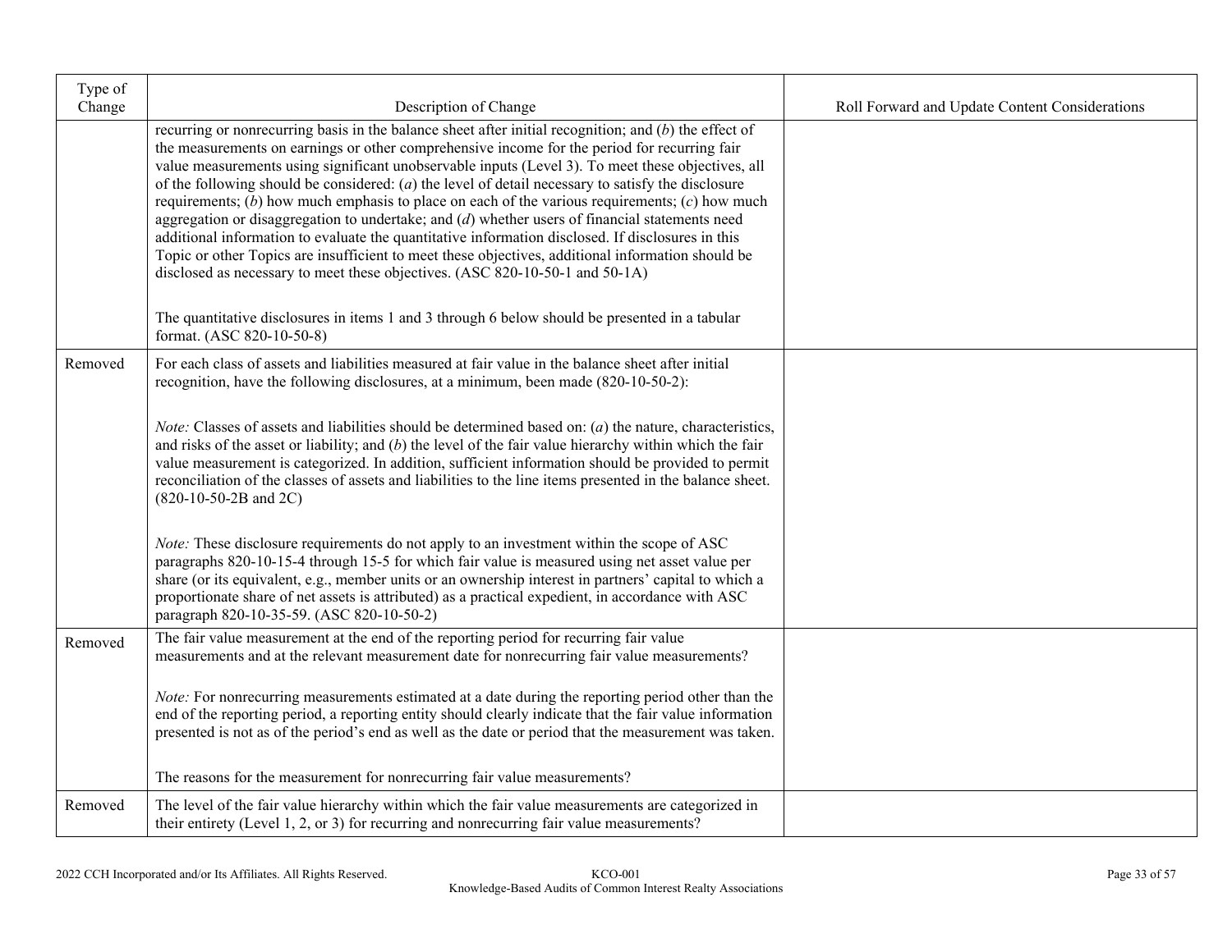| Type of Change | Description of Change | Roll Forward and Update Content Considerations |
| --- | --- | --- |
| | recurring or nonrecurring basis in the balance sheet after initial recognition; and (*b*) the effect of the measurements on earnings or other comprehensive income for the period for recurring fair value measurements using significant unobservable inputs (Level 3). To meet these objectives, all of the following should be considered: (*a*) the level of detail necessary to satisfy the disclosure requirements; (*b*) how much emphasis to place on each of the various requirements; (*c*) how much aggregation or disaggregation to undertake; and (*d*) whether users of financial statements need additional information to evaluate the quantitative information disclosed. If disclosures in this Topic or other Topics are insufficient to meet these objectives, additional information should be disclosed as necessary to meet these objectives. (ASC 820-10-50-1 and 50-1A)<br><br>The quantitative disclosures in items 1 and 3 through 6 below should be presented in a tabular format. (ASC 820-10-50-8) | |
| Removed | For each class of assets and liabilities measured at fair value in the balance sheet after initial recognition, have the following disclosures, at a minimum, been made (820-10-50-2):<br><br>*Note:* Classes of assets and liabilities should be determined based on: (*a*) the nature, characteristics, and risks of the asset or liability; and (*b*) the level of the fair value hierarchy within which the fair value measurement is categorized. In addition, sufficient information should be provided to permit reconciliation of the classes of assets and liabilities to the line items presented in the balance sheet. (820-10-50-2B and 2C)<br><br>*Note:* These disclosure requirements do not apply to an investment within the scope of ASC paragraphs 820-10-15-4 through 15-5 for which fair value is measured using net asset value per share (or its equivalent, e.g., member units or an ownership interest in partners' capital to which a proportionate share of net assets is attributed) as a practical expedient, in accordance with ASC paragraph 820-10-35-59. (ASC 820-10-50-2) | |
| Removed | The fair value measurement at the end of the reporting period for recurring fair value measurements and at the relevant measurement date for nonrecurring fair value measurements?<br><br>*Note:* For nonrecurring measurements estimated at a date during the reporting period other than the end of the reporting period, a reporting entity should clearly indicate that the fair value information presented is not as of the period's end as well as the date or period that the measurement was taken.<br><br>The reasons for the measurement for nonrecurring fair value measurements? | |
| Removed | The level of the fair value hierarchy within which the fair value measurements are categorized in their entirety (Level 1, 2, or 3) for recurring and nonrecurring fair value measurements? | |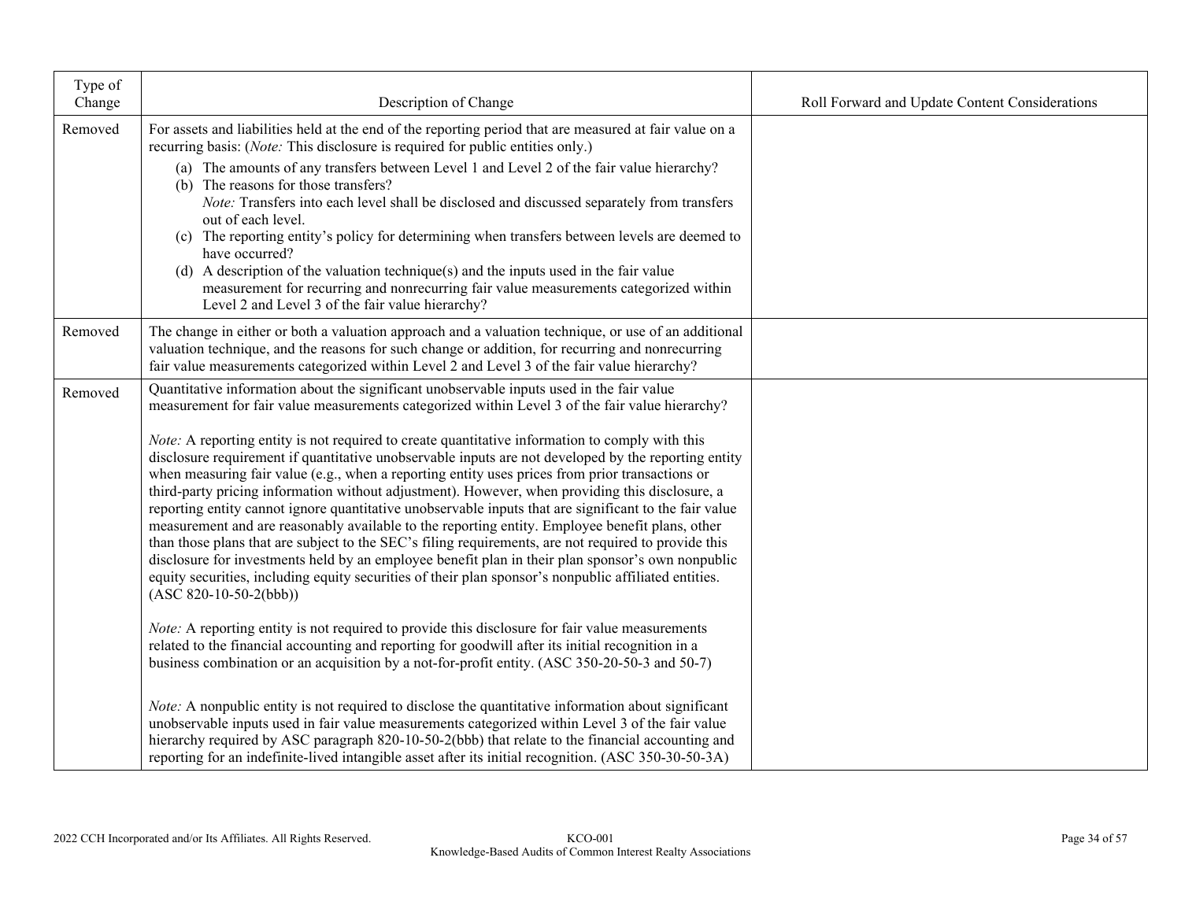| Type of Change | Description of Change | Roll Forward and Update Content Considerations |
|---|---|---|
| Removed | For assets and liabilities held at the end of the reporting period that are measured at fair value on a recurring basis: (*Note:* This disclosure is required for public entities only.)<br>(a) The amounts of any transfers between Level 1 and Level 2 of the fair value hierarchy?<br>(b) The reasons for those transfers?<br>*Note:* Transfers into each level shall be disclosed and discussed separately from transfers out of each level.<br>(c) The reporting entity's policy for determining when transfers between levels are deemed to have occurred?<br>(d) A description of the valuation technique(s) and the inputs used in the fair value measurement for recurring and nonrecurring fair value measurements categorized within Level 2 and Level 3 of the fair value hierarchy? | |
| Removed | The change in either or both a valuation approach and a valuation technique, or use of an additional valuation technique, and the reasons for such change or addition, for recurring and nonrecurring fair value measurements categorized within Level 2 and Level 3 of the fair value hierarchy? | |
| Removed | Quantitative information about the significant unobservable inputs used in the fair value measurement for fair value measurements categorized within Level 3 of the fair value hierarchy?<br><br>*Note:* A reporting entity is not required to create quantitative information to comply with this disclosure requirement if quantitative unobservable inputs are not developed by the reporting entity when measuring fair value (e.g., when a reporting entity uses prices from prior transactions or third-party pricing information without adjustment). However, when providing this disclosure, a reporting entity cannot ignore quantitative unobservable inputs that are significant to the fair value measurement and are reasonably available to the reporting entity. Employee benefit plans, other than those plans that are subject to the SEC's filing requirements, are not required to provide this disclosure for investments held by an employee benefit plan in their plan sponsor's own nonpublic equity securities, including equity securities of their plan sponsor's nonpublic affiliated entities. (ASC 820-10-50-2(bbb))<br><br>*Note:* A reporting entity is not required to provide this disclosure for fair value measurements related to the financial accounting and reporting for goodwill after its initial recognition in a business combination or an acquisition by a not-for-profit entity. (ASC 350-20-50-3 and 50-7)<br><br>*Note:* A nonpublic entity is not required to disclose the quantitative information about significant unobservable inputs used in fair value measurements categorized within Level 3 of the fair value hierarchy required by ASC paragraph 820-10-50-2(bbb) that relate to the financial accounting and reporting for an indefinite-lived intangible asset after its initial recognition. (ASC 350-30-50-3A) | |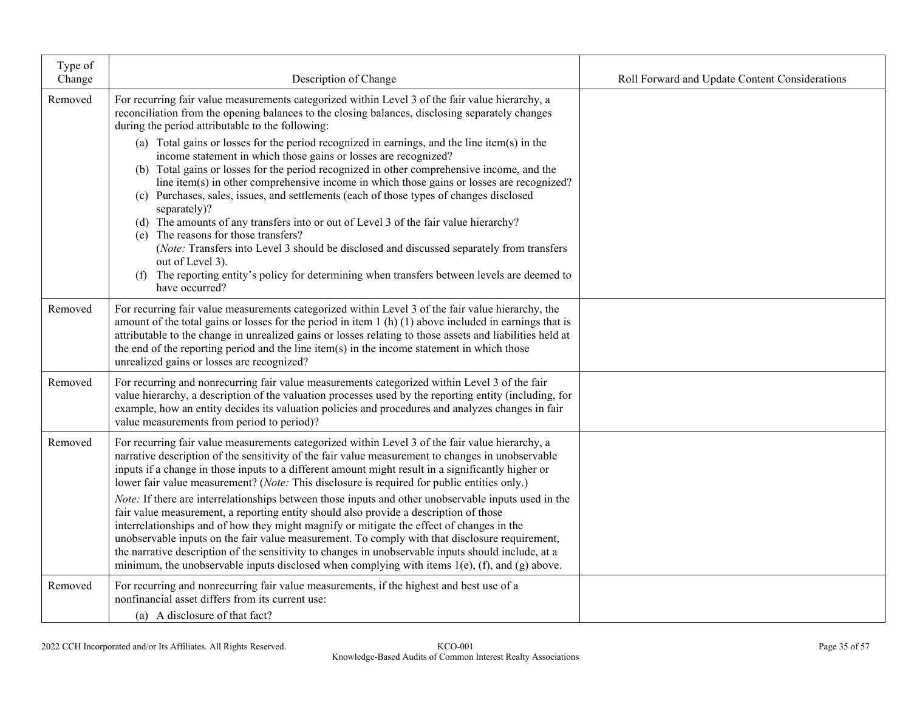| Type of Change | Description of Change | Roll Forward and Update Content Considerations |
|---|---|---|
| Removed | For recurring fair value measurements categorized within Level 3 of the fair value hierarchy, a reconciliation from the opening balances to the closing balances, disclosing separately changes during the period attributable to the following:<br>(a) Total gains or losses for the period recognized in earnings, and the line item(s) in the income statement in which those gains or losses are recognized?<br>(b) Total gains or losses for the period recognized in other comprehensive income, and the line item(s) in other comprehensive income in which those gains or losses are recognized?<br>(c) Purchases, sales, issues, and settlements (each of those types of changes disclosed separately)?<br>(d) The amounts of any transfers into or out of Level 3 of the fair value hierarchy?<br>(e) The reasons for those transfers?<br>(*Note:* Transfers into Level 3 should be disclosed and discussed separately from transfers out of Level 3).<br>(f) The reporting entity's policy for determining when transfers between levels are deemed to have occurred? | |
| Removed | For recurring fair value measurements categorized within Level 3 of the fair value hierarchy, the amount of the total gains or losses for the period in item 1 (h) (1) above included in earnings that is attributable to the change in unrealized gains or losses relating to those assets and liabilities held at the end of the reporting period and the line item(s) in the income statement in which those unrealized gains or losses are recognized? | |
| Removed | For recurring and nonrecurring fair value measurements categorized within Level 3 of the fair value hierarchy, a description of the valuation processes used by the reporting entity (including, for example, how an entity decides its valuation policies and procedures and analyzes changes in fair value measurements from period to period)? | |
| Removed | For recurring fair value measurements categorized within Level 3 of the fair value hierarchy, a narrative description of the sensitivity of the fair value measurement to changes in unobservable inputs if a change in those inputs to a different amount might result in a significantly higher or lower fair value measurement? (*Note:* This disclosure is required for public entities only.)<br>*Note:* If there are interrelationships between those inputs and other unobservable inputs used in the fair value measurement, a reporting entity should also provide a description of those interrelationships and of how they might magnify or mitigate the effect of changes in the unobservable inputs on the fair value measurement. To comply with that disclosure requirement, the narrative description of the sensitivity to changes in unobservable inputs should include, at a minimum, the unobservable inputs disclosed when complying with items 1(e), (f), and (g) above. | |
| Removed | For recurring and nonrecurring fair value measurements, if the highest and best use of a nonfinancial asset differs from its current use:<br>(a) A disclosure of that fact? | |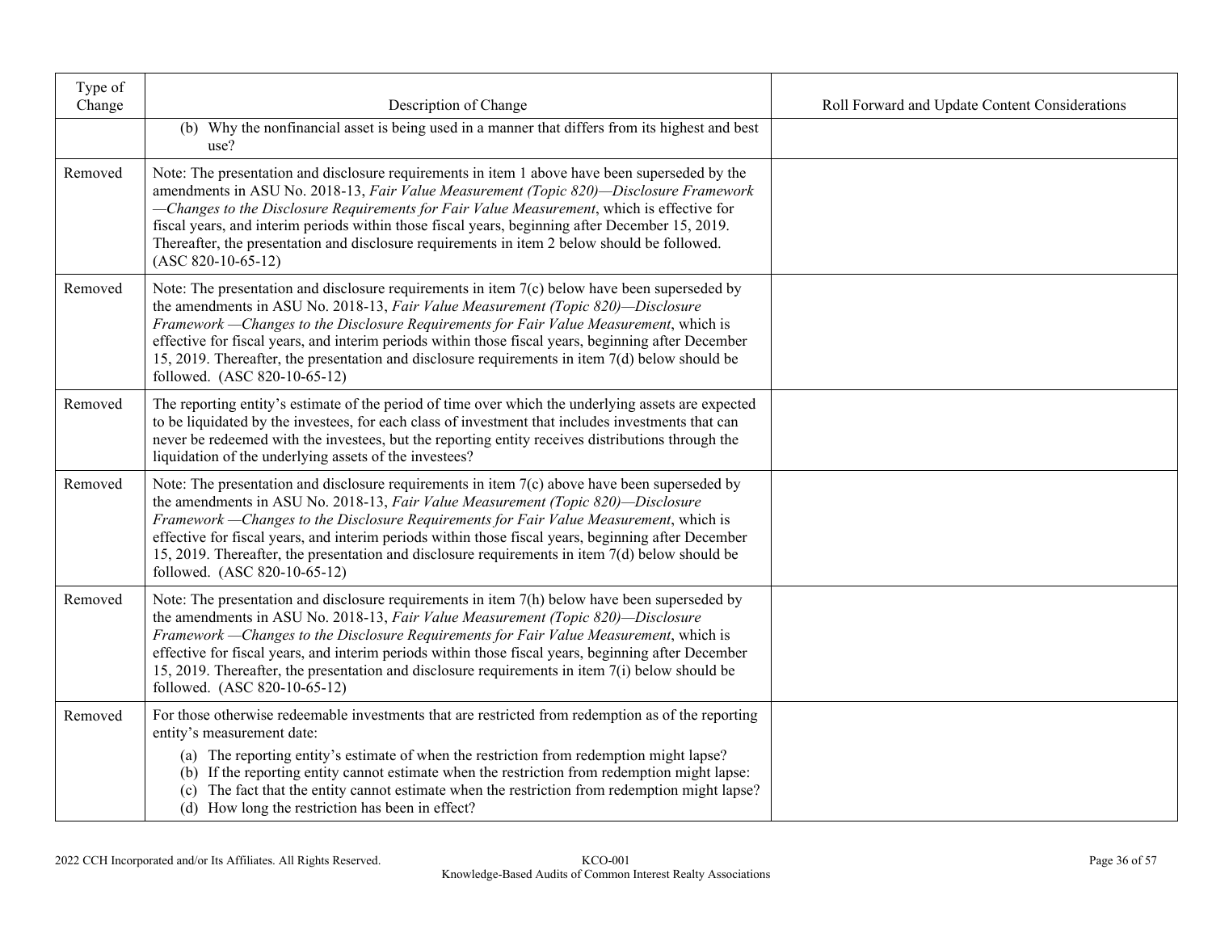| Type of Change | Description of Change | Roll Forward and Update Content Considerations |
|---|---|---|
| | (b) Why the nonfinancial asset is being used in a manner that differs from its highest and best use? | |
| Removed | Note: The presentation and disclosure requirements in item 1 above have been superseded by the amendments in ASU No. 2018-13, *Fair Value Measurement (Topic 820)—Disclosure Framework —Changes to the Disclosure Requirements for Fair Value Measurement*, which is effective for fiscal years, and interim periods within those fiscal years, beginning after December 15, 2019. Thereafter, the presentation and disclosure requirements in item 2 below should be followed. (ASC 820-10-65-12) | |
| Removed | Note: The presentation and disclosure requirements in item 7(c) below have been superseded by the amendments in ASU No. 2018-13, *Fair Value Measurement (Topic 820)—Disclosure Framework —Changes to the Disclosure Requirements for Fair Value Measurement*, which is effective for fiscal years, and interim periods within those fiscal years, beginning after December 15, 2019. Thereafter, the presentation and disclosure requirements in item 7(d) below should be followed. (ASC 820-10-65-12) | |
| Removed | The reporting entity's estimate of the period of time over which the underlying assets are expected to be liquidated by the investees, for each class of investment that includes investments that can never be redeemed with the investees, but the reporting entity receives distributions through the liquidation of the underlying assets of the investees? | |
| Removed | Note: The presentation and disclosure requirements in item 7(c) above have been superseded by the amendments in ASU No. 2018-13, *Fair Value Measurement (Topic 820)—Disclosure Framework —Changes to the Disclosure Requirements for Fair Value Measurement*, which is effective for fiscal years, and interim periods within those fiscal years, beginning after December 15, 2019. Thereafter, the presentation and disclosure requirements in item 7(d) below should be followed. (ASC 820-10-65-12) | |
| Removed | Note: The presentation and disclosure requirements in item 7(h) below have been superseded by the amendments in ASU No. 2018-13, *Fair Value Measurement (Topic 820)—Disclosure Framework —Changes to the Disclosure Requirements for Fair Value Measurement*, which is effective for fiscal years, and interim periods within those fiscal years, beginning after December 15, 2019. Thereafter, the presentation and disclosure requirements in item 7(i) below should be followed. (ASC 820-10-65-12) | |
| Removed | For those otherwise redeemable investments that are restricted from redemption as of the reporting entity's measurement date:<br>(a) The reporting entity's estimate of when the restriction from redemption might lapse?<br>(b) If the reporting entity cannot estimate when the restriction from redemption might lapse:<br>(c) The fact that the entity cannot estimate when the restriction from redemption might lapse?<br>(d) How long the restriction has been in effect? | |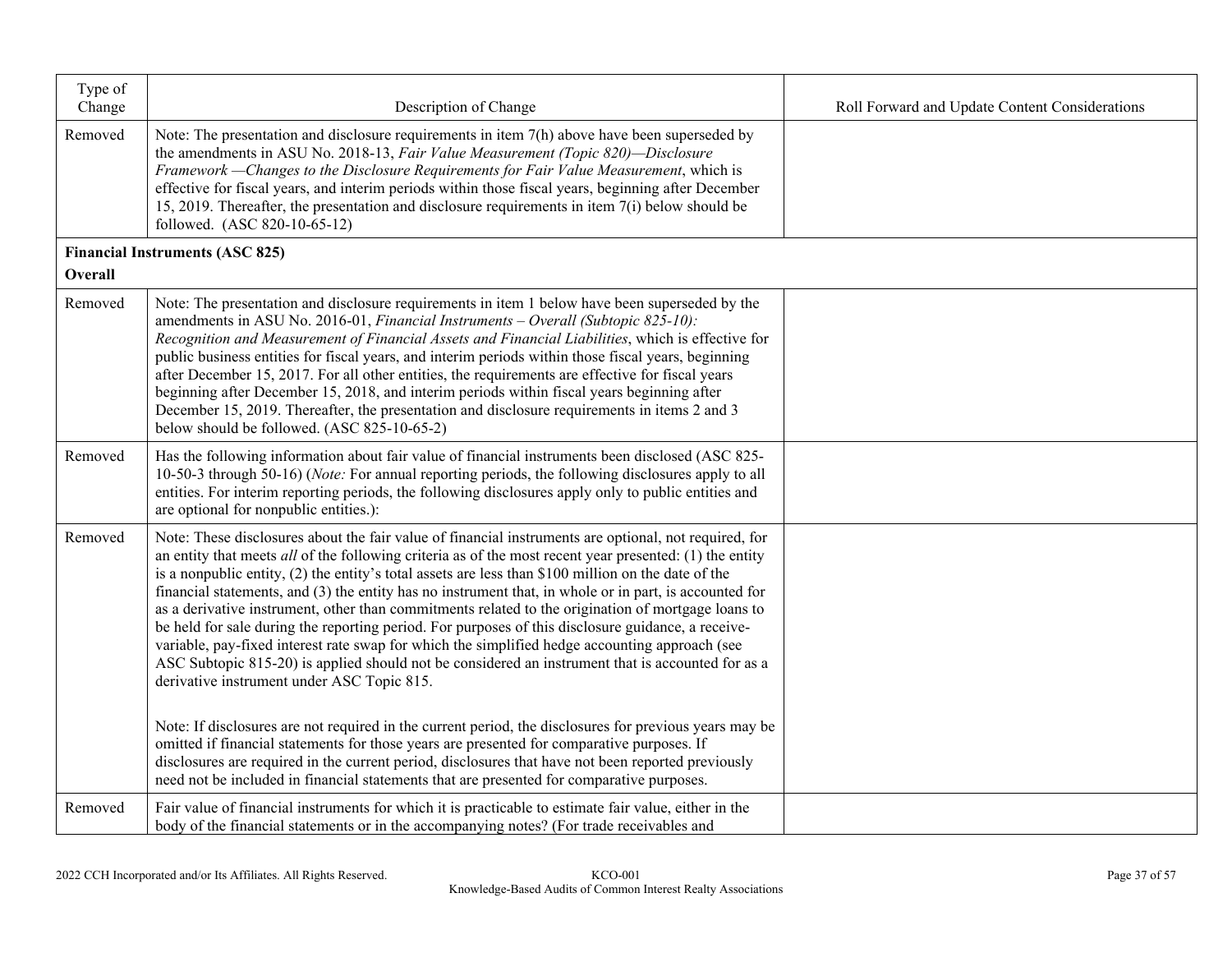| Type of Change | Description of Change | Roll Forward and Update Content Considerations |
|---|---|---|
| Removed | Note: The presentation and disclosure requirements in item 7(h) above have been superseded by the amendments in ASU No. 2018-13, *Fair Value Measurement (Topic 820)—Disclosure Framework —Changes to the Disclosure Requirements for Fair Value Measurement*, which is effective for fiscal years, and interim periods within those fiscal years, beginning after December 15, 2019. Thereafter, the presentation and disclosure requirements in item 7(i) below should be followed. (ASC 820-10-65-12) | |
| **Financial Instruments (ASC 825)**<br>**Overall** | | |
| Removed | Note: The presentation and disclosure requirements in item 1 below have been superseded by the amendments in ASU No. 2016-01, *Financial Instruments – Overall (Subtopic 825-10): Recognition and Measurement of Financial Assets and Financial Liabilities*, which is effective for public business entities for fiscal years, and interim periods within those fiscal years, beginning after December 15, 2017. For all other entities, the requirements are effective for fiscal years beginning after December 15, 2018, and interim periods within fiscal years beginning after December 15, 2019. Thereafter, the presentation and disclosure requirements in items 2 and 3 below should be followed. (ASC 825-10-65-2) | |
| Removed | Has the following information about fair value of financial instruments been disclosed (ASC 825-10-50-3 through 50-16) (*Note:* For annual reporting periods, the following disclosures apply to all entities. For interim reporting periods, the following disclosures apply only to public entities and are optional for nonpublic entities.): | |
| Removed | Note: These disclosures about the fair value of financial instruments are optional, not required, for an entity that meets *all* of the following criteria as of the most recent year presented: (1) the entity is a nonpublic entity, (2) the entity's total assets are less than $100 million on the date of the financial statements, and (3) the entity has no instrument that, in whole or in part, is accounted for as a derivative instrument, other than commitments related to the origination of mortgage loans to be held for sale during the reporting period. For purposes of this disclosure guidance, a receive-variable, pay-fixed interest rate swap for which the simplified hedge accounting approach (see ASC Subtopic 815-20) is applied should not be considered an instrument that is accounted for as a derivative instrument under ASC Topic 815.<br><br>Note: If disclosures are not required in the current period, the disclosures for previous years may be omitted if financial statements for those years are presented for comparative purposes. If disclosures are required in the current period, disclosures that have not been reported previously need not be included in financial statements that are presented for comparative purposes. | |
| Removed | Fair value of financial instruments for which it is practicable to estimate fair value, either in the body of the financial statements or in the accompanying notes? (For trade receivables and | |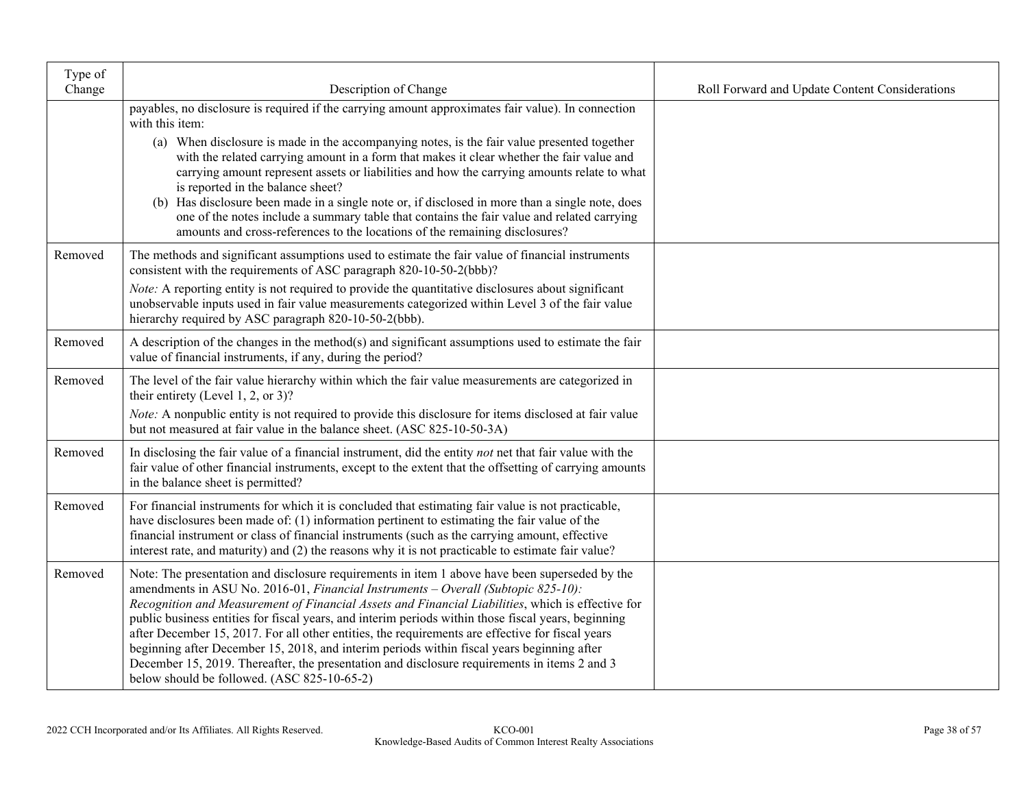| Type of Change | Description of Change | Roll Forward and Update Content Considerations |
|---|---|---|
| | payables, no disclosure is required if the carrying amount approximates fair value). In connection with this item:<br>(a) When disclosure is made in the accompanying notes, is the fair value presented together with the related carrying amount in a form that makes it clear whether the fair value and carrying amount represent assets or liabilities and how the carrying amounts relate to what is reported in the balance sheet?<br>(b) Has disclosure been made in a single note or, if disclosed in more than a single note, does one of the notes include a summary table that contains the fair value and related carrying amounts and cross-references to the locations of the remaining disclosures? | |
| Removed | The methods and significant assumptions used to estimate the fair value of financial instruments consistent with the requirements of ASC paragraph 820-10-50-2(bbb)?<br>*Note:* A reporting entity is not required to provide the quantitative disclosures about significant unobservable inputs used in fair value measurements categorized within Level 3 of the fair value hierarchy required by ASC paragraph 820-10-50-2(bbb). | |
| Removed | A description of the changes in the method(s) and significant assumptions used to estimate the fair value of financial instruments, if any, during the period? | |
| Removed | The level of the fair value hierarchy within which the fair value measurements are categorized in their entirety (Level 1, 2, or 3)?<br>*Note:* A nonpublic entity is not required to provide this disclosure for items disclosed at fair value but not measured at fair value in the balance sheet. (ASC 825-10-50-3A) | |
| Removed | In disclosing the fair value of a financial instrument, did the entity *not* net that fair value with the fair value of other financial instruments, except to the extent that the offsetting of carrying amounts in the balance sheet is permitted? | |
| Removed | For financial instruments for which it is concluded that estimating fair value is not practicable, have disclosures been made of: (1) information pertinent to estimating the fair value of the financial instrument or class of financial instruments (such as the carrying amount, effective interest rate, and maturity) and (2) the reasons why it is not practicable to estimate fair value? | |
| Removed | Note: The presentation and disclosure requirements in item 1 above have been superseded by the amendments in ASU No. 2016-01, *Financial Instruments – Overall (Subtopic 825-10): Recognition and Measurement of Financial Assets and Financial Liabilities*, which is effective for public business entities for fiscal years, and interim periods within those fiscal years, beginning after December 15, 2017. For all other entities, the requirements are effective for fiscal years beginning after December 15, 2018, and interim periods within fiscal years beginning after December 15, 2019. Thereafter, the presentation and disclosure requirements in items 2 and 3 below should be followed. (ASC 825-10-65-2) | |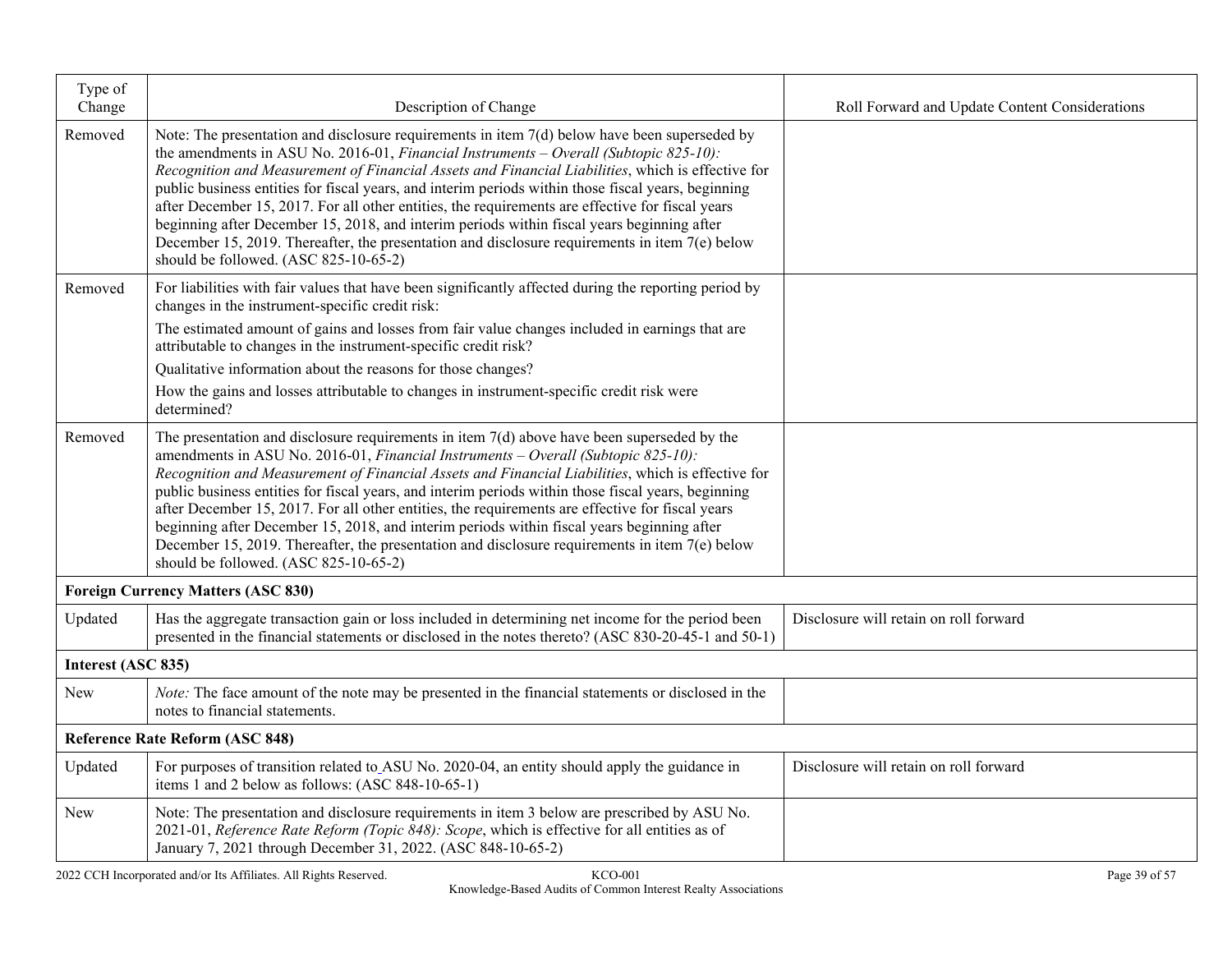| Type of Change | Description of Change | Roll Forward and Update Content Considerations |
|---|---|---|
| Removed | Note: The presentation and disclosure requirements in item 7(d) below have been superseded by the amendments in ASU No. 2016-01, *Financial Instruments – Overall (Subtopic 825-10): Recognition and Measurement of Financial Assets and Financial Liabilities*, which is effective for public business entities for fiscal years, and interim periods within those fiscal years, beginning after December 15, 2017. For all other entities, the requirements are effective for fiscal years beginning after December 15, 2018, and interim periods within fiscal years beginning after December 15, 2019. Thereafter, the presentation and disclosure requirements in item 7(e) below should be followed. (ASC 825-10-65-2) | |
| Removed | For liabilities with fair values that have been significantly affected during the reporting period by changes in the instrument-specific credit risk:<br>The estimated amount of gains and losses from fair value changes included in earnings that are attributable to changes in the instrument-specific credit risk?<br>Qualitative information about the reasons for those changes?<br>How the gains and losses attributable to changes in instrument-specific credit risk were determined? | |
| Removed | The presentation and disclosure requirements in item 7(d) above have been superseded by the amendments in ASU No. 2016-01, *Financial Instruments – Overall (Subtopic 825-10): Recognition and Measurement of Financial Assets and Financial Liabilities*, which is effective for public business entities for fiscal years, and interim periods within those fiscal years, beginning after December 15, 2017. For all other entities, the requirements are effective for fiscal years beginning after December 15, 2018, and interim periods within fiscal years beginning after December 15, 2019. Thereafter, the presentation and disclosure requirements in item 7(e) below should be followed. (ASC 825-10-65-2) | |
| **Foreign Currency Matters (ASC 830)** | | |
| Updated | Has the aggregate transaction gain or loss included in determining net income for the period been presented in the financial statements or disclosed in the notes thereto? (ASC 830-20-45-1 and 50-1) | Disclosure will retain on roll forward |
| **Interest (ASC 835)** | | |
| New | *Note:* The face amount of the note may be presented in the financial statements or disclosed in the notes to financial statements. | |
| **Reference Rate Reform (ASC 848)** | | |
| Updated | For purposes of transition related to ASU No. 2020-04, an entity should apply the guidance in items 1 and 2 below as follows: (ASC 848-10-65-1) | Disclosure will retain on roll forward |
| New | Note: The presentation and disclosure requirements in item 3 below are prescribed by ASU No. 2021-01, *Reference Rate Reform (Topic 848): Scope*, which is effective for all entities as of January 7, 2021 through December 31, 2022. (ASC 848-10-65-2) | |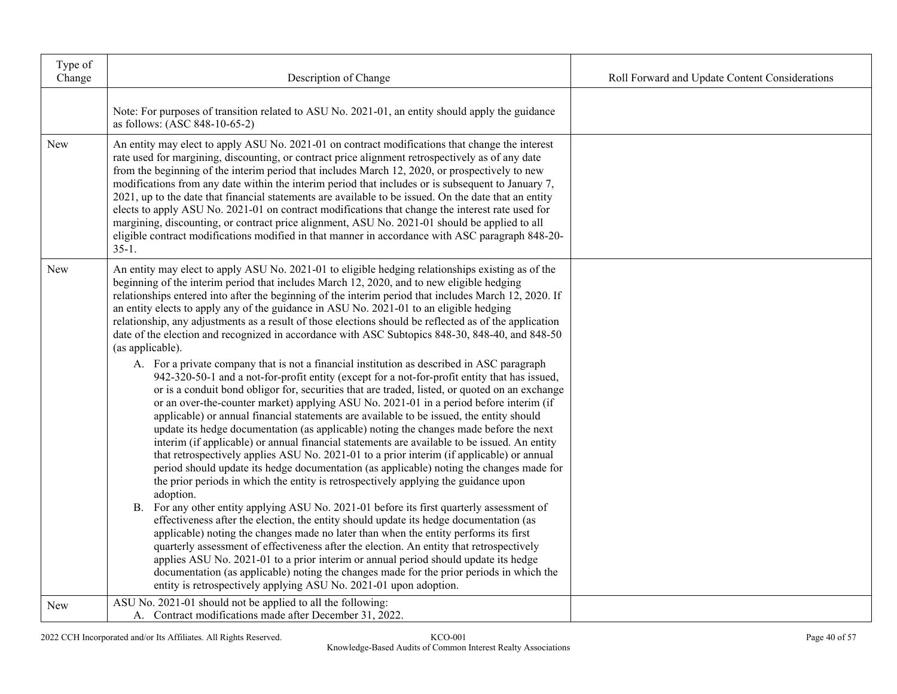| Type of Change | Description of Change | Roll Forward and Update Content Considerations |
|---|---|---|
| | Note: For purposes of transition related to ASU No. 2021-01, an entity should apply the guidance as follows: (ASC 848-10-65-2) | |
| New | An entity may elect to apply ASU No. 2021-01 on contract modifications that change the interest rate used for margining, discounting, or contract price alignment retrospectively as of any date from the beginning of the interim period that includes March 12, 2020, or prospectively to new modifications from any date within the interim period that includes or is subsequent to January 7, 2021, up to the date that financial statements are available to be issued. On the date that an entity elects to apply ASU No. 2021-01 on contract modifications that change the interest rate used for margining, discounting, or contract price alignment, ASU No. 2021-01 should be applied to all eligible contract modifications modified in that manner in accordance with ASC paragraph 848-20-35-1. | |
| New | An entity may elect to apply ASU No. 2021-01 to eligible hedging relationships existing as of the beginning of the interim period that includes March 12, 2020, and to new eligible hedging relationships entered into after the beginning of the interim period that includes March 12, 2020. If an entity elects to apply any of the guidance in ASU No. 2021-01 to an eligible hedging relationship, any adjustments as a result of those elections should be reflected as of the application date of the election and recognized in accordance with ASC Subtopics 848-30, 848-40, and 848-50 (as applicable).<br>A. For a private company that is not a financial institution as described in ASC paragraph 942-320-50-1 and a not-for-profit entity (except for a not-for-profit entity that has issued, or is a conduit bond obligor for, securities that are traded, listed, or quoted on an exchange or an over-the-counter market) applying ASU No. 2021-01 in a period before interim (if applicable) or annual financial statements are available to be issued, the entity should update its hedge documentation (as applicable) noting the changes made before the next interim (if applicable) or annual financial statements are available to be issued. An entity that retrospectively applies ASU No. 2021-01 to a prior interim (if applicable) or annual period should update its hedge documentation (as applicable) noting the changes made for the prior periods in which the entity is retrospectively applying the guidance upon adoption.<br>B. For any other entity applying ASU No. 2021-01 before its first quarterly assessment of effectiveness after the election, the entity should update its hedge documentation (as applicable) noting the changes made no later than when the entity performs its first quarterly assessment of effectiveness after the election. An entity that retrospectively applies ASU No. 2021-01 to a prior interim or annual period should update its hedge documentation (as applicable) noting the changes made for the prior periods in which the entity is retrospectively applying ASU No. 2021-01 upon adoption. | |
| New | ASU No. 2021-01 should not be applied to all the following:<br>A. Contract modifications made after December 31, 2022. | |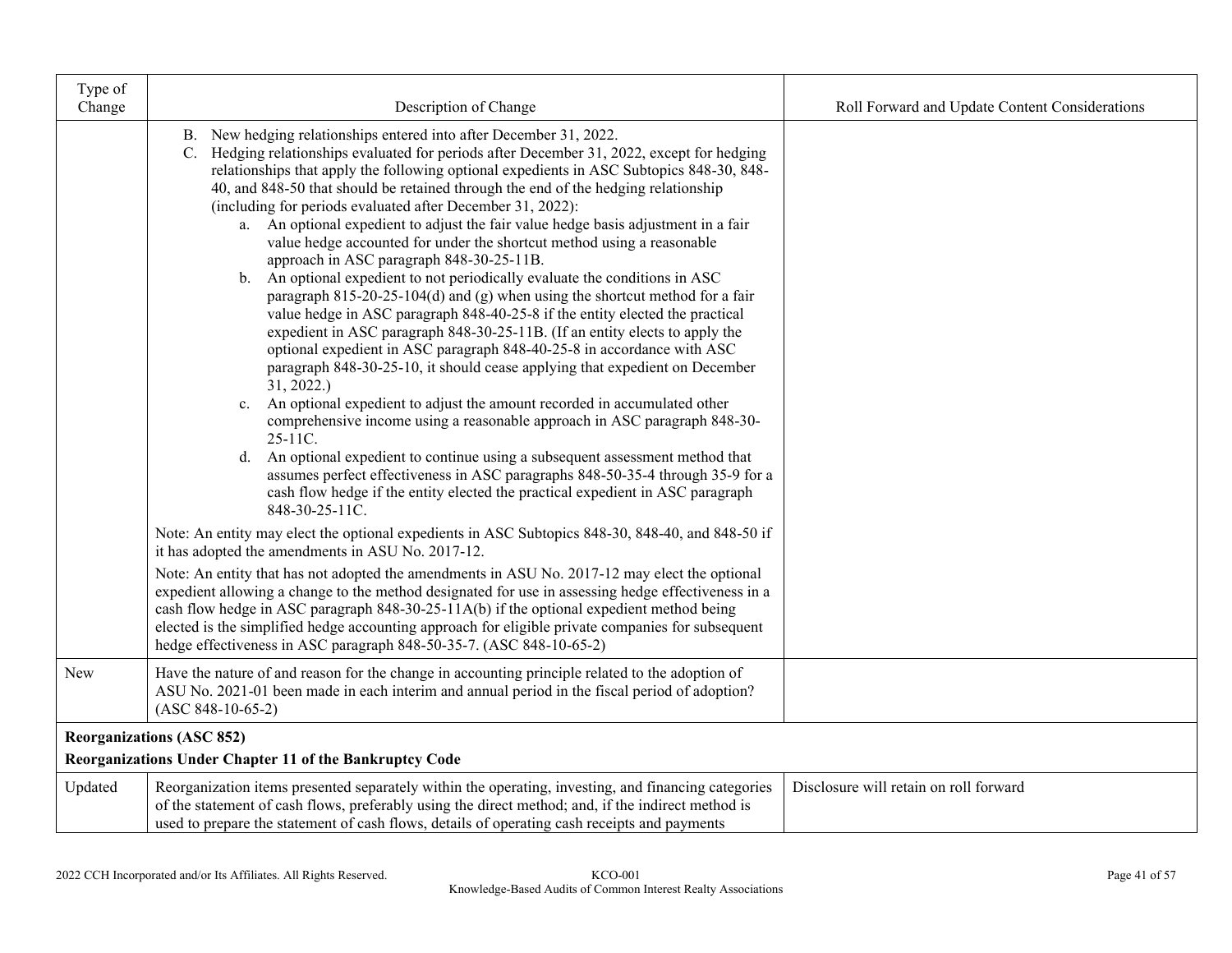| Type of Change | Description of Change | Roll Forward and Update Content Considerations |
|---|---|---|
| | B. New hedging relationships entered into after December 31, 2022.<br>C. Hedging relationships evaluated for periods after December 31, 2022, except for hedging relationships that apply the following optional expedients in ASC Subtopics 848-30, 848-40, and 848-50 that should be retained through the end of the hedging relationship (including for periods evaluated after December 31, 2022):<br>a. An optional expedient to adjust the fair value hedge basis adjustment in a fair value hedge accounted for under the shortcut method using a reasonable approach in ASC paragraph 848-30-25-11B.<br>b. An optional expedient to not periodically evaluate the conditions in ASC paragraph 815-20-25-104(d) and (g) when using the shortcut method for a fair value hedge in ASC paragraph 848-40-25-8 if the entity elected the practical expedient in ASC paragraph 848-30-25-11B. (If an entity elects to apply the optional expedient in ASC paragraph 848-40-25-8 in accordance with ASC paragraph 848-30-25-10, it should cease applying that expedient on December 31, 2022.)<br>c. An optional expedient to adjust the amount recorded in accumulated other comprehensive income using a reasonable approach in ASC paragraph 848-30-25-11C.<br>d. An optional expedient to continue using a subsequent assessment method that assumes perfect effectiveness in ASC paragraphs 848-50-35-4 through 35-9 for a cash flow hedge if the entity elected the practical expedient in ASC paragraph 848-30-25-11C.<br>Note: An entity may elect the optional expedients in ASC Subtopics 848-30, 848-40, and 848-50 if it has adopted the amendments in ASU No. 2017-12.<br>Note: An entity that has not adopted the amendments in ASU No. 2017-12 may elect the optional expedient allowing a change to the method designated for use in assessing hedge effectiveness in a cash flow hedge in ASC paragraph 848-30-25-11A(b) if the optional expedient method being elected is the simplified hedge accounting approach for eligible private companies for subsequent hedge effectiveness in ASC paragraph 848-50-35-7. (ASC 848-10-65-2) | |
| New | Have the nature of and reason for the change in accounting principle related to the adoption of ASU No. 2021-01 been made in each interim and annual period in the fiscal period of adoption? (ASC 848-10-65-2) | |
| **Reorganizations (ASC 852)**<br>**Reorganizations Under Chapter 11 of the Bankruptcy Code** | | |
| Updated | Reorganization items presented separately within the operating, investing, and financing categories of the statement of cash flows, preferably using the direct method; and, if the indirect method is used to prepare the statement of cash flows, details of operating cash receipts and payments | Disclosure will retain on roll forward |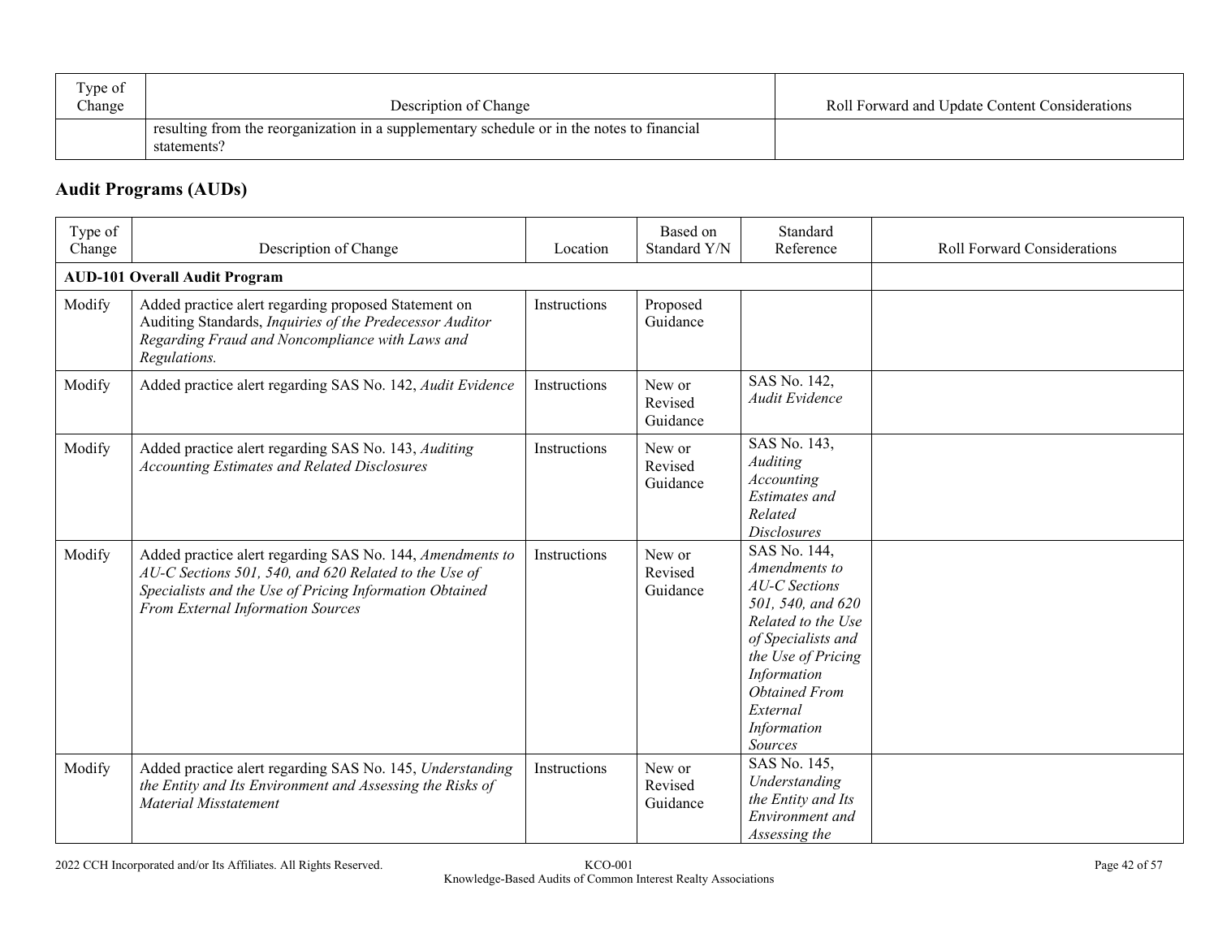| Type of Change | Description of Change | Roll Forward and Update Content Considerations |
|---|---|---|
| | resulting from the reorganization in a supplementary schedule or in the notes to financial statements? | |

## Audit Programs (AUDs)

| Type of Change | Description of Change | Location | Based on Standard Y/N | Standard Reference | Roll Forward Considerations |
|---|---|---|---|---|---|
| **AUD-101 Overall Audit Program** | | | | | |
| Modify | Added practice alert regarding proposed Statement on Auditing Standards, *Inquiries of the Predecessor Auditor Regarding Fraud and Noncompliance with Laws and Regulations.* | Instructions | Proposed Guidance | | |
| Modify | Added practice alert regarding SAS No. 142, *Audit Evidence* | Instructions | New or Revised Guidance | SAS No. 142, *Audit Evidence* | |
| Modify | Added practice alert regarding SAS No. 143, *Auditing Accounting Estimates and Related Disclosures* | Instructions | New or Revised Guidance | SAS No. 143, *Auditing Accounting Estimates and Related Disclosures* | |
| Modify | Added practice alert regarding SAS No. 144, *Amendments to AU-C Sections 501, 540, and 620 Related to the Use of Specialists and the Use of Pricing Information Obtained From External Information Sources* | Instructions | New or Revised Guidance | SAS No. 144, *Amendments to AU-C Sections 501, 540, and 620 Related to the Use of Specialists and the Use of Pricing Information Obtained From External Information Sources* | |
| Modify | Added practice alert regarding SAS No. 145, *Understanding the Entity and Its Environment and Assessing the Risks of Material Misstatement* | Instructions | New or Revised Guidance | SAS No. 145, *Understanding the Entity and Its Environment and Assessing the* | |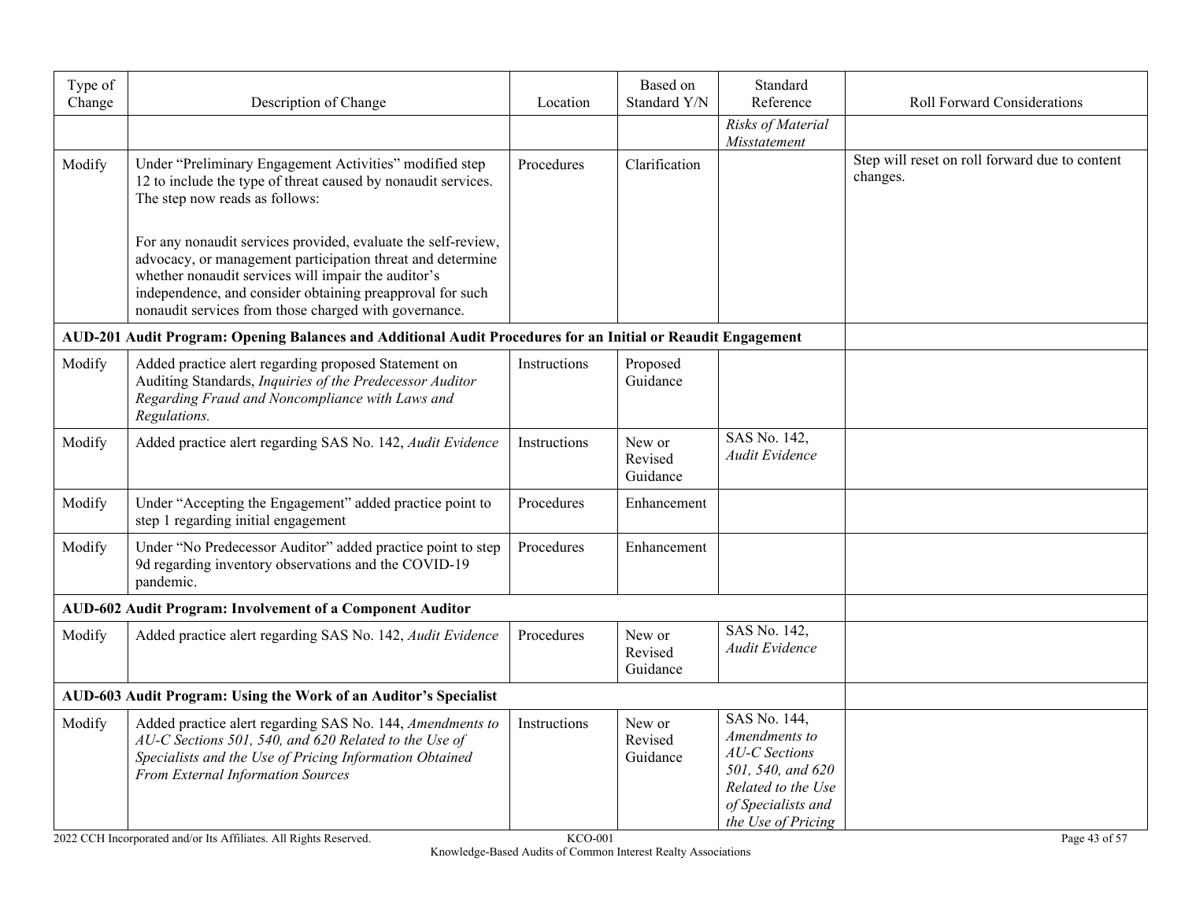| Type of Change | Description of Change | Location | Based on Standard Y/N | Standard Reference | Roll Forward Considerations |
|---|---|---|---|---|---|
| | | | | *Risks of Material Misstatement* | |
| Modify | Under "Preliminary Engagement Activities" modified step 12 to include the type of threat caused by nonaudit services. The step now reads as follows:<br><br>For any nonaudit services provided, evaluate the self-review, advocacy, or management participation threat and determine whether nonaudit services will impair the auditor's independence, and consider obtaining preapproval for such nonaudit services from those charged with governance. | Procedures | Clarification | | Step will reset on roll forward due to content changes. |
| **AUD-201 Audit Program: Opening Balances and Additional Audit Procedures for an Initial or Reaudit Engagement** | | | | | |
| Modify | Added practice alert regarding proposed Statement on Auditing Standards, *Inquiries of the Predecessor Auditor Regarding Fraud and Noncompliance with Laws and Regulations.* | Instructions | Proposed Guidance | | |
| Modify | Added practice alert regarding SAS No. 142, *Audit Evidence* | Instructions | New or Revised Guidance | SAS No. 142, *Audit Evidence* | |
| Modify | Under "Accepting the Engagement" added practice point to step 1 regarding initial engagement | Procedures | Enhancement | | |
| Modify | Under "No Predecessor Auditor" added practice point to step 9d regarding inventory observations and the COVID-19 pandemic. | Procedures | Enhancement | | |
| **AUD-602 Audit Program: Involvement of a Component Auditor** | | | | | |
| Modify | Added practice alert regarding SAS No. 142, *Audit Evidence* | Procedures | New or Revised Guidance | SAS No. 142, *Audit Evidence* | |
| **AUD-603 Audit Program: Using the Work of an Auditor's Specialist** | | | | | |
| Modify | Added practice alert regarding SAS No. 144, *Amendments to AU-C Sections 501, 540, and 620 Related to the Use of Specialists and the Use of Pricing Information Obtained From External Information Sources* | Instructions | New or Revised Guidance | SAS No. 144, *Amendments to AU-C Sections 501, 540, and 620 Related to the Use of Specialists and the Use of Pricing* | |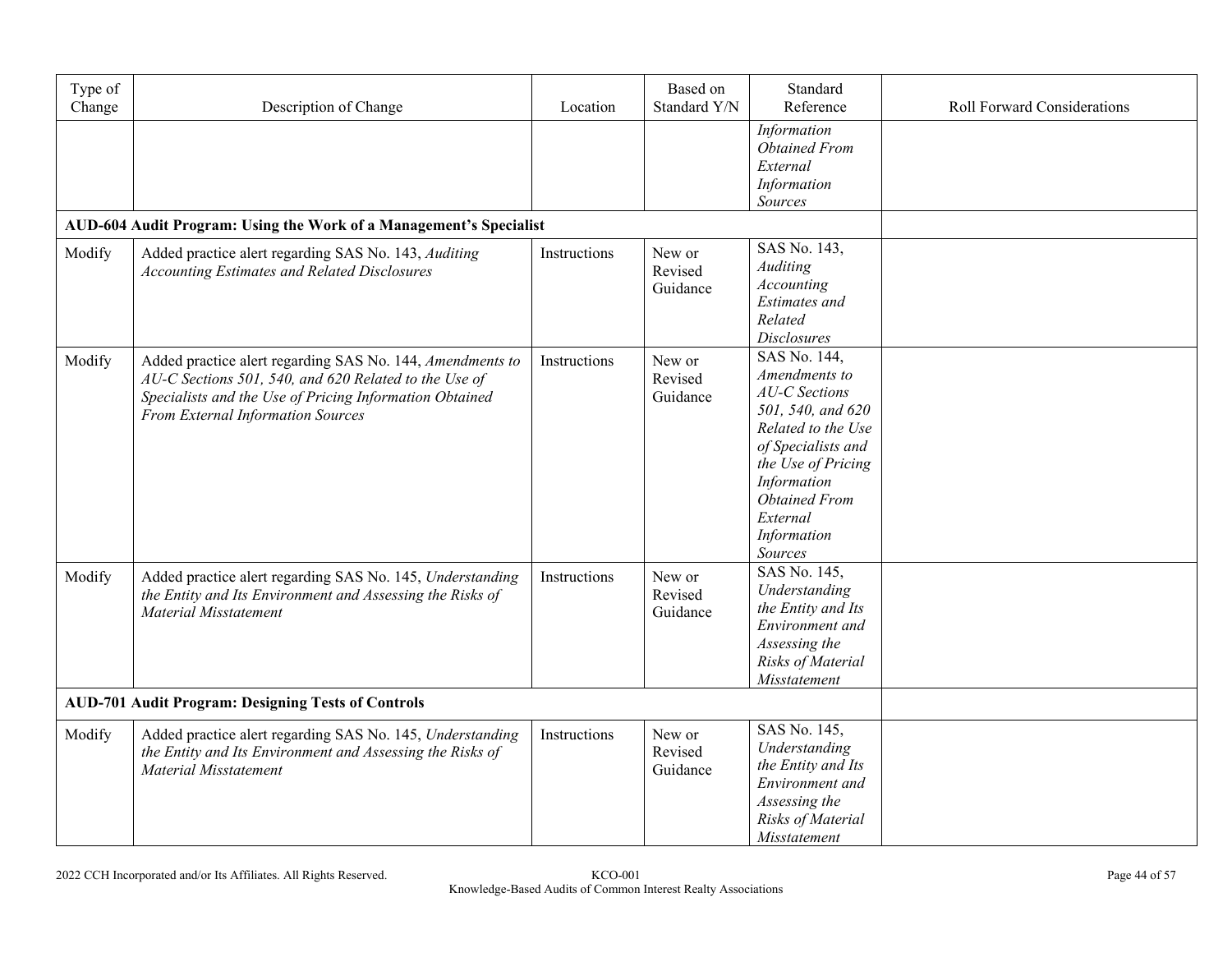| Type of Change | Description of Change | Location | Based on Standard Y/N | Standard Reference | Roll Forward Considerations |
|---|---|---|---|---|---|
| | | | | *Information Obtained From External Information Sources* | |
| **AUD-604 Audit Program: Using the Work of a Management's Specialist** | | | | | |
| Modify | Added practice alert regarding SAS No. 143, *Auditing Accounting Estimates and Related Disclosures* | Instructions | New or Revised Guidance | SAS No. 143, *Auditing Accounting Estimates and Related Disclosures* | |
| Modify | Added practice alert regarding SAS No. 144, *Amendments to AU-C Sections 501, 540, and 620 Related to the Use of Specialists and the Use of Pricing Information Obtained From External Information Sources* | Instructions | New or Revised Guidance | SAS No. 144, *Amendments to AU-C Sections 501, 540, and 620 Related to the Use of Specialists and the Use of Pricing Information Obtained From External Information Sources* | |
| Modify | Added practice alert regarding SAS No. 145, *Understanding the Entity and Its Environment and Assessing the Risks of Material Misstatement* | Instructions | New or Revised Guidance | SAS No. 145, *Understanding the Entity and Its Environment and Assessing the Risks of Material Misstatement* | |
| **AUD-701 Audit Program: Designing Tests of Controls** | | | | | |
| Modify | Added practice alert regarding SAS No. 145, *Understanding the Entity and Its Environment and Assessing the Risks of Material Misstatement* | Instructions | New or Revised Guidance | SAS No. 145, *Understanding the Entity and Its Environment and Assessing the Risks of Material Misstatement* | |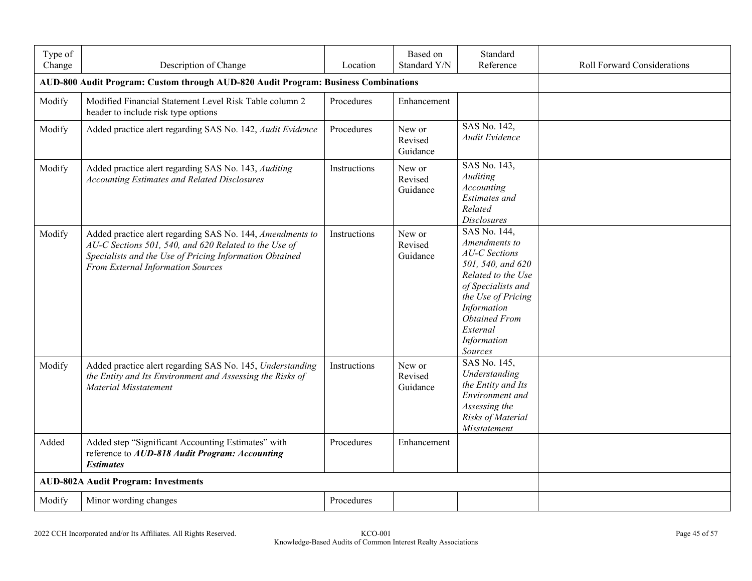| Type of Change | Description of Change | Location | Based on Standard Y/N | Standard Reference | Roll Forward Considerations |
|---|---|---|---|---|---|
| **AUD-800 Audit Program: Custom through AUD-820 Audit Program: Business Combinations** | | | | | |
| Modify | Modified Financial Statement Level Risk Table column 2 header to include risk type options | Procedures | Enhancement | | |
| Modify | Added practice alert regarding SAS No. 142, *Audit Evidence* | Procedures | New or Revised Guidance | SAS No. 142, *Audit Evidence* | |
| Modify | Added practice alert regarding SAS No. 143, *Auditing Accounting Estimates and Related Disclosures* | Instructions | New or Revised Guidance | SAS No. 143, *Auditing Accounting Estimates and Related Disclosures* | |
| Modify | Added practice alert regarding SAS No. 144, *Amendments to AU-C Sections 501, 540, and 620 Related to the Use of Specialists and the Use of Pricing Information Obtained From External Information Sources* | Instructions | New or Revised Guidance | SAS No. 144, *Amendments to AU-C Sections 501, 540, and 620 Related to the Use of Specialists and the Use of Pricing Information Obtained From External Information Sources* | |
| Modify | Added practice alert regarding SAS No. 145, *Understanding the Entity and Its Environment and Assessing the Risks of Material Misstatement* | Instructions | New or Revised Guidance | SAS No. 145, *Understanding the Entity and Its Environment and Assessing the Risks of Material Misstatement* | |
| Added | Added step "Significant Accounting Estimates" with reference to ***AUD-818 Audit Program: Accounting Estimates*** | Procedures | Enhancement | | |
| **AUD-802A Audit Program: Investments** | | | | | |
| Modify | Minor wording changes | Procedures | | | |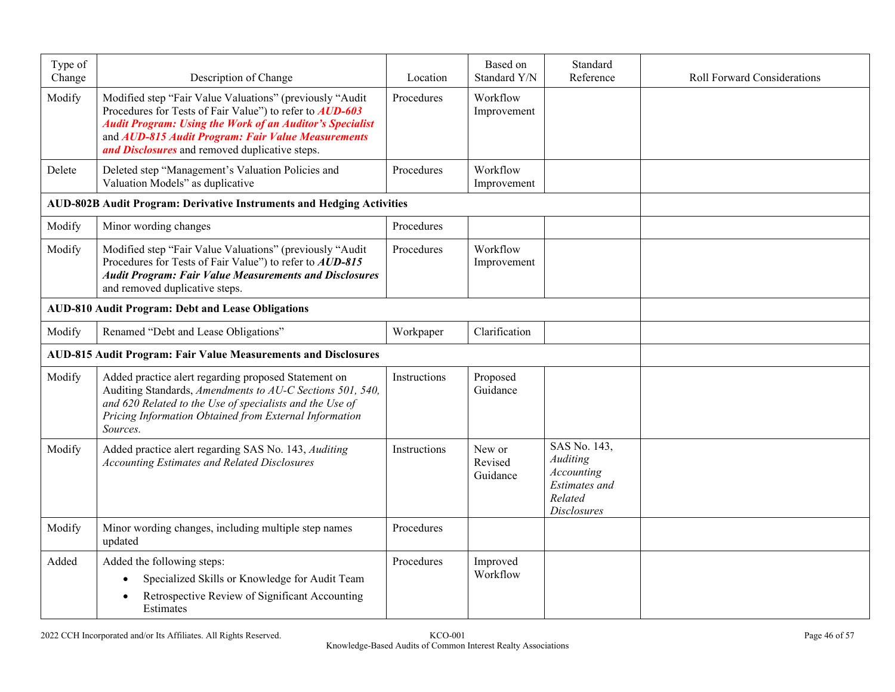| Type of Change | Description of Change | Location | Based on Standard Y/N | Standard Reference | Roll Forward Considerations |
|---|---|---|---|---|---|
| Modify | Modified step "Fair Value Valuations" (previously "Audit Procedures for Tests of Fair Value") to refer to ***AUD-603 Audit Program: Using the Work of an Auditor's Specialist*** and ***AUD-815 Audit Program: Fair Value Measurements and Disclosures*** and removed duplicative steps. | Procedures | Workflow Improvement | | |
| Delete | Deleted step "Management's Valuation Policies and Valuation Models" as duplicative | Procedures | Workflow Improvement | | |
| **AUD-802B Audit Program: Derivative Instruments and Hedging Activities** | | | | | |
| Modify | Minor wording changes | Procedures | | | |
| Modify | Modified step "Fair Value Valuations" (previously "Audit Procedures for Tests of Fair Value") to refer to ***AUD-815 Audit Program: Fair Value Measurements and Disclosures*** and removed duplicative steps. | Procedures | Workflow Improvement | | |
| **AUD-810 Audit Program: Debt and Lease Obligations** | | | | | |
| Modify | Renamed "Debt and Lease Obligations" | Workpaper | Clarification | | |
| **AUD-815 Audit Program: Fair Value Measurements and Disclosures** | | | | | |
| Modify | Added practice alert regarding proposed Statement on Auditing Standards, *Amendments to AU-C Sections 501, 540, and 620 Related to the Use of specialists and the Use of Pricing Information Obtained from External Information Sources.* | Instructions | Proposed Guidance | | |
| Modify | Added practice alert regarding SAS No. 143, *Auditing Accounting Estimates and Related Disclosures* | Instructions | New or Revised Guidance | SAS No. 143, *Auditing Accounting Estimates and Related Disclosures* | |
| Modify | Minor wording changes, including multiple step names updated | Procedures | | | |
| Added | Added the following steps: <br>• Specialized Skills or Knowledge for Audit Team <br>• Retrospective Review of Significant Accounting Estimates | Procedures | Improved Workflow | | |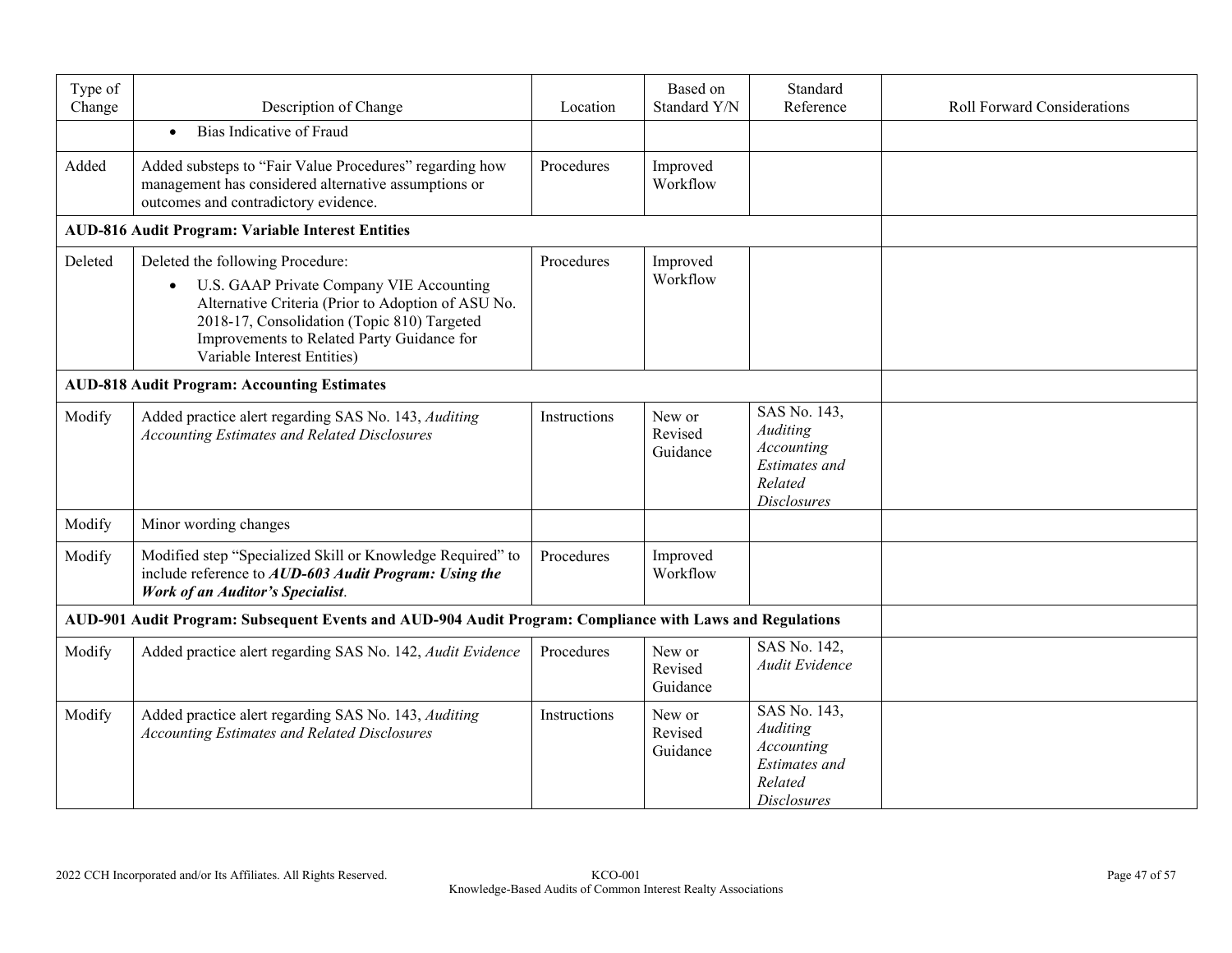| Type of Change | Description of Change | Location | Based on Standard Y/N | Standard Reference | Roll Forward Considerations |
|---|---|---|---|---|---|
| | • Bias Indicative of Fraud | | | | |
| Added | Added substeps to "Fair Value Procedures" regarding how management has considered alternative assumptions or outcomes and contradictory evidence. | Procedures | Improved Workflow | | |
| **AUD-816 Audit Program: Variable Interest Entities** | | | | | |
| Deleted | Deleted the following Procedure: • U.S. GAAP Private Company VIE Accounting Alternative Criteria (Prior to Adoption of ASU No. 2018-17, Consolidation (Topic 810) Targeted Improvements to Related Party Guidance for Variable Interest Entities) | Procedures | Improved Workflow | | |
| **AUD-818 Audit Program: Accounting Estimates** | | | | | |
| Modify | Added practice alert regarding SAS No. 143, *Auditing Accounting Estimates and Related Disclosures* | Instructions | New or Revised Guidance | SAS No. 143, *Auditing Accounting Estimates and Related Disclosures* | |
| Modify | Minor wording changes | | | | |
| Modify | Modified step "Specialized Skill or Knowledge Required" to include reference to ***AUD-603 Audit Program: Using the Work of an Auditor's Specialist***. | Procedures | Improved Workflow | | |
| **AUD-901 Audit Program: Subsequent Events and AUD-904 Audit Program: Compliance with Laws and Regulations** | | | | | |
| Modify | Added practice alert regarding SAS No. 142, *Audit Evidence* | Procedures | New or Revised Guidance | SAS No. 142, *Audit Evidence* | |
| Modify | Added practice alert regarding SAS No. 143, *Auditing Accounting Estimates and Related Disclosures* | Instructions | New or Revised Guidance | SAS No. 143, *Auditing Accounting Estimates and Related Disclosures* | |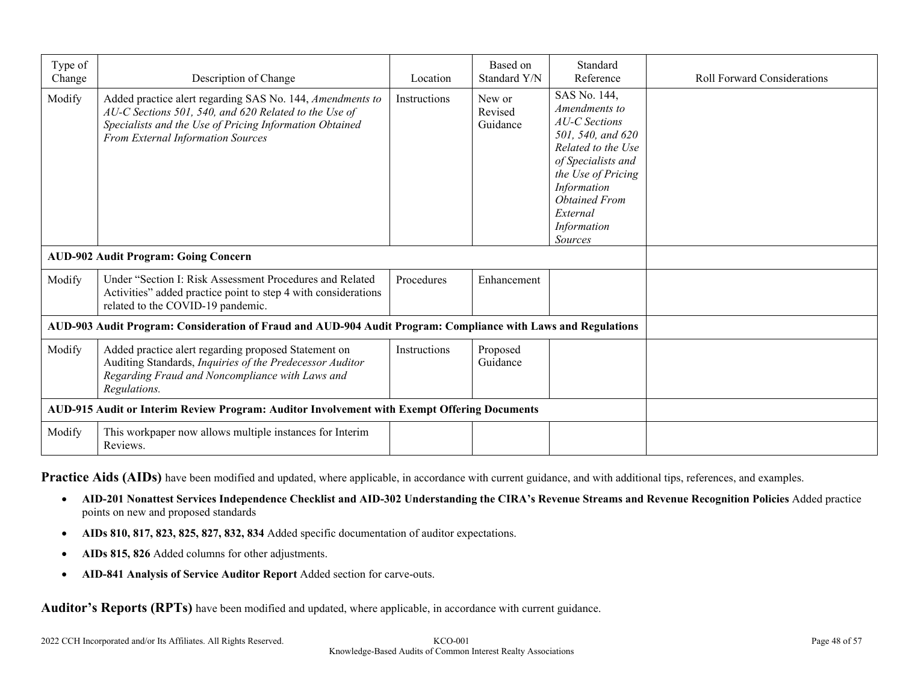| Type of Change | Description of Change | Location | Based on Standard Y/N | Standard Reference | Roll Forward Considerations |
|---|---|---|---|---|---|
| Modify | Added practice alert regarding SAS No. 144, *Amendments to AU-C Sections 501, 540, and 620 Related to the Use of Specialists and the Use of Pricing Information Obtained From External Information Sources* | Instructions | New or Revised Guidance | SAS No. 144, *Amendments to AU-C Sections 501, 540, and 620 Related to the Use of Specialists and the Use of Pricing Information Obtained From External Information Sources* | |
| **AUD-902 Audit Program: Going Concern** | | | | | |
| Modify | Under "Section I: Risk Assessment Procedures and Related Activities" added practice point to step 4 with considerations related to the COVID-19 pandemic. | Procedures | Enhancement | | |
| **AUD-903 Audit Program: Consideration of Fraud and AUD-904 Audit Program: Compliance with Laws and Regulations** | | | | | |
| Modify | Added practice alert regarding proposed Statement on Auditing Standards, *Inquiries of the Predecessor Auditor Regarding Fraud and Noncompliance with Laws and Regulations.* | Instructions | Proposed Guidance | | |
| **AUD-915 Audit or Interim Review Program: Auditor Involvement with Exempt Offering Documents** | | | | | |
| Modify | This workpaper now allows multiple instances for Interim Reviews. | | | | |

**Practice Aids (AIDs)** have been modified and updated, where applicable, in accordance with current guidance, and with additional tips, references, and examples.

- **AID-201 Nonattest Services Independence Checklist and AID-302 Understanding the CIRA's Revenue Streams and Revenue Recognition Policies** Added practice points on new and proposed standards
- **AIDs 810, 817, 823, 825, 827, 832, 834** Added specific documentation of auditor expectations.
- **AIDs 815, 826** Added columns for other adjustments.
- **AID-841 Analysis of Service Auditor Report** Added section for carve-outs.

**Auditor's Reports (RPTs)** have been modified and updated, where applicable, in accordance with current guidance.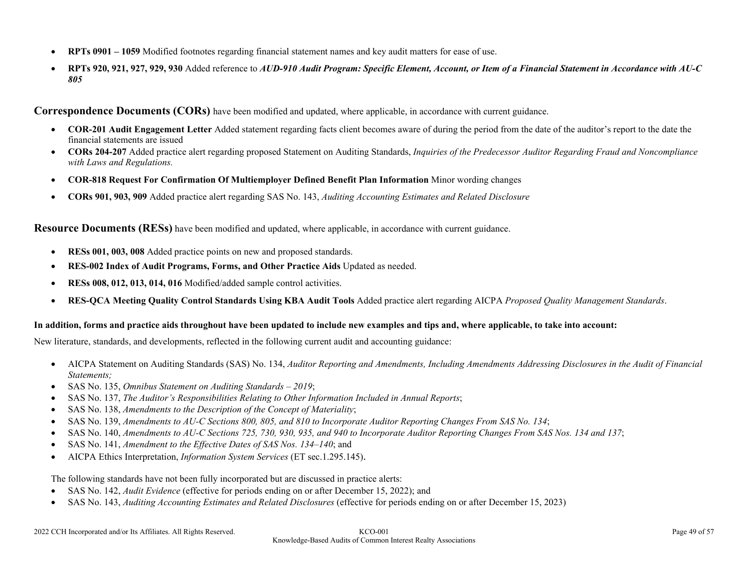- **RPTs 0901 – 1059** Modified footnotes regarding financial statement names and key audit matters for ease of use.
- **RPTs 920, 921, 927, 929, 930** Added reference to ***AUD-910 Audit Program: Specific Element, Account, or Item of a Financial Statement in Accordance with AU-C 805***

**Correspondence Documents (CORs)** have been modified and updated, where applicable, in accordance with current guidance.

- **COR-201 Audit Engagement Letter** Added statement regarding facts client becomes aware of during the period from the date of the auditor's report to the date the financial statements are issued
- **CORs 204-207** Added practice alert regarding proposed Statement on Auditing Standards, *Inquiries of the Predecessor Auditor Regarding Fraud and Noncompliance with Laws and Regulations.*
- **COR-818 Request For Confirmation Of Multiemployer Defined Benefit Plan Information** Minor wording changes
- **CORs 901, 903, 909** Added practice alert regarding SAS No. 143, *Auditing Accounting Estimates and Related Disclosure*

**Resource Documents (RESs)** have been modified and updated, where applicable, in accordance with current guidance.

- **RESs 001, 003, 008** Added practice points on new and proposed standards.
- **RES-002 Index of Audit Programs, Forms, and Other Practice Aids** Updated as needed.
- **RESs 008, 012, 013, 014, 016** Modified/added sample control activities.
- **RES-QCA Meeting Quality Control Standards Using KBA Audit Tools** Added practice alert regarding AICPA *Proposed Quality Management Standards*.

**In addition, forms and practice aids throughout have been updated to include new examples and tips and, where applicable, to take into account:**

New literature, standards, and developments, reflected in the following current audit and accounting guidance:

- AICPA Statement on Auditing Standards (SAS) No. 134, *Auditor Reporting and Amendments, Including Amendments Addressing Disclosures in the Audit of Financial Statements;*
- SAS No. 135, *Omnibus Statement on Auditing Standards – 2019*;
- SAS No. 137, *The Auditor's Responsibilities Relating to Other Information Included in Annual Reports*;
- SAS No. 138, *Amendments to the Description of the Concept of Materiality*;
- SAS No. 139, *Amendments to AU-C Sections 800, 805, and 810 to Incorporate Auditor Reporting Changes From SAS No. 134*;
- SAS No. 140, *Amendments to AU-C Sections 725, 730, 930, 935, and 940 to Incorporate Auditor Reporting Changes From SAS Nos. 134 and 137*;
- SAS No. 141, *Amendment to the Effective Dates of SAS Nos. 134–140*; and
- AICPA Ethics Interpretation, *Information System Services* (ET sec.1.295.145).

The following standards have not been fully incorporated but are discussed in practice alerts:

- SAS No. 142, *Audit Evidence* (effective for periods ending on or after December 15, 2022); and
- SAS No. 143, *Auditing Accounting Estimates and Related Disclosures* (effective for periods ending on or after December 15, 2023)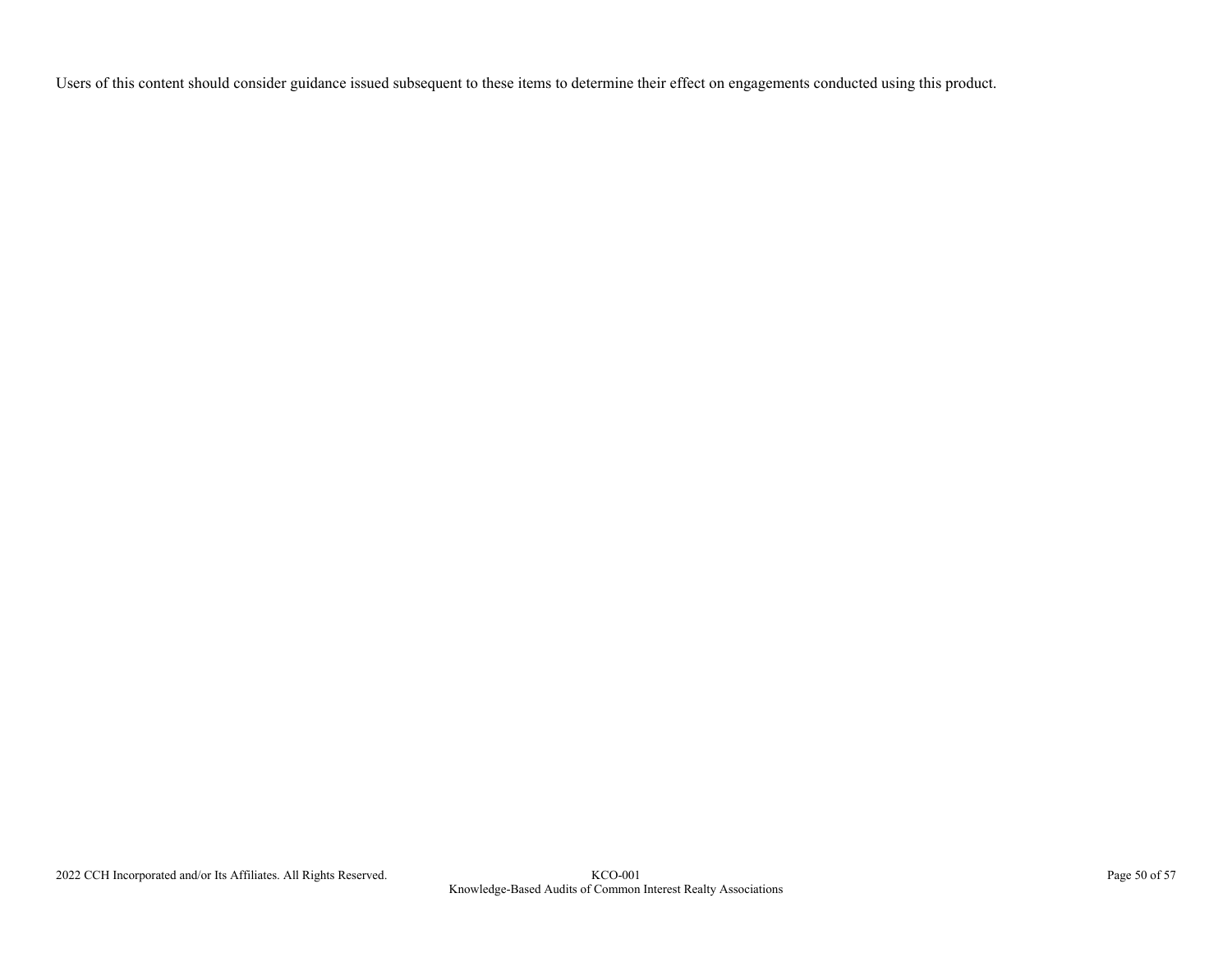Users of this content should consider guidance issued subsequent to these items to determine their effect on engagements conducted using this product.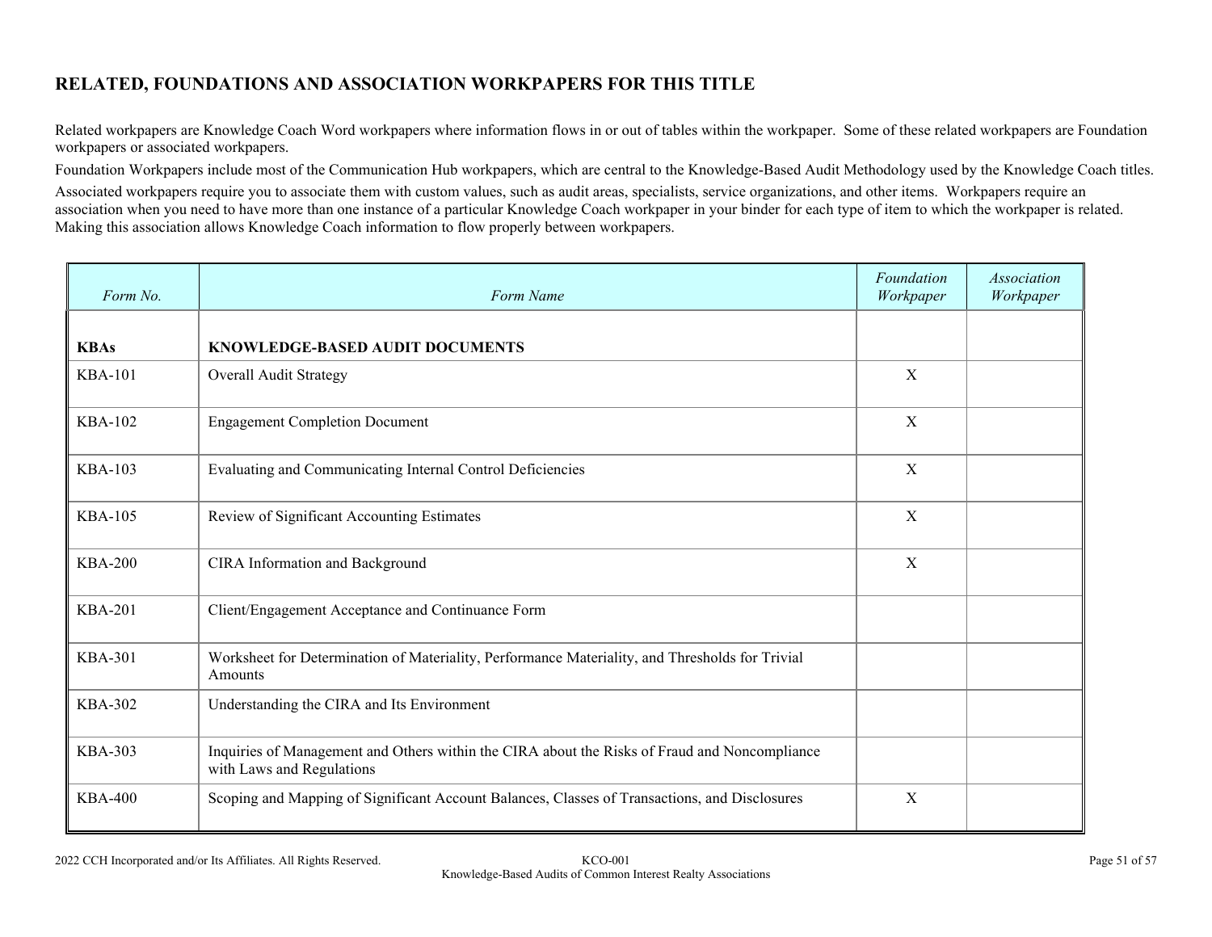## RELATED, FOUNDATIONS AND ASSOCIATION WORKPAPERS FOR THIS TITLE

Related workpapers are Knowledge Coach Word workpapers where information flows in or out of tables within the workpaper. Some of these related workpapers are Foundation workpapers or associated workpapers.

Foundation Workpapers include most of the Communication Hub workpapers, which are central to the Knowledge-Based Audit Methodology used by the Knowledge Coach titles.

Associated workpapers require you to associate them with custom values, such as audit areas, specialists, service organizations, and other items. Workpapers require an association when you need to have more than one instance of a particular Knowledge Coach workpaper in your binder for each type of item to which the workpaper is related. Making this association allows Knowledge Coach information to flow properly between workpapers.

| *Form No.* | *Form Name* | *Foundation Workpaper* | *Association Workpaper* |
|---|---|---|---|
| **KBAs** | **KNOWLEDGE-BASED AUDIT DOCUMENTS** | | |
| KBA-101 | Overall Audit Strategy | X | |
| KBA-102 | Engagement Completion Document | X | |
| KBA-103 | Evaluating and Communicating Internal Control Deficiencies | X | |
| KBA-105 | Review of Significant Accounting Estimates | X | |
| KBA-200 | CIRA Information and Background | X | |
| KBA-201 | Client/Engagement Acceptance and Continuance Form | | |
| KBA-301 | Worksheet for Determination of Materiality, Performance Materiality, and Thresholds for Trivial Amounts | | |
| KBA-302 | Understanding the CIRA and Its Environment | | |
| KBA-303 | Inquiries of Management and Others within the CIRA about the Risks of Fraud and Noncompliance with Laws and Regulations | | |
| KBA-400 | Scoping and Mapping of Significant Account Balances, Classes of Transactions, and Disclosures | X | |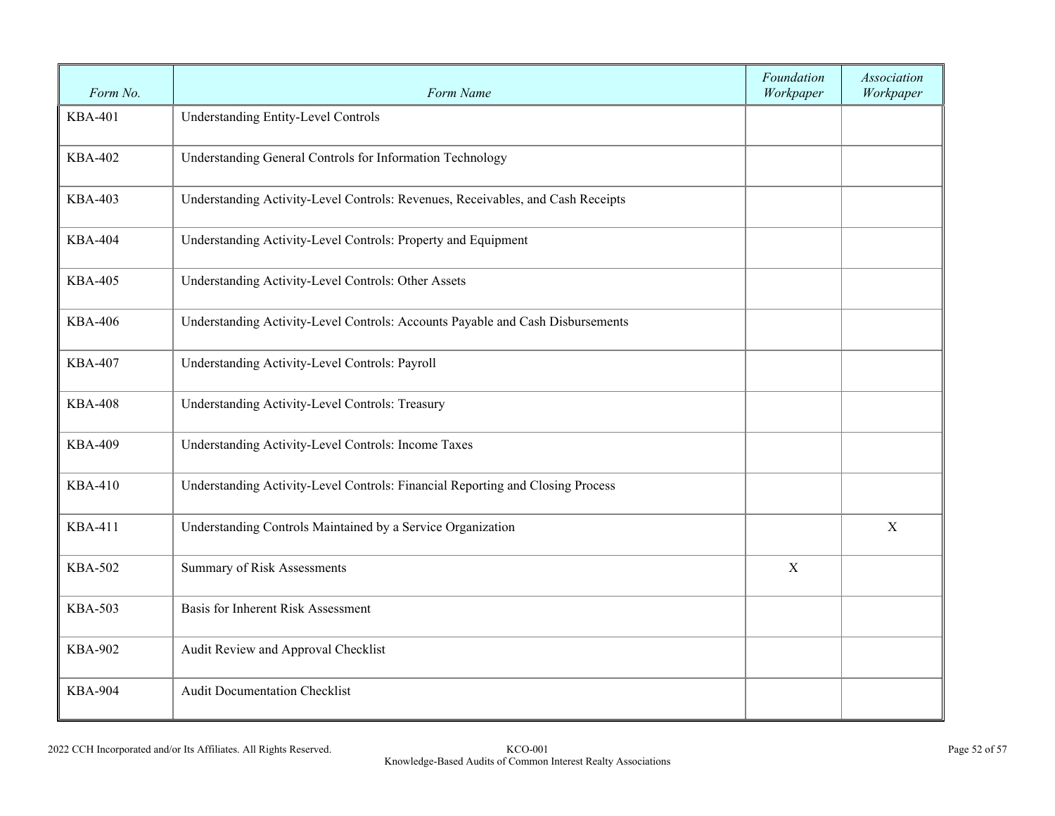| *Form No.* | *Form Name* | *Foundation Workpaper* | *Association Workpaper* |
|---|---|---|---|
| KBA-401 | Understanding Entity-Level Controls | | |
| KBA-402 | Understanding General Controls for Information Technology | | |
| KBA-403 | Understanding Activity-Level Controls: Revenues, Receivables, and Cash Receipts | | |
| KBA-404 | Understanding Activity-Level Controls: Property and Equipment | | |
| KBA-405 | Understanding Activity-Level Controls: Other Assets | | |
| KBA-406 | Understanding Activity-Level Controls: Accounts Payable and Cash Disbursements | | |
| KBA-407 | Understanding Activity-Level Controls: Payroll | | |
| KBA-408 | Understanding Activity-Level Controls: Treasury | | |
| KBA-409 | Understanding Activity-Level Controls: Income Taxes | | |
| KBA-410 | Understanding Activity-Level Controls: Financial Reporting and Closing Process | | |
| KBA-411 | Understanding Controls Maintained by a Service Organization | | X |
| KBA-502 | Summary of Risk Assessments | X | |
| KBA-503 | Basis for Inherent Risk Assessment | | |
| KBA-902 | Audit Review and Approval Checklist | | |
| KBA-904 | Audit Documentation Checklist | | |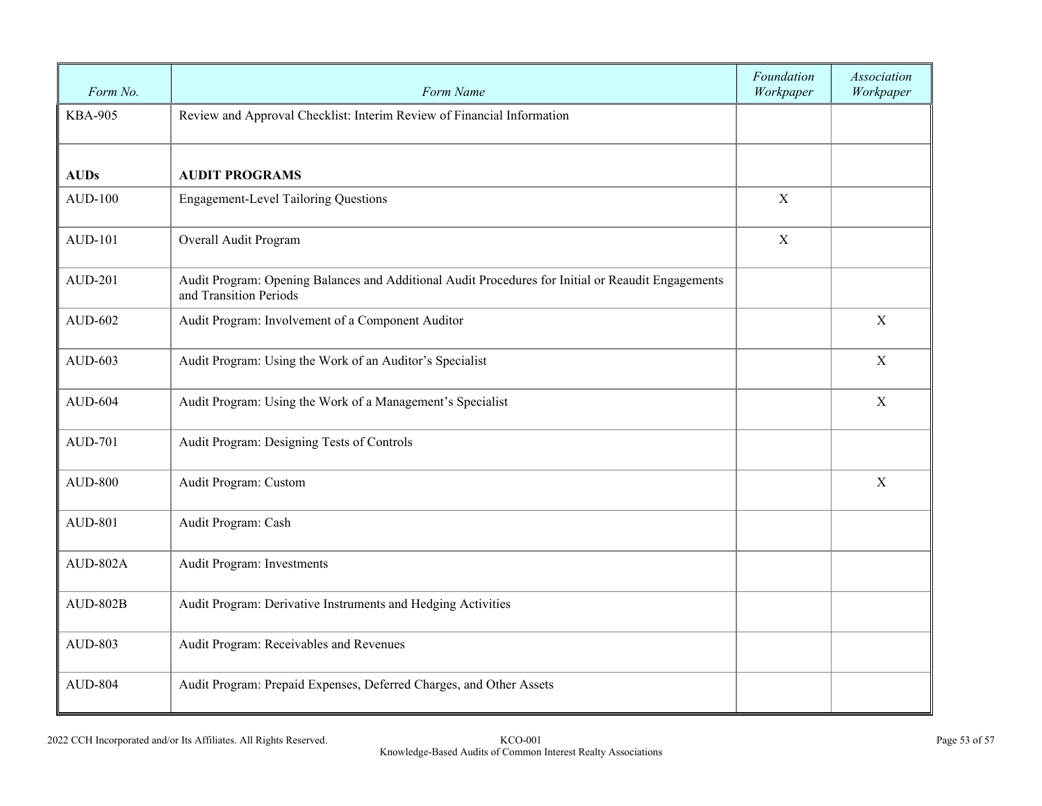| *Form No.* | *Form Name* | *Foundation Workpaper* | *Association Workpaper* |
|---|---|---|---|
| KBA-905 | Review and Approval Checklist: Interim Review of Financial Information | | |
| **AUDs** | **AUDIT PROGRAMS** | | |
| AUD-100 | Engagement-Level Tailoring Questions | X | |
| AUD-101 | Overall Audit Program | X | |
| AUD-201 | Audit Program: Opening Balances and Additional Audit Procedures for Initial or Reaudit Engagements and Transition Periods | | |
| AUD-602 | Audit Program: Involvement of a Component Auditor | | X |
| AUD-603 | Audit Program: Using the Work of an Auditor's Specialist | | X |
| AUD-604 | Audit Program: Using the Work of a Management's Specialist | | X |
| AUD-701 | Audit Program: Designing Tests of Controls | | |
| AUD-800 | Audit Program: Custom | | X |
| AUD-801 | Audit Program: Cash | | |
| AUD-802A | Audit Program: Investments | | |
| AUD-802B | Audit Program: Derivative Instruments and Hedging Activities | | |
| AUD-803 | Audit Program: Receivables and Revenues | | |
| AUD-804 | Audit Program: Prepaid Expenses, Deferred Charges, and Other Assets | | |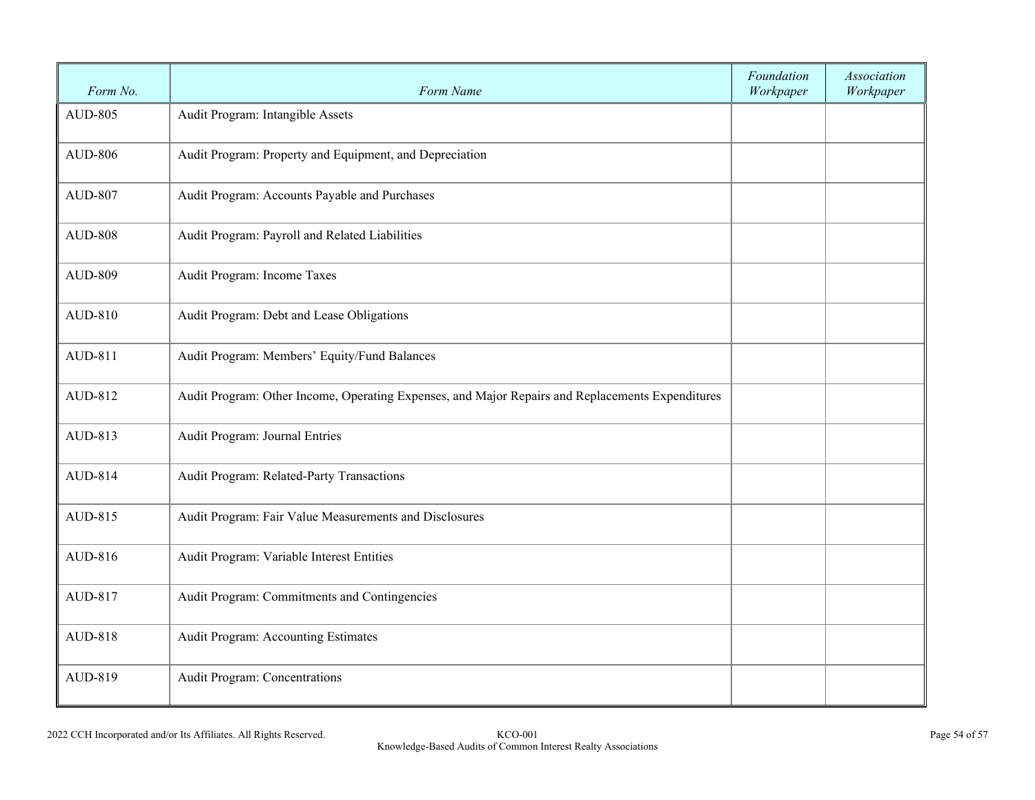| *Form No.* | *Form Name* | *Foundation Workpaper* | *Association Workpaper* |
|---|---|---|---|
| AUD-805 | Audit Program: Intangible Assets | | |
| AUD-806 | Audit Program: Property and Equipment, and Depreciation | | |
| AUD-807 | Audit Program: Accounts Payable and Purchases | | |
| AUD-808 | Audit Program: Payroll and Related Liabilities | | |
| AUD-809 | Audit Program: Income Taxes | | |
| AUD-810 | Audit Program: Debt and Lease Obligations | | |
| AUD-811 | Audit Program: Members' Equity/Fund Balances | | |
| AUD-812 | Audit Program: Other Income, Operating Expenses, and Major Repairs and Replacements Expenditures | | |
| AUD-813 | Audit Program: Journal Entries | | |
| AUD-814 | Audit Program: Related-Party Transactions | | |
| AUD-815 | Audit Program: Fair Value Measurements and Disclosures | | |
| AUD-816 | Audit Program: Variable Interest Entities | | |
| AUD-817 | Audit Program: Commitments and Contingencies | | |
| AUD-818 | Audit Program: Accounting Estimates | | |
| AUD-819 | Audit Program: Concentrations | | |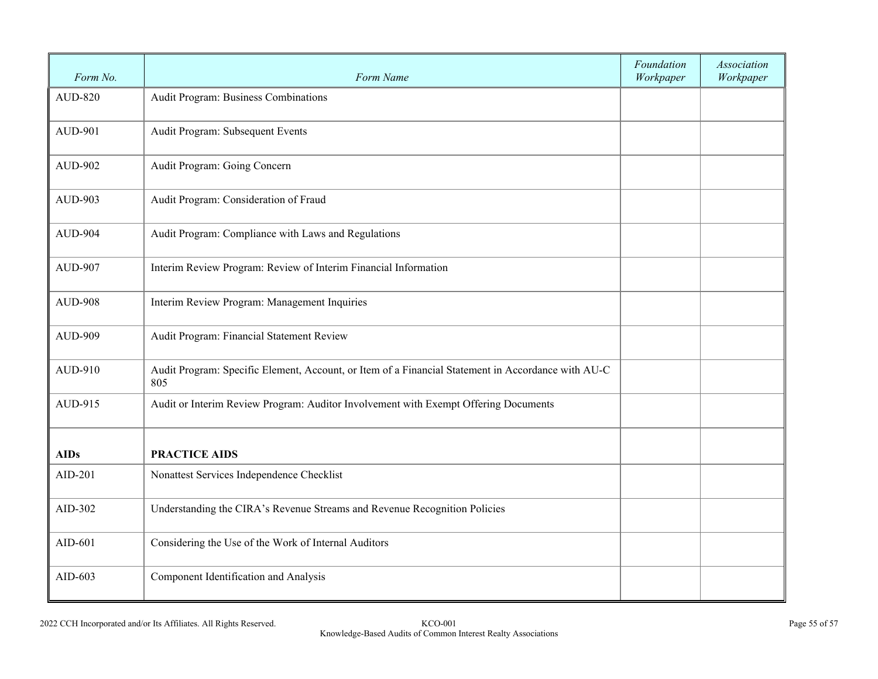| Form No. | Form Name | Foundation Workpaper | Association Workpaper |
|---|---|---|---|
| AUD-820 | Audit Program: Business Combinations | | |
| AUD-901 | Audit Program: Subsequent Events | | |
| AUD-902 | Audit Program: Going Concern | | |
| AUD-903 | Audit Program: Consideration of Fraud | | |
| AUD-904 | Audit Program: Compliance with Laws and Regulations | | |
| AUD-907 | Interim Review Program: Review of Interim Financial Information | | |
| AUD-908 | Interim Review Program: Management Inquiries | | |
| AUD-909 | Audit Program: Financial Statement Review | | |
| AUD-910 | Audit Program: Specific Element, Account, or Item of a Financial Statement in Accordance with AU-C 805 | | |
| AUD-915 | Audit or Interim Review Program: Auditor Involvement with Exempt Offering Documents | | |
| **AIDs** | **PRACTICE AIDS** | | |
| AID-201 | Nonattest Services Independence Checklist | | |
| AID-302 | Understanding the CIRA's Revenue Streams and Revenue Recognition Policies | | |
| AID-601 | Considering the Use of the Work of Internal Auditors | | |
| AID-603 | Component Identification and Analysis | | |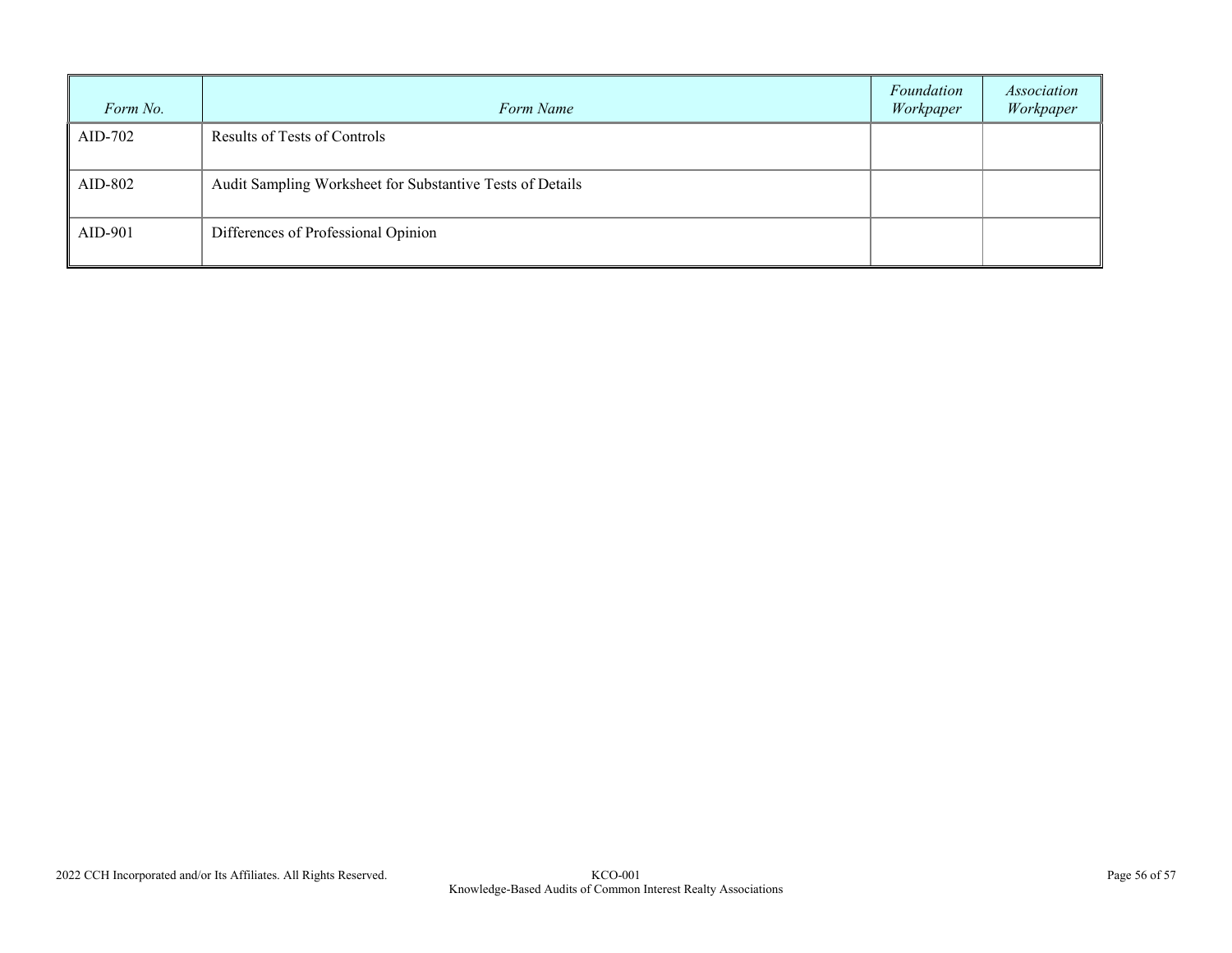| *Form No.* | *Form Name* | *Foundation Workpaper* | *Association Workpaper* |
|---|---|---|---|
| AID-702 | Results of Tests of Controls | | |
| AID-802 | Audit Sampling Worksheet for Substantive Tests of Details | | |
| AID-901 | Differences of Professional Opinion | | |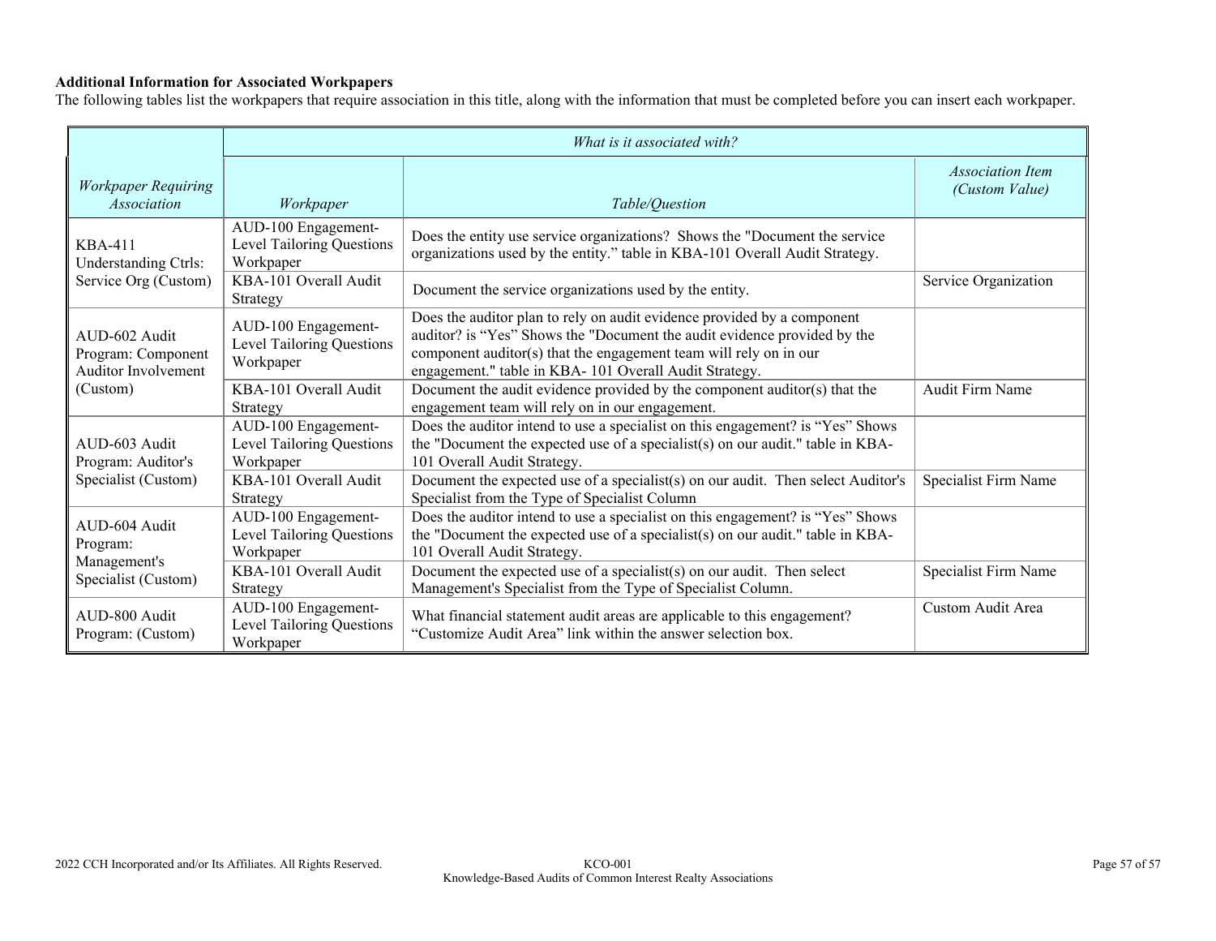**Additional Information for Associated Workpapers**

The following tables list the workpapers that require association in this title, along with the information that must be completed before you can insert each workpaper.

| | *What is it associated with?* | | |
|---|---|---|---|
| *Workpaper Requiring Association* | *Workpaper* | *Table/Question* | *Association Item (Custom Value)* |
| KBA-411 Understanding Ctrls: Service Org (Custom) | AUD-100 Engagement-Level Tailoring Questions Workpaper | Does the entity use service organizations? Shows the "Document the service organizations used by the entity." table in KBA-101 Overall Audit Strategy. | |
| | KBA-101 Overall Audit Strategy | Document the service organizations used by the entity. | Service Organization |
| AUD-602 Audit Program: Component Auditor Involvement (Custom) | AUD-100 Engagement-Level Tailoring Questions Workpaper | Does the auditor plan to rely on audit evidence provided by a component auditor? is "Yes" Shows the "Document the audit evidence provided by the component auditor(s) that the engagement team will rely on in our engagement." table in KBA- 101 Overall Audit Strategy. | |
| | KBA-101 Overall Audit Strategy | Document the audit evidence provided by the component auditor(s) that the engagement team will rely on in our engagement. | Audit Firm Name |
| AUD-603 Audit Program: Auditor's Specialist (Custom) | AUD-100 Engagement-Level Tailoring Questions Workpaper | Does the auditor intend to use a specialist on this engagement? is "Yes" Shows the "Document the expected use of a specialist(s) on our audit." table in KBA-101 Overall Audit Strategy. | |
| | KBA-101 Overall Audit Strategy | Document the expected use of a specialist(s) on our audit. Then select Auditor's Specialist from the Type of Specialist Column | Specialist Firm Name |
| AUD-604 Audit Program: Management's Specialist (Custom) | AUD-100 Engagement-Level Tailoring Questions Workpaper | Does the auditor intend to use a specialist on this engagement? is "Yes" Shows the "Document the expected use of a specialist(s) on our audit." table in KBA-101 Overall Audit Strategy. | |
| | KBA-101 Overall Audit Strategy | Document the expected use of a specialist(s) on our audit. Then select Management's Specialist from the Type of Specialist Column. | Specialist Firm Name |
| AUD-800 Audit Program: (Custom) | AUD-100 Engagement-Level Tailoring Questions Workpaper | What financial statement audit areas are applicable to this engagement? "Customize Audit Area" link within the answer selection box. | Custom Audit Area |